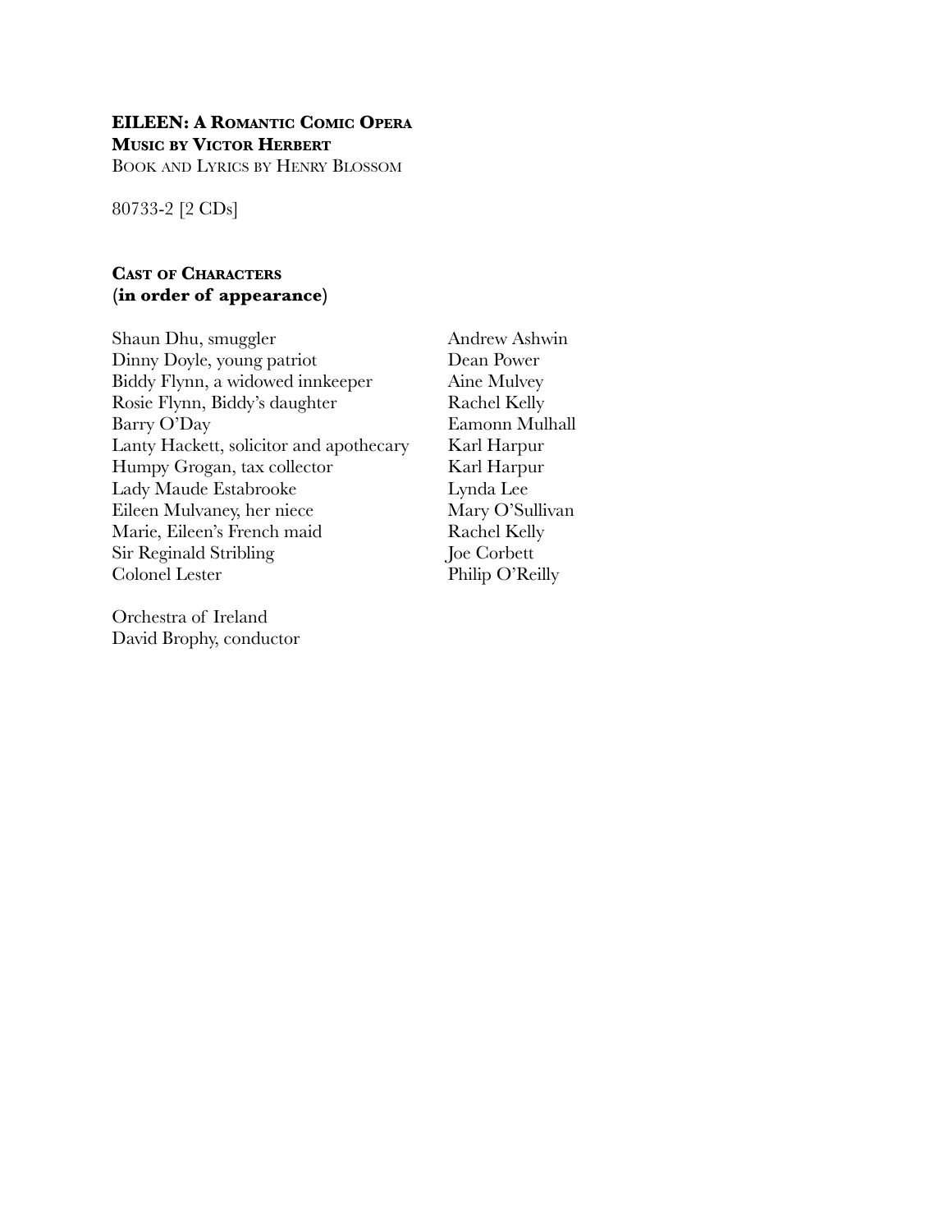**EILEEN: A Romantic Comic Opera**
**Music by Victor Herbert**
Book and Lyrics by Henry Blossom

80733-2 [2 CDs]

**Cast of Characters**
**(in order of appearance)**

| | |
|---|---|
| Shaun Dhu, smuggler | Andrew Ashwin |
| Dinny Doyle, young patriot | Dean Power |
| Biddy Flynn, a widowed innkeeper | Aine Mulvey |
| Rosie Flynn, Biddy's daughter | Rachel Kelly |
| Barry O'Day | Eamonn Mulhall |
| Lanty Hackett, solicitor and apothecary | Karl Harpur |
| Humpy Grogan, tax collector | Karl Harpur |
| Lady Maude Estabrooke | Lynda Lee |
| Eileen Mulvaney, her niece | Mary O'Sullivan |
| Marie, Eileen's French maid | Rachel Kelly |
| Sir Reginald Stribling | Joe Corbett |
| Colonel Lester | Philip O'Reilly |

Orchestra of Ireland
David Brophy, conductor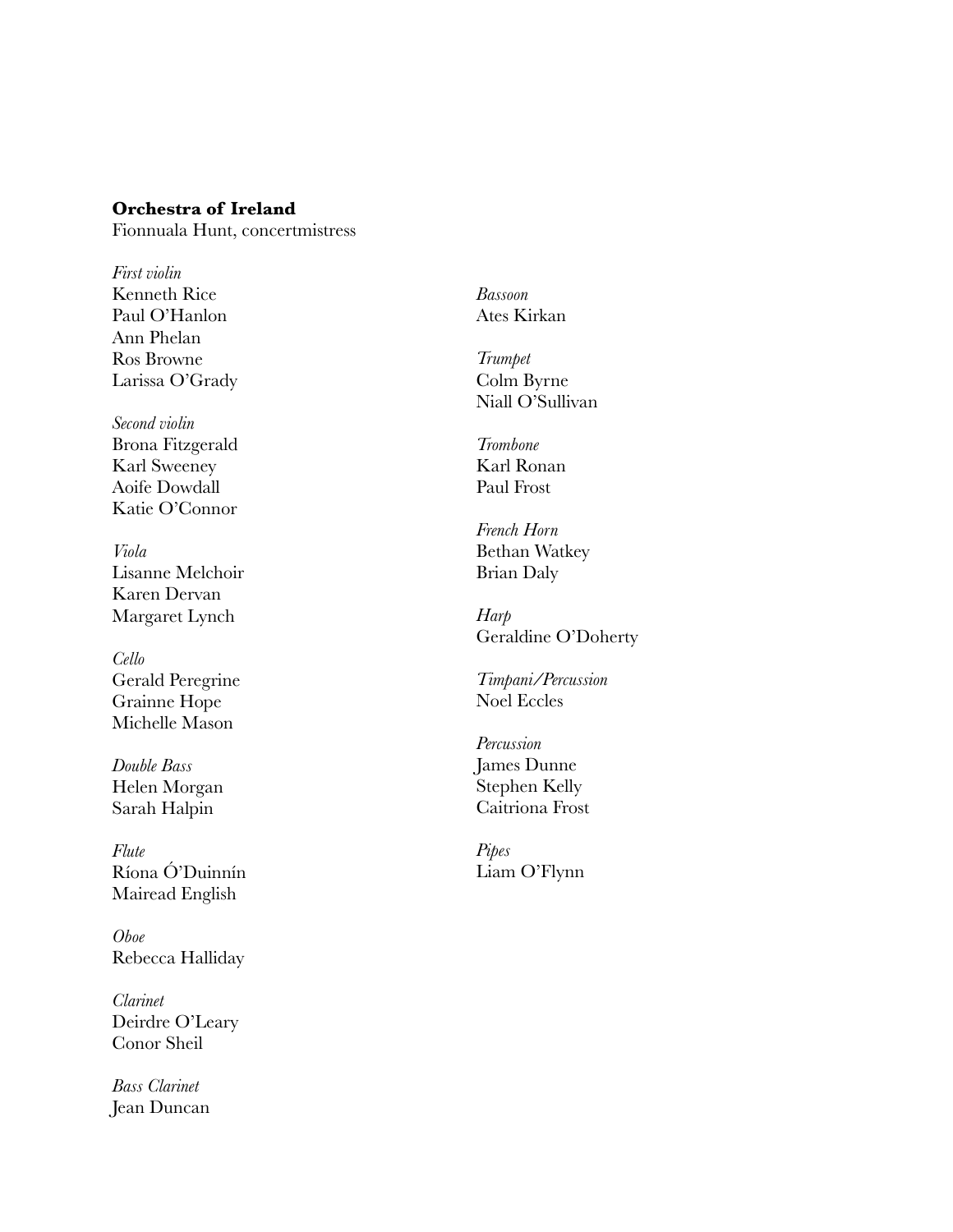**Orchestra of Ireland**
Fionnuala Hunt, concertmistress

*First violin*
Kenneth Rice
Paul O'Hanlon
Ann Phelan
Ros Browne
Larissa O'Grady

*Second violin*
Brona Fitzgerald
Karl Sweeney
Aoife Dowdall
Katie O'Connor

*Viola*
Lisanne Melchoir
Karen Dervan
Margaret Lynch

*Cello*
Gerald Peregrine
Grainne Hope
Michelle Mason

*Double Bass*
Helen Morgan
Sarah Halpin

*Flute*
Ríona Ó'Duinnín
Mairead English

*Oboe*
Rebecca Halliday

*Clarinet*
Deirdre O'Leary
Conor Sheil

*Bass Clarinet*
Jean Duncan

*Bassoon*
Ates Kirkan

*Trumpet*
Colm Byrne
Niall O'Sullivan

*Trombone*
Karl Ronan
Paul Frost

*French Horn*
Bethan Watkey
Brian Daly

*Harp*
Geraldine O'Doherty

*Timpani/Percussion*
Noel Eccles

*Percussion*
James Dunne
Stephen Kelly
Caitriona Frost

*Pipes*
Liam O'Flynn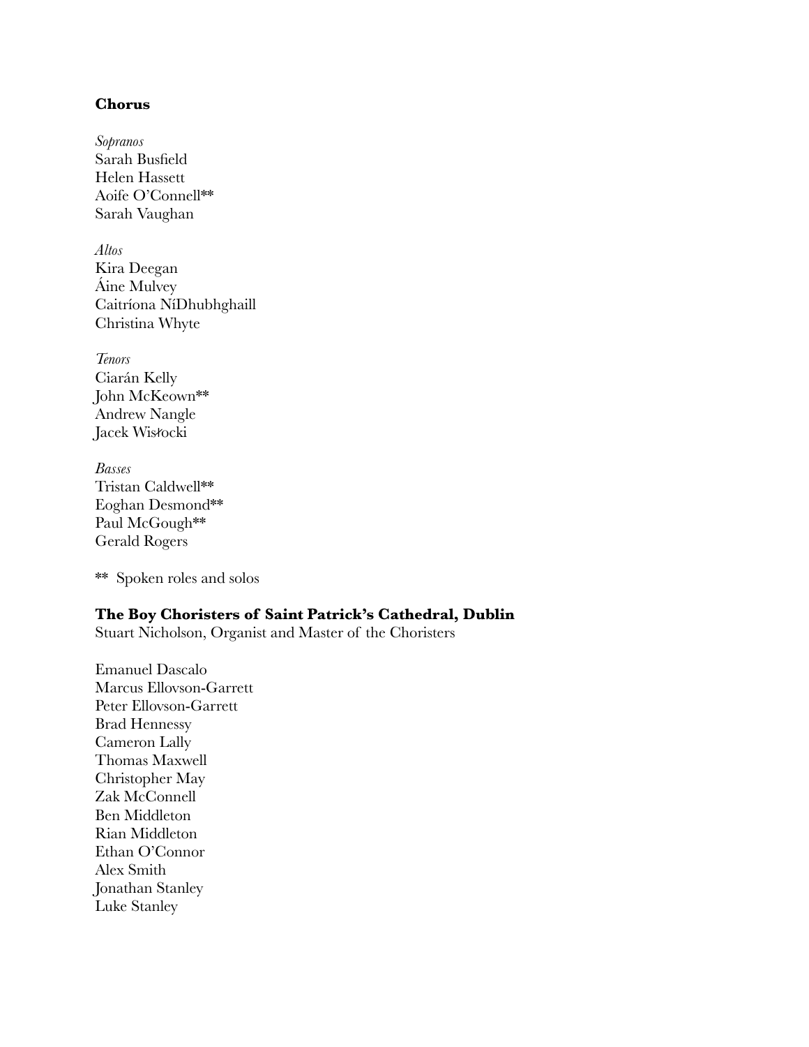**Chorus**

*Sopranos*
Sarah Busfield
Helen Hassett
Aoife O'Connell**
Sarah Vaughan

*Altos*
Kira Deegan
Áine Mulvey
Caitríona NíDhubhghaill
Christina Whyte

*Tenors*
Ciarán Kelly
John McKeown**
Andrew Nangle
Jacek Wisłocki

*Basses*
Tristan Caldwell**
Eoghan Desmond**
Paul McGough**
Gerald Rogers

** Spoken roles and solos

**The Boy Choristers of Saint Patrick's Cathedral, Dublin**
Stuart Nicholson, Organist and Master of the Choristers

Emanuel Dascalo
Marcus Ellovson-Garrett
Peter Ellovson-Garrett
Brad Hennessy
Cameron Lally
Thomas Maxwell
Christopher May
Zak McConnell
Ben Middleton
Rian Middleton
Ethan O'Connor
Alex Smith
Jonathan Stanley
Luke Stanley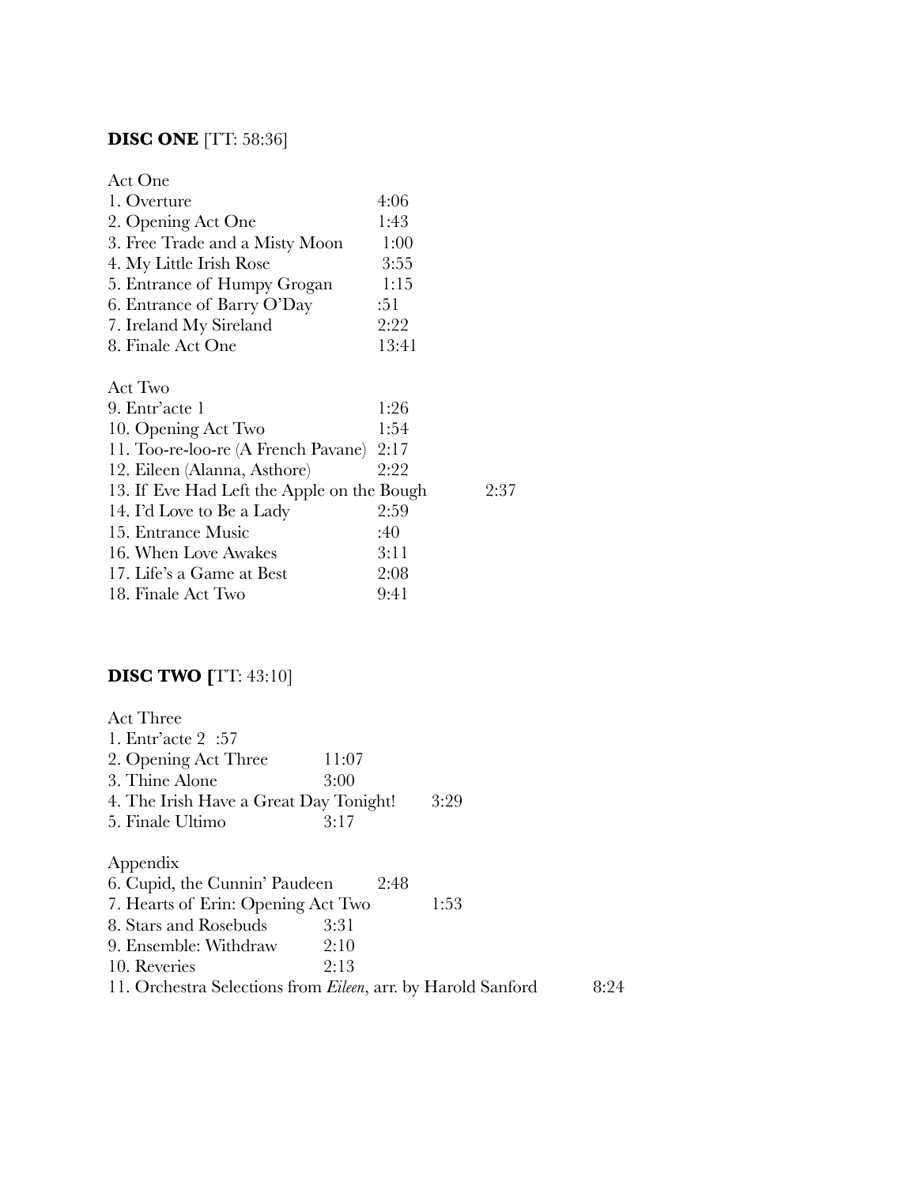**DISC ONE** [TT: 58:36]

Act One

1. Overture 4:06
2. Opening Act One 1:43
3. Free Trade and a Misty Moon 1:00
4. My Little Irish Rose 3:55
5. Entrance of Humpy Grogan 1:15
6. Entrance of Barry O'Day :51
7. Ireland My Sireland 2:22
8. Finale Act One 13:41

Act Two

9. Entr'acte 1 1:26
10. Opening Act Two 1:54
11. Too-re-loo-re (A French Pavane) 2:17
12. Eileen (Alanna, Asthore) 2:22
13. If Eve Had Left the Apple on the Bough 2:37
14. I'd Love to Be a Lady 2:59
15. Entrance Music :40
16. When Love Awakes 3:11
17. Life's a Game at Best 2:08
18. Finale Act Two 9:41

**DISC TWO [**TT: 43:10]

Act Three

1. Entr'acte 2 :57
2. Opening Act Three 11:07
3. Thine Alone 3:00
4. The Irish Have a Great Day Tonight! 3:29
5. Finale Ultimo 3:17

Appendix

6. Cupid, the Cunnin' Paudeen 2:48
7. Hearts of Erin: Opening Act Two 1:53
8. Stars and Rosebuds 3:31
9. Ensemble: Withdraw 2:10
10. Reveries 2:13
11. Orchestra Selections from *Eileen*, arr. by Harold Sanford 8:24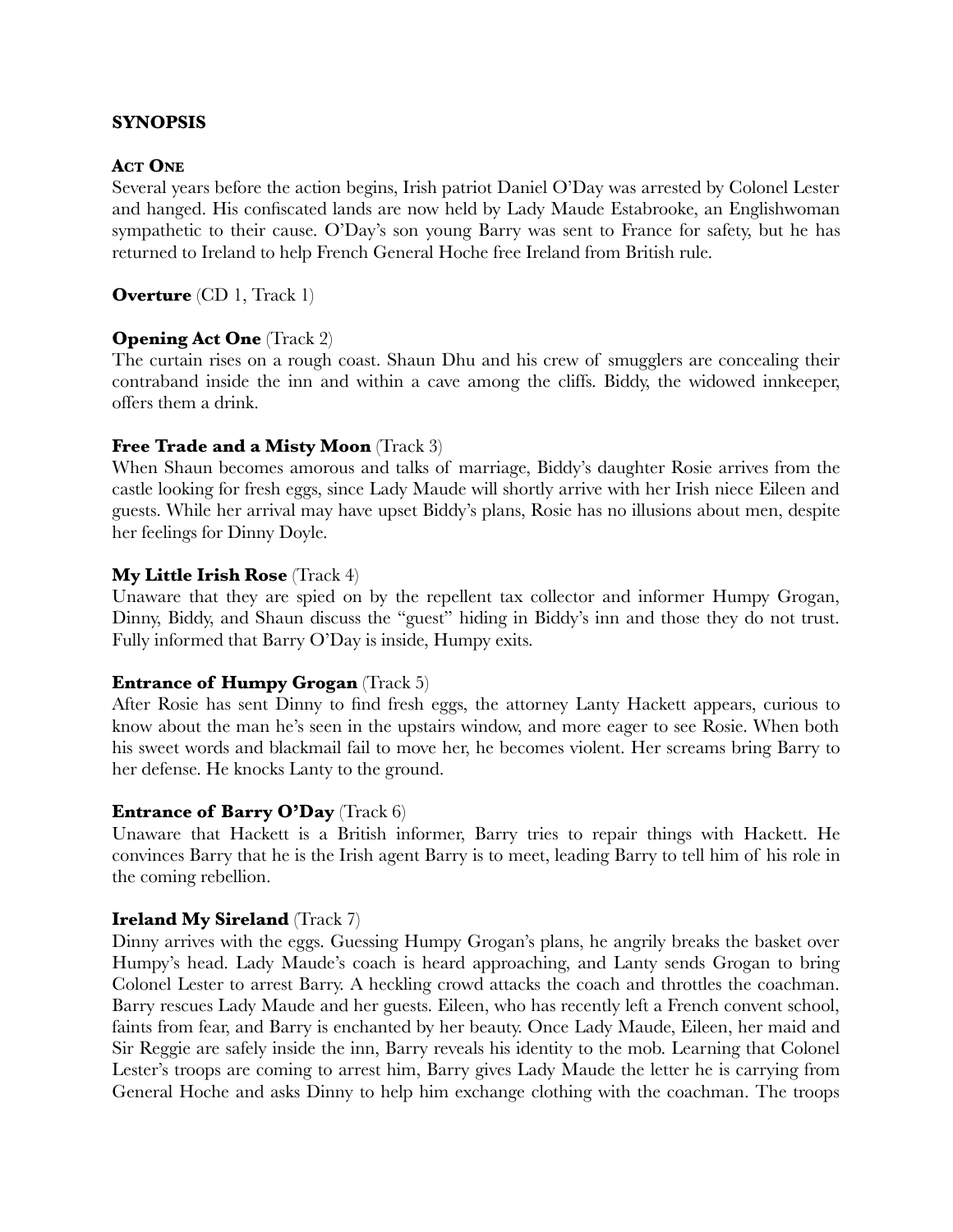## SYNOPSIS

### ACT ONE

Several years before the action begins, Irish patriot Daniel O'Day was arrested by Colonel Lester and hanged. His confiscated lands are now held by Lady Maude Estabrooke, an Englishwoman sympathetic to their cause. O'Day's son young Barry was sent to France for safety, but he has returned to Ireland to help French General Hoche free Ireland from British rule.

**Overture** (CD 1, Track 1)

**Opening Act One** (Track 2)
The curtain rises on a rough coast. Shaun Dhu and his crew of smugglers are concealing their contraband inside the inn and within a cave among the cliffs. Biddy, the widowed innkeeper, offers them a drink.

**Free Trade and a Misty Moon** (Track 3)
When Shaun becomes amorous and talks of marriage, Biddy's daughter Rosie arrives from the castle looking for fresh eggs, since Lady Maude will shortly arrive with her Irish niece Eileen and guests. While her arrival may have upset Biddy's plans, Rosie has no illusions about men, despite her feelings for Dinny Doyle.

**My Little Irish Rose** (Track 4)
Unaware that they are spied on by the repellent tax collector and informer Humpy Grogan, Dinny, Biddy, and Shaun discuss the "guest" hiding in Biddy's inn and those they do not trust. Fully informed that Barry O'Day is inside, Humpy exits.

**Entrance of Humpy Grogan** (Track 5)
After Rosie has sent Dinny to find fresh eggs, the attorney Lanty Hackett appears, curious to know about the man he's seen in the upstairs window, and more eager to see Rosie. When both his sweet words and blackmail fail to move her, he becomes violent. Her screams bring Barry to her defense. He knocks Lanty to the ground.

**Entrance of Barry O'Day** (Track 6)
Unaware that Hackett is a British informer, Barry tries to repair things with Hackett. He convinces Barry that he is the Irish agent Barry is to meet, leading Barry to tell him of his role in the coming rebellion.

**Ireland My Sireland** (Track 7)
Dinny arrives with the eggs. Guessing Humpy Grogan's plans, he angrily breaks the basket over Humpy's head. Lady Maude's coach is heard approaching, and Lanty sends Grogan to bring Colonel Lester to arrest Barry. A heckling crowd attacks the coach and throttles the coachman. Barry rescues Lady Maude and her guests. Eileen, who has recently left a French convent school, faints from fear, and Barry is enchanted by her beauty. Once Lady Maude, Eileen, her maid and Sir Reggie are safely inside the inn, Barry reveals his identity to the mob. Learning that Colonel Lester's troops are coming to arrest him, Barry gives Lady Maude the letter he is carrying from General Hoche and asks Dinny to help him exchange clothing with the coachman. The troops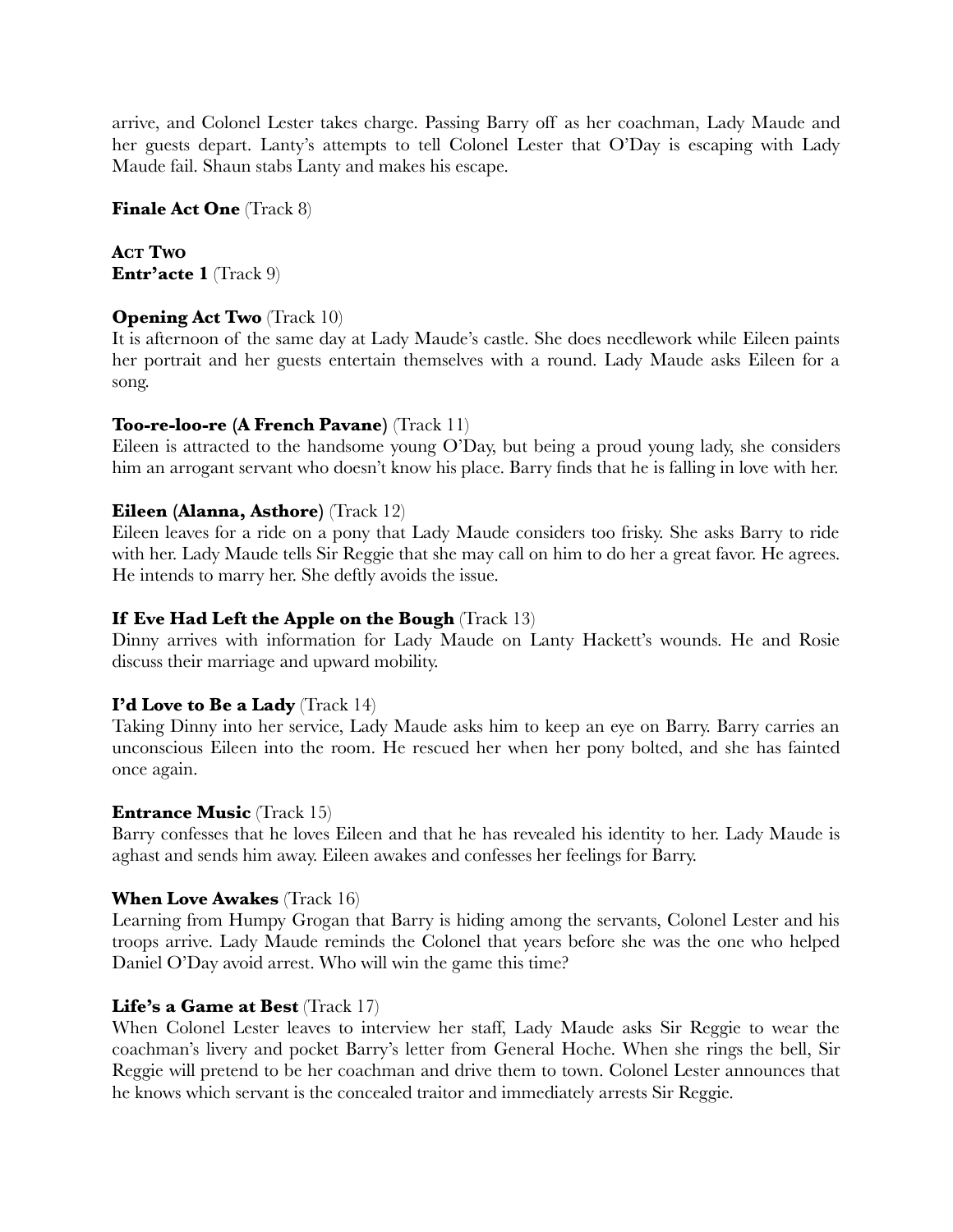arrive, and Colonel Lester takes charge. Passing Barry off as her coachman, Lady Maude and her guests depart. Lanty's attempts to tell Colonel Lester that O'Day is escaping with Lady Maude fail. Shaun stabs Lanty and makes his escape.

**Finale Act One** (Track 8)

**ACT TWO**
**Entr'acte 1** (Track 9)

**Opening Act Two** (Track 10)
It is afternoon of the same day at Lady Maude's castle. She does needlework while Eileen paints her portrait and her guests entertain themselves with a round. Lady Maude asks Eileen for a song.

**Too-re-loo-re (A French Pavane)** (Track 11)
Eileen is attracted to the handsome young O'Day, but being a proud young lady, she considers him an arrogant servant who doesn't know his place. Barry finds that he is falling in love with her.

**Eileen (Alanna, Asthore)** (Track 12)
Eileen leaves for a ride on a pony that Lady Maude considers too frisky. She asks Barry to ride with her. Lady Maude tells Sir Reggie that she may call on him to do her a great favor. He agrees. He intends to marry her. She deftly avoids the issue.

**If Eve Had Left the Apple on the Bough** (Track 13)
Dinny arrives with information for Lady Maude on Lanty Hackett's wounds. He and Rosie discuss their marriage and upward mobility.

**I'd Love to Be a Lady** (Track 14)
Taking Dinny into her service, Lady Maude asks him to keep an eye on Barry. Barry carries an unconscious Eileen into the room. He rescued her when her pony bolted, and she has fainted once again.

**Entrance Music** (Track 15)
Barry confesses that he loves Eileen and that he has revealed his identity to her. Lady Maude is aghast and sends him away. Eileen awakes and confesses her feelings for Barry.

**When Love Awakes** (Track 16)
Learning from Humpy Grogan that Barry is hiding among the servants, Colonel Lester and his troops arrive. Lady Maude reminds the Colonel that years before she was the one who helped Daniel O'Day avoid arrest. Who will win the game this time?

**Life's a Game at Best** (Track 17)
When Colonel Lester leaves to interview her staff, Lady Maude asks Sir Reggie to wear the coachman's livery and pocket Barry's letter from General Hoche. When she rings the bell, Sir Reggie will pretend to be her coachman and drive them to town. Colonel Lester announces that he knows which servant is the concealed traitor and immediately arrests Sir Reggie.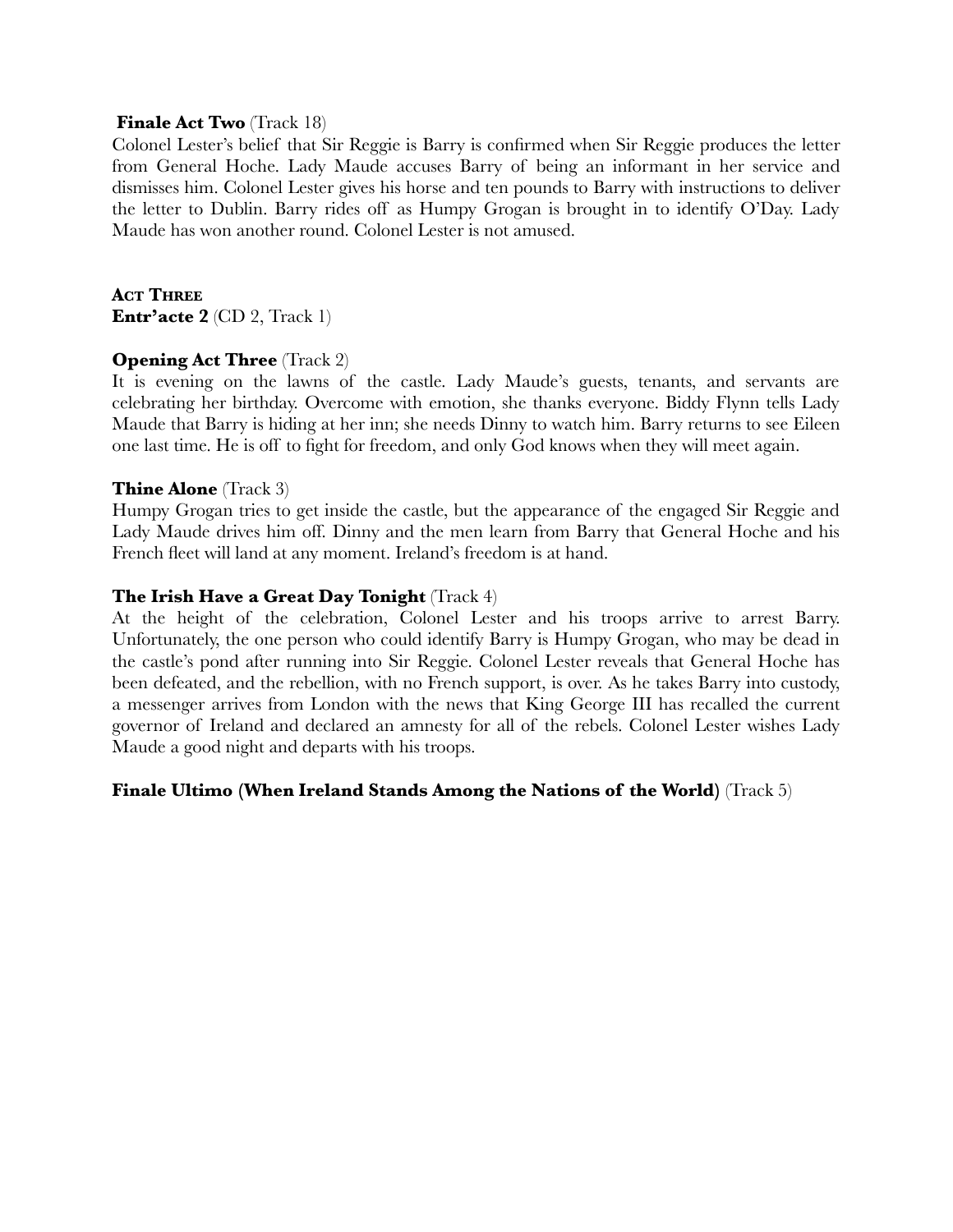**Finale Act Two** (Track 18)

Colonel Lester's belief that Sir Reggie is Barry is confirmed when Sir Reggie produces the letter from General Hoche. Lady Maude accuses Barry of being an informant in her service and dismisses him. Colonel Lester gives his horse and ten pounds to Barry with instructions to deliver the letter to Dublin. Barry rides off as Humpy Grogan is brought in to identify O'Day. Lady Maude has won another round. Colonel Lester is not amused.

## Act Three

**Entr'acte 2** (CD 2, Track 1)

**Opening Act Three** (Track 2)

It is evening on the lawns of the castle. Lady Maude's guests, tenants, and servants are celebrating her birthday. Overcome with emotion, she thanks everyone. Biddy Flynn tells Lady Maude that Barry is hiding at her inn; she needs Dinny to watch him. Barry returns to see Eileen one last time. He is off to fight for freedom, and only God knows when they will meet again.

**Thine Alone** (Track 3)

Humpy Grogan tries to get inside the castle, but the appearance of the engaged Sir Reggie and Lady Maude drives him off. Dinny and the men learn from Barry that General Hoche and his French fleet will land at any moment. Ireland's freedom is at hand.

**The Irish Have a Great Day Tonight** (Track 4)

At the height of the celebration, Colonel Lester and his troops arrive to arrest Barry. Unfortunately, the one person who could identify Barry is Humpy Grogan, who may be dead in the castle's pond after running into Sir Reggie. Colonel Lester reveals that General Hoche has been defeated, and the rebellion, with no French support, is over. As he takes Barry into custody, a messenger arrives from London with the news that King George III has recalled the current governor of Ireland and declared an amnesty for all of the rebels. Colonel Lester wishes Lady Maude a good night and departs with his troops.

**Finale Ultimo (When Ireland Stands Among the Nations of the World)** (Track 5)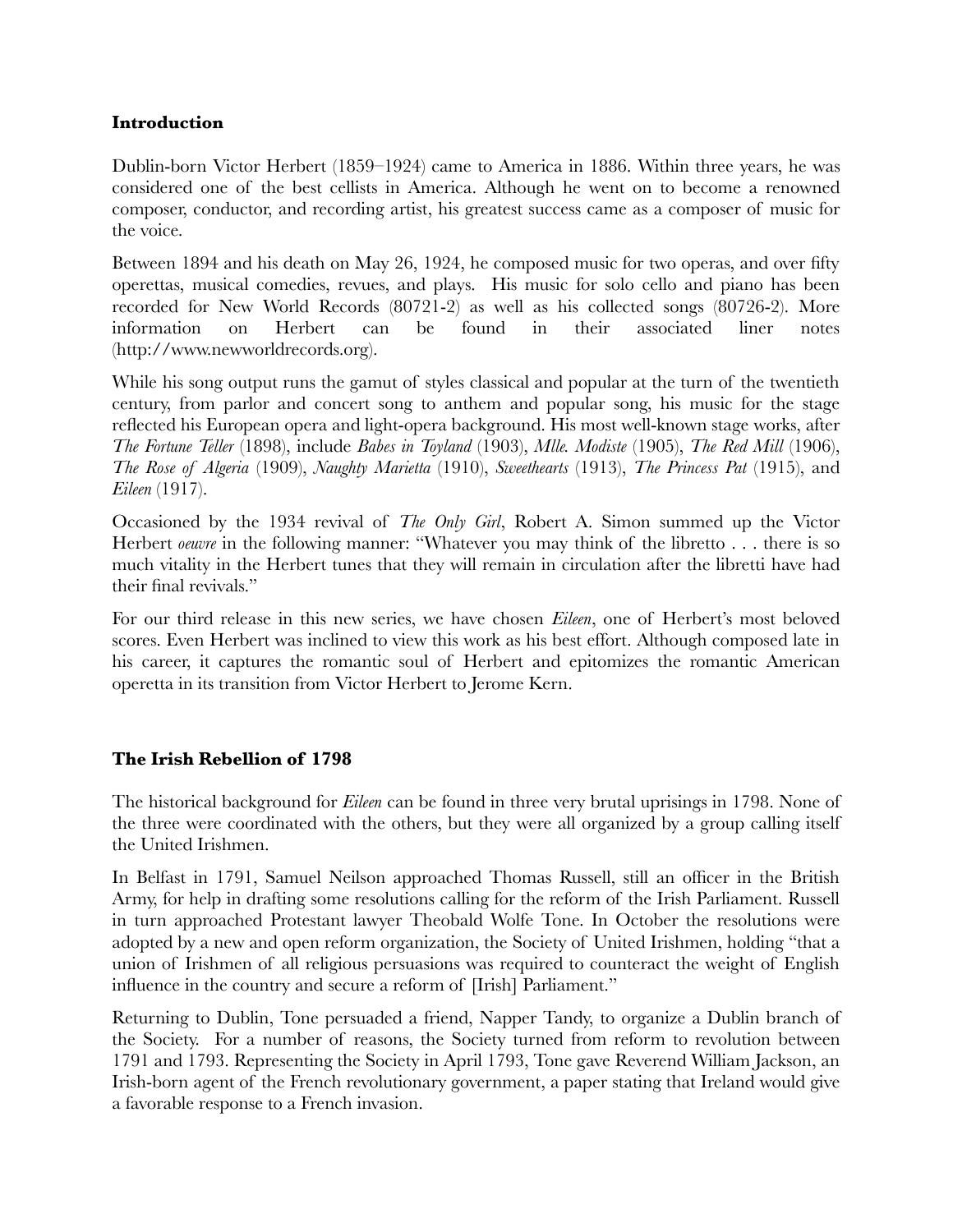## Introduction

Dublin-born Victor Herbert (1859–1924) came to America in 1886. Within three years, he was considered one of the best cellists in America. Although he went on to become a renowned composer, conductor, and recording artist, his greatest success came as a composer of music for the voice.

Between 1894 and his death on May 26, 1924, he composed music for two operas, and over fifty operettas, musical comedies, revues, and plays. His music for solo cello and piano has been recorded for New World Records (80721-2) as well as his collected songs (80726-2). More information on Herbert can be found in their associated liner notes (http://www.newworldrecords.org).

While his song output runs the gamut of styles classical and popular at the turn of the twentieth century, from parlor and concert song to anthem and popular song, his music for the stage reflected his European opera and light-opera background. His most well-known stage works, after *The Fortune Teller* (1898), include *Babes in Toyland* (1903), *Mlle. Modiste* (1905), *The Red Mill* (1906), *The Rose of Algeria* (1909), *Naughty Marietta* (1910), *Sweethearts* (1913), *The Princess Pat* (1915), and *Eileen* (1917).

Occasioned by the 1934 revival of *The Only Girl*, Robert A. Simon summed up the Victor Herbert *oeuvre* in the following manner: "Whatever you may think of the libretto . . . there is so much vitality in the Herbert tunes that they will remain in circulation after the libretti have had their final revivals."

For our third release in this new series, we have chosen *Eileen*, one of Herbert's most beloved scores. Even Herbert was inclined to view this work as his best effort. Although composed late in his career, it captures the romantic soul of Herbert and epitomizes the romantic American operetta in its transition from Victor Herbert to Jerome Kern.

## The Irish Rebellion of 1798

The historical background for *Eileen* can be found in three very brutal uprisings in 1798. None of the three were coordinated with the others, but they were all organized by a group calling itself the United Irishmen.

In Belfast in 1791, Samuel Neilson approached Thomas Russell, still an officer in the British Army, for help in drafting some resolutions calling for the reform of the Irish Parliament. Russell in turn approached Protestant lawyer Theobald Wolfe Tone. In October the resolutions were adopted by a new and open reform organization, the Society of United Irishmen, holding "that a union of Irishmen of all religious persuasions was required to counteract the weight of English influence in the country and secure a reform of [Irish] Parliament."

Returning to Dublin, Tone persuaded a friend, Napper Tandy, to organize a Dublin branch of the Society. For a number of reasons, the Society turned from reform to revolution between 1791 and 1793. Representing the Society in April 1793, Tone gave Reverend William Jackson, an Irish-born agent of the French revolutionary government, a paper stating that Ireland would give a favorable response to a French invasion.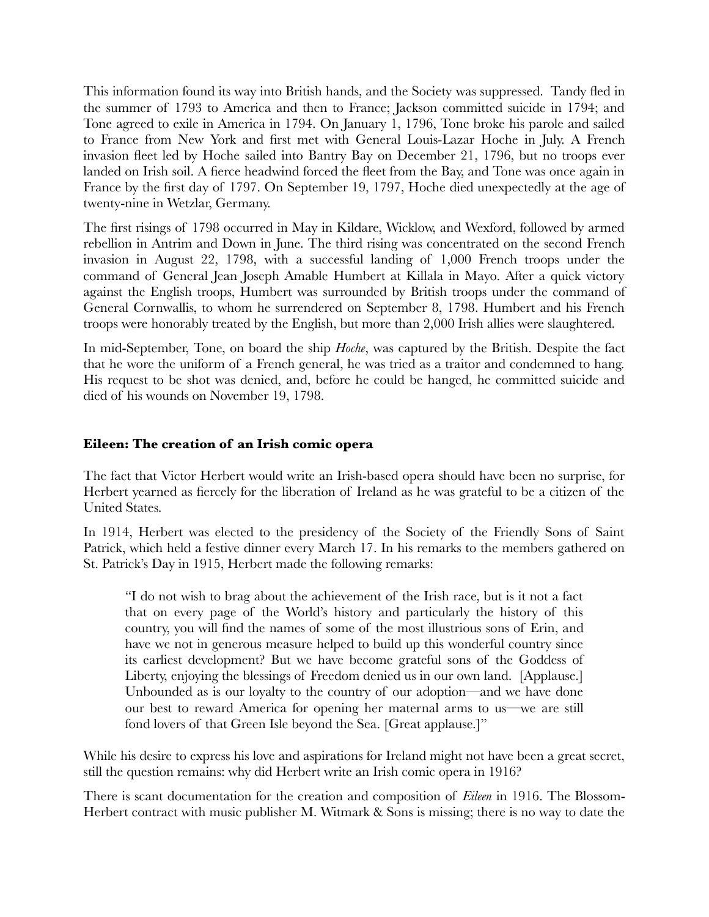This information found its way into British hands, and the Society was suppressed. Tandy fled in the summer of 1793 to America and then to France; Jackson committed suicide in 1794; and Tone agreed to exile in America in 1794. On January 1, 1796, Tone broke his parole and sailed to France from New York and first met with General Louis-Lazar Hoche in July. A French invasion fleet led by Hoche sailed into Bantry Bay on December 21, 1796, but no troops ever landed on Irish soil. A fierce headwind forced the fleet from the Bay, and Tone was once again in France by the first day of 1797. On September 19, 1797, Hoche died unexpectedly at the age of twenty-nine in Wetzlar, Germany.

The first risings of 1798 occurred in May in Kildare, Wicklow, and Wexford, followed by armed rebellion in Antrim and Down in June. The third rising was concentrated on the second French invasion in August 22, 1798, with a successful landing of 1,000 French troops under the command of General Jean Joseph Amable Humbert at Killala in Mayo. After a quick victory against the English troops, Humbert was surrounded by British troops under the command of General Cornwallis, to whom he surrendered on September 8, 1798. Humbert and his French troops were honorably treated by the English, but more than 2,000 Irish allies were slaughtered.

In mid-September, Tone, on board the ship *Hoche*, was captured by the British. Despite the fact that he wore the uniform of a French general, he was tried as a traitor and condemned to hang. His request to be shot was denied, and, before he could be hanged, he committed suicide and died of his wounds on November 19, 1798.

### Eileen: The creation of an Irish comic opera

The fact that Victor Herbert would write an Irish-based opera should have been no surprise, for Herbert yearned as fiercely for the liberation of Ireland as he was grateful to be a citizen of the United States.

In 1914, Herbert was elected to the presidency of the Society of the Friendly Sons of Saint Patrick, which held a festive dinner every March 17. In his remarks to the members gathered on St. Patrick's Day in 1915, Herbert made the following remarks:

> "I do not wish to brag about the achievement of the Irish race, but is it not a fact that on every page of the World's history and particularly the history of this country, you will find the names of some of the most illustrious sons of Erin, and have we not in generous measure helped to build up this wonderful country since its earliest development? But we have become grateful sons of the Goddess of Liberty, enjoying the blessings of Freedom denied us in our own land. [Applause.] Unbounded as is our loyalty to the country of our adoption—and we have done our best to reward America for opening her maternal arms to us—we are still fond lovers of that Green Isle beyond the Sea. [Great applause.]"

While his desire to express his love and aspirations for Ireland might not have been a great secret, still the question remains: why did Herbert write an Irish comic opera in 1916?

There is scant documentation for the creation and composition of *Eileen* in 1916. The Blossom-Herbert contract with music publisher M. Witmark & Sons is missing; there is no way to date the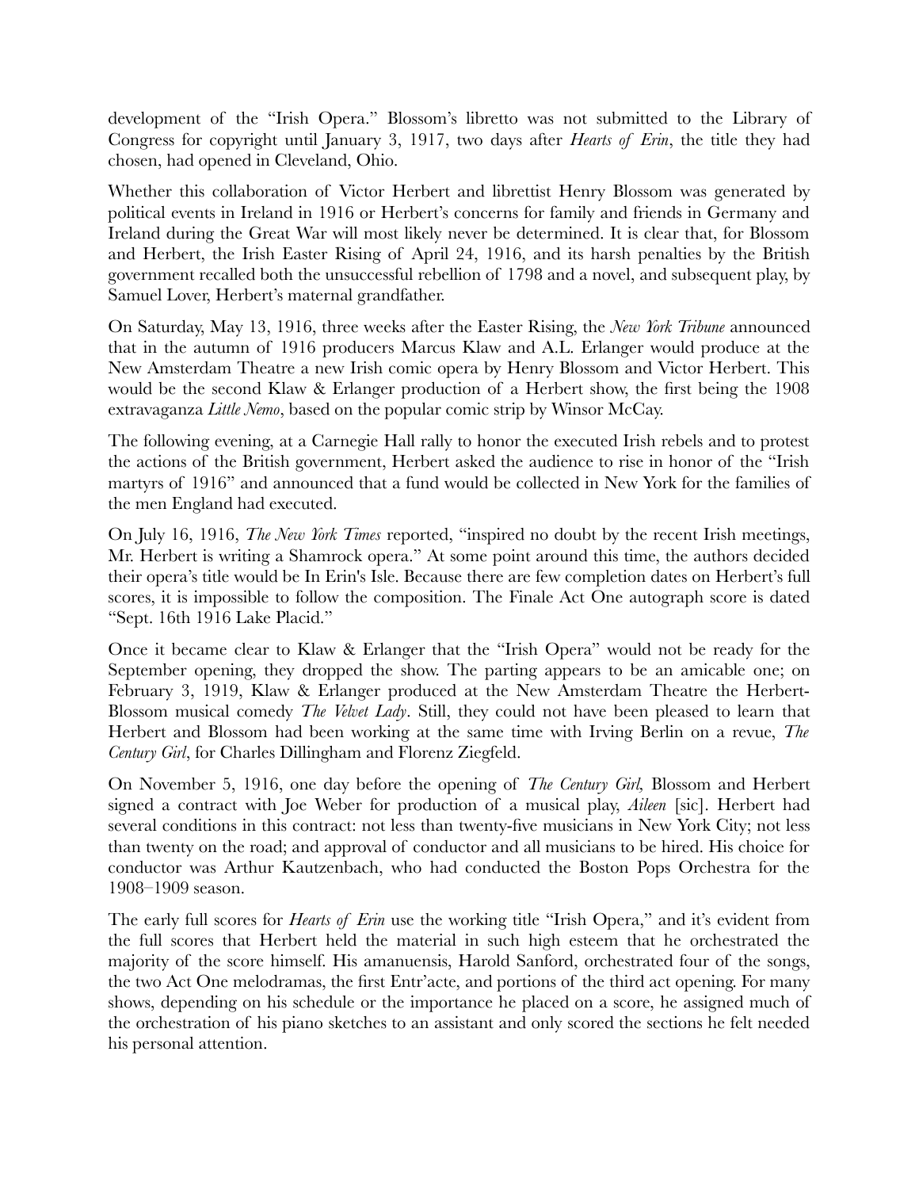development of the "Irish Opera." Blossom's libretto was not submitted to the Library of Congress for copyright until January 3, 1917, two days after *Hearts of Erin*, the title they had chosen, had opened in Cleveland, Ohio.

Whether this collaboration of Victor Herbert and librettist Henry Blossom was generated by political events in Ireland in 1916 or Herbert's concerns for family and friends in Germany and Ireland during the Great War will most likely never be determined. It is clear that, for Blossom and Herbert, the Irish Easter Rising of April 24, 1916, and its harsh penalties by the British government recalled both the unsuccessful rebellion of 1798 and a novel, and subsequent play, by Samuel Lover, Herbert's maternal grandfather.

On Saturday, May 13, 1916, three weeks after the Easter Rising, the *New York Tribune* announced that in the autumn of 1916 producers Marcus Klaw and A.L. Erlanger would produce at the New Amsterdam Theatre a new Irish comic opera by Henry Blossom and Victor Herbert. This would be the second Klaw & Erlanger production of a Herbert show, the first being the 1908 extravaganza *Little Nemo*, based on the popular comic strip by Winsor McCay.

The following evening, at a Carnegie Hall rally to honor the executed Irish rebels and to protest the actions of the British government, Herbert asked the audience to rise in honor of the "Irish martyrs of 1916" and announced that a fund would be collected in New York for the families of the men England had executed.

On July 16, 1916, *The New York Times* reported, "inspired no doubt by the recent Irish meetings, Mr. Herbert is writing a Shamrock opera." At some point around this time, the authors decided their opera's title would be In Erin's Isle. Because there are few completion dates on Herbert's full scores, it is impossible to follow the composition. The Finale Act One autograph score is dated "Sept. 16th 1916 Lake Placid."

Once it became clear to Klaw & Erlanger that the "Irish Opera" would not be ready for the September opening, they dropped the show. The parting appears to be an amicable one; on February 3, 1919, Klaw & Erlanger produced at the New Amsterdam Theatre the Herbert-Blossom musical comedy *The Velvet Lady*. Still, they could not have been pleased to learn that Herbert and Blossom had been working at the same time with Irving Berlin on a revue, *The Century Girl*, for Charles Dillingham and Florenz Ziegfeld.

On November 5, 1916, one day before the opening of *The Century Girl,* Blossom and Herbert signed a contract with Joe Weber for production of a musical play, *Aileen* [sic]. Herbert had several conditions in this contract: not less than twenty-five musicians in New York City; not less than twenty on the road; and approval of conductor and all musicians to be hired. His choice for conductor was Arthur Kautzenbach, who had conducted the Boston Pops Orchestra for the 1908–1909 season.

The early full scores for *Hearts of Erin* use the working title "Irish Opera," and it's evident from the full scores that Herbert held the material in such high esteem that he orchestrated the majority of the score himself. His amanuensis, Harold Sanford, orchestrated four of the songs, the two Act One melodramas, the first Entr'acte, and portions of the third act opening. For many shows, depending on his schedule or the importance he placed on a score, he assigned much of the orchestration of his piano sketches to an assistant and only scored the sections he felt needed his personal attention.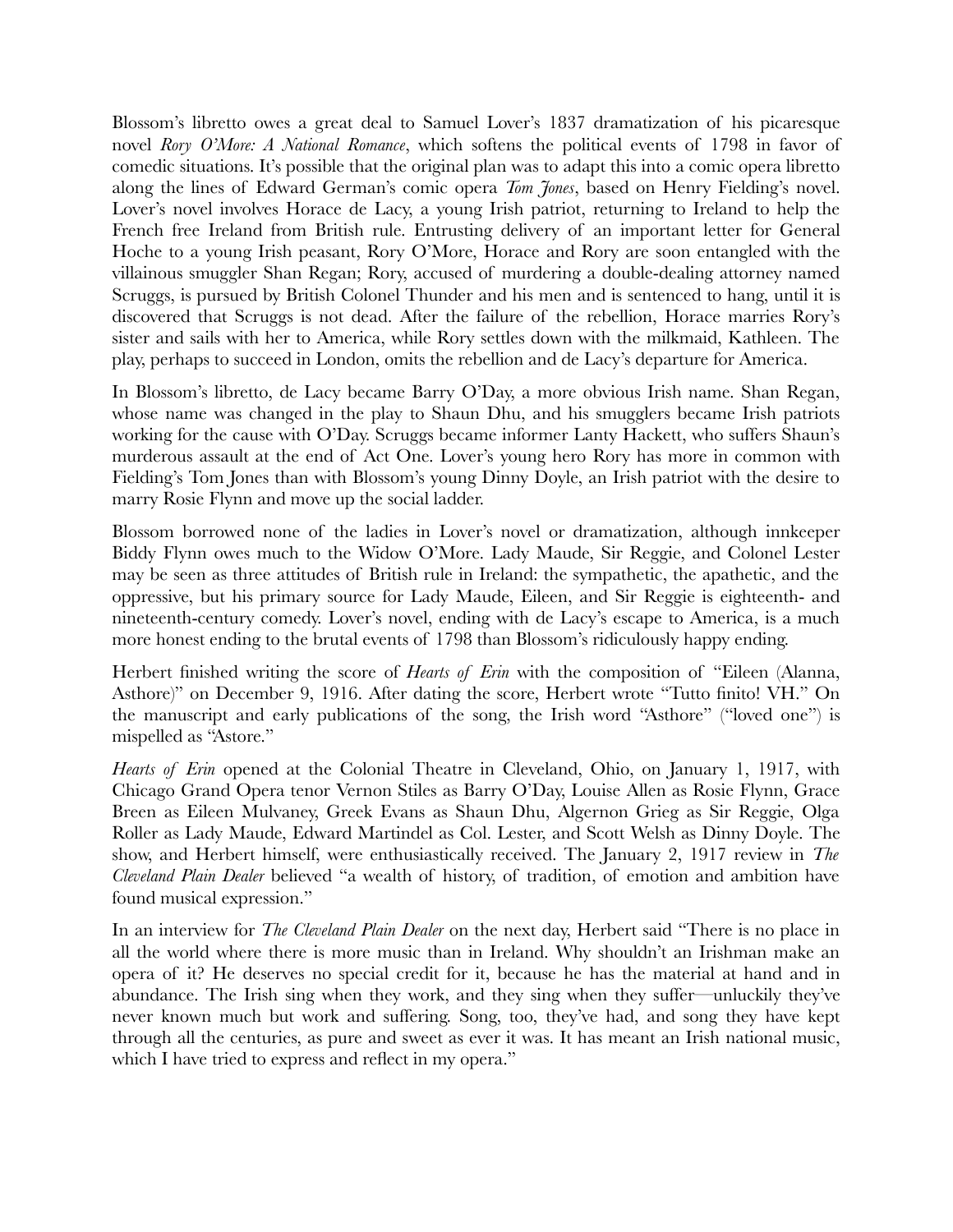Blossom's libretto owes a great deal to Samuel Lover's 1837 dramatization of his picaresque novel *Rory O'More: A National Romance*, which softens the political events of 1798 in favor of comedic situations. It's possible that the original plan was to adapt this into a comic opera libretto along the lines of Edward German's comic opera *Tom Jones*, based on Henry Fielding's novel. Lover's novel involves Horace de Lacy, a young Irish patriot, returning to Ireland to help the French free Ireland from British rule. Entrusting delivery of an important letter for General Hoche to a young Irish peasant, Rory O'More, Horace and Rory are soon entangled with the villainous smuggler Shan Regan; Rory, accused of murdering a double-dealing attorney named Scruggs, is pursued by British Colonel Thunder and his men and is sentenced to hang, until it is discovered that Scruggs is not dead. After the failure of the rebellion, Horace marries Rory's sister and sails with her to America, while Rory settles down with the milkmaid, Kathleen. The play, perhaps to succeed in London, omits the rebellion and de Lacy's departure for America.

In Blossom's libretto, de Lacy became Barry O'Day, a more obvious Irish name. Shan Regan, whose name was changed in the play to Shaun Dhu, and his smugglers became Irish patriots working for the cause with O'Day. Scruggs became informer Lanty Hackett, who suffers Shaun's murderous assault at the end of Act One. Lover's young hero Rory has more in common with Fielding's Tom Jones than with Blossom's young Dinny Doyle, an Irish patriot with the desire to marry Rosie Flynn and move up the social ladder.

Blossom borrowed none of the ladies in Lover's novel or dramatization, although innkeeper Biddy Flynn owes much to the Widow O'More. Lady Maude, Sir Reggie, and Colonel Lester may be seen as three attitudes of British rule in Ireland: the sympathetic, the apathetic, and the oppressive, but his primary source for Lady Maude, Eileen, and Sir Reggie is eighteenth- and nineteenth-century comedy. Lover's novel, ending with de Lacy's escape to America, is a much more honest ending to the brutal events of 1798 than Blossom's ridiculously happy ending.

Herbert finished writing the score of *Hearts of Erin* with the composition of "Eileen (Alanna, Asthore)" on December 9, 1916. After dating the score, Herbert wrote "Tutto finito! VH." On the manuscript and early publications of the song, the Irish word "Asthore" ("loved one") is mispelled as "Astore."

*Hearts of Erin* opened at the Colonial Theatre in Cleveland, Ohio, on January 1, 1917, with Chicago Grand Opera tenor Vernon Stiles as Barry O'Day, Louise Allen as Rosie Flynn, Grace Breen as Eileen Mulvaney, Greek Evans as Shaun Dhu, Algernon Grieg as Sir Reggie, Olga Roller as Lady Maude, Edward Martindel as Col. Lester, and Scott Welsh as Dinny Doyle. The show, and Herbert himself, were enthusiastically received. The January 2, 1917 review in *The Cleveland Plain Dealer* believed "a wealth of history, of tradition, of emotion and ambition have found musical expression."

In an interview for *The Cleveland Plain Dealer* on the next day, Herbert said "There is no place in all the world where there is more music than in Ireland. Why shouldn't an Irishman make an opera of it? He deserves no special credit for it, because he has the material at hand and in abundance. The Irish sing when they work, and they sing when they suffer—unluckily they've never known much but work and suffering. Song, too, they've had, and song they have kept through all the centuries, as pure and sweet as ever it was. It has meant an Irish national music, which I have tried to express and reflect in my opera."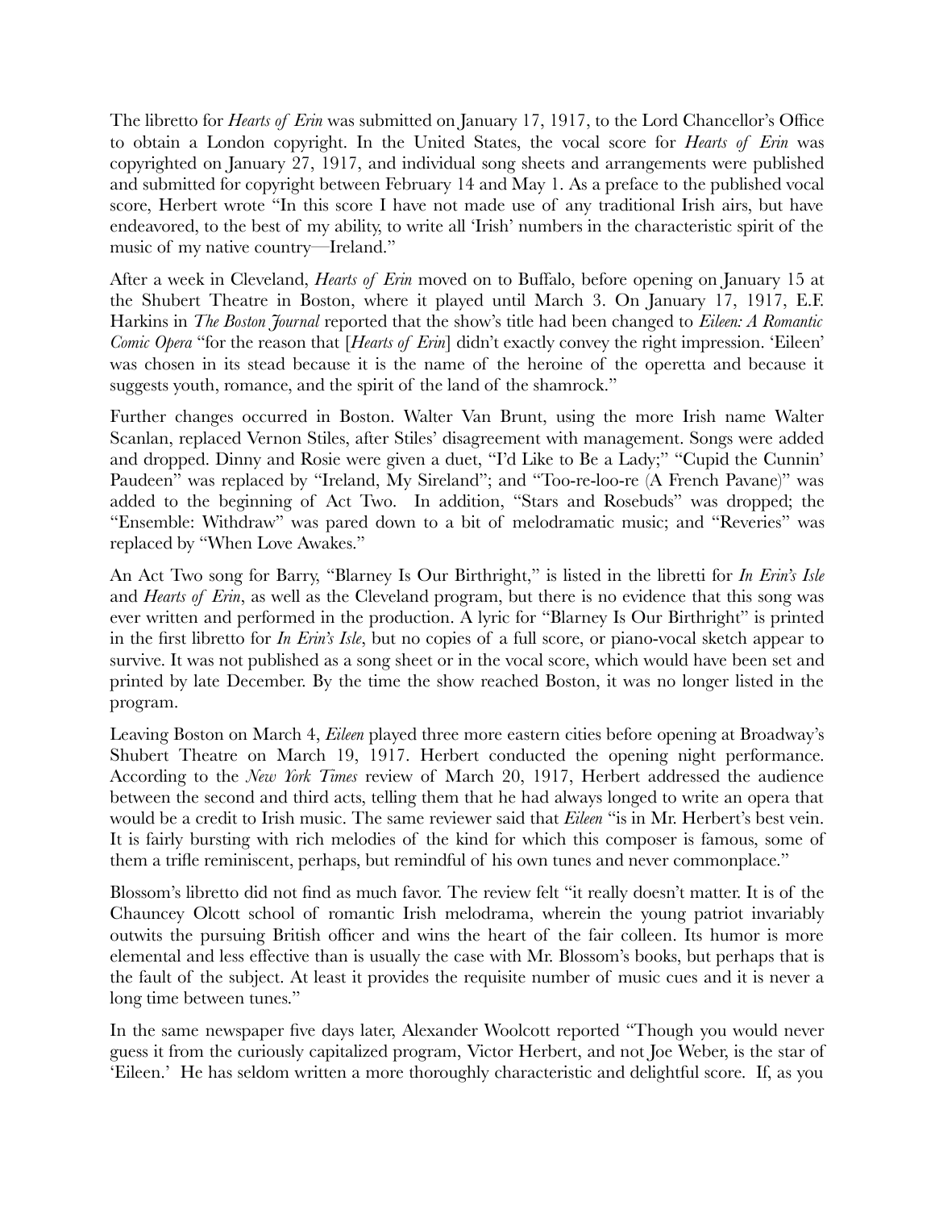The libretto for *Hearts of Erin* was submitted on January 17, 1917, to the Lord Chancellor's Office to obtain a London copyright. In the United States, the vocal score for *Hearts of Erin* was copyrighted on January 27, 1917, and individual song sheets and arrangements were published and submitted for copyright between February 14 and May 1. As a preface to the published vocal score, Herbert wrote "In this score I have not made use of any traditional Irish airs, but have endeavored, to the best of my ability, to write all 'Irish' numbers in the characteristic spirit of the music of my native country—Ireland."

After a week in Cleveland, *Hearts of Erin* moved on to Buffalo, before opening on January 15 at the Shubert Theatre in Boston, where it played until March 3. On January 17, 1917, E.F. Harkins in *The Boston Journal* reported that the show's title had been changed to *Eileen: A Romantic Comic Opera* "for the reason that [*Hearts of Erin*] didn't exactly convey the right impression. 'Eileen' was chosen in its stead because it is the name of the heroine of the operetta and because it suggests youth, romance, and the spirit of the land of the shamrock."

Further changes occurred in Boston. Walter Van Brunt, using the more Irish name Walter Scanlan, replaced Vernon Stiles, after Stiles' disagreement with management. Songs were added and dropped. Dinny and Rosie were given a duet, "I'd Like to Be a Lady;" "Cupid the Cunnin' Paudeen" was replaced by "Ireland, My Sireland"; and "Too-re-loo-re (A French Pavane)" was added to the beginning of Act Two. In addition, "Stars and Rosebuds" was dropped; the "Ensemble: Withdraw" was pared down to a bit of melodramatic music; and "Reveries" was replaced by "When Love Awakes."

An Act Two song for Barry, "Blarney Is Our Birthright," is listed in the libretti for *In Erin's Isle* and *Hearts of Erin*, as well as the Cleveland program, but there is no evidence that this song was ever written and performed in the production. A lyric for "Blarney Is Our Birthright" is printed in the first libretto for *In Erin's Isle*, but no copies of a full score, or piano-vocal sketch appear to survive. It was not published as a song sheet or in the vocal score, which would have been set and printed by late December. By the time the show reached Boston, it was no longer listed in the program.

Leaving Boston on March 4, *Eileen* played three more eastern cities before opening at Broadway's Shubert Theatre on March 19, 1917. Herbert conducted the opening night performance. According to the *New York Times* review of March 20, 1917, Herbert addressed the audience between the second and third acts, telling them that he had always longed to write an opera that would be a credit to Irish music. The same reviewer said that *Eileen* "is in Mr. Herbert's best vein. It is fairly bursting with rich melodies of the kind for which this composer is famous, some of them a trifle reminiscent, perhaps, but remindful of his own tunes and never commonplace."

Blossom's libretto did not find as much favor. The review felt "it really doesn't matter. It is of the Chauncey Olcott school of romantic Irish melodrama, wherein the young patriot invariably outwits the pursuing British officer and wins the heart of the fair colleen. Its humor is more elemental and less effective than is usually the case with Mr. Blossom's books, but perhaps that is the fault of the subject. At least it provides the requisite number of music cues and it is never a long time between tunes."

In the same newspaper five days later, Alexander Woolcott reported "Though you would never guess it from the curiously capitalized program, Victor Herbert, and not Joe Weber, is the star of 'Eileen.' He has seldom written a more thoroughly characteristic and delightful score. If, as you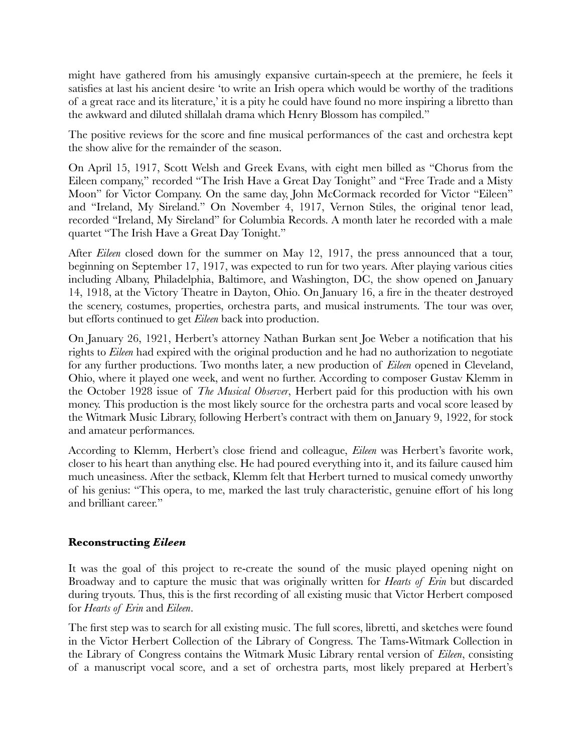might have gathered from his amusingly expansive curtain-speech at the premiere, he feels it satisfies at last his ancient desire 'to write an Irish opera which would be worthy of the traditions of a great race and its literature,' it is a pity he could have found no more inspiring a libretto than the awkward and diluted shillalah drama which Henry Blossom has compiled."

The positive reviews for the score and fine musical performances of the cast and orchestra kept the show alive for the remainder of the season.

On April 15, 1917, Scott Welsh and Greek Evans, with eight men billed as "Chorus from the Eileen company," recorded "The Irish Have a Great Day Tonight" and "Free Trade and a Misty Moon" for Victor Company. On the same day, John McCormack recorded for Victor "Eileen" and "Ireland, My Sireland." On November 4, 1917, Vernon Stiles, the original tenor lead, recorded "Ireland, My Sireland" for Columbia Records. A month later he recorded with a male quartet "The Irish Have a Great Day Tonight."

After *Eileen* closed down for the summer on May 12, 1917, the press announced that a tour, beginning on September 17, 1917, was expected to run for two years. After playing various cities including Albany, Philadelphia, Baltimore, and Washington, DC, the show opened on January 14, 1918, at the Victory Theatre in Dayton, Ohio. On January 16, a fire in the theater destroyed the scenery, costumes, properties, orchestra parts, and musical instruments. The tour was over, but efforts continued to get *Eileen* back into production.

On January 26, 1921, Herbert's attorney Nathan Burkan sent Joe Weber a notification that his rights to *Eileen* had expired with the original production and he had no authorization to negotiate for any further productions. Two months later, a new production of *Eileen* opened in Cleveland, Ohio, where it played one week, and went no further. According to composer Gustav Klemm in the October 1928 issue of *The Musical Observer*, Herbert paid for this production with his own money. This production is the most likely source for the orchestra parts and vocal score leased by the Witmark Music Library, following Herbert's contract with them on January 9, 1922, for stock and amateur performances.

According to Klemm, Herbert's close friend and colleague, *Eileen* was Herbert's favorite work, closer to his heart than anything else. He had poured everything into it, and its failure caused him much uneasiness. After the setback, Klemm felt that Herbert turned to musical comedy unworthy of his genius: "This opera, to me, marked the last truly characteristic, genuine effort of his long and brilliant career."

## Reconstructing *Eileen*

It was the goal of this project to re-create the sound of the music played opening night on Broadway and to capture the music that was originally written for *Hearts of Erin* but discarded during tryouts. Thus, this is the first recording of all existing music that Victor Herbert composed for *Hearts of Erin* and *Eileen*.

The first step was to search for all existing music. The full scores, libretti, and sketches were found in the Victor Herbert Collection of the Library of Congress. The Tams-Witmark Collection in the Library of Congress contains the Witmark Music Library rental version of *Eileen*, consisting of a manuscript vocal score, and a set of orchestra parts, most likely prepared at Herbert's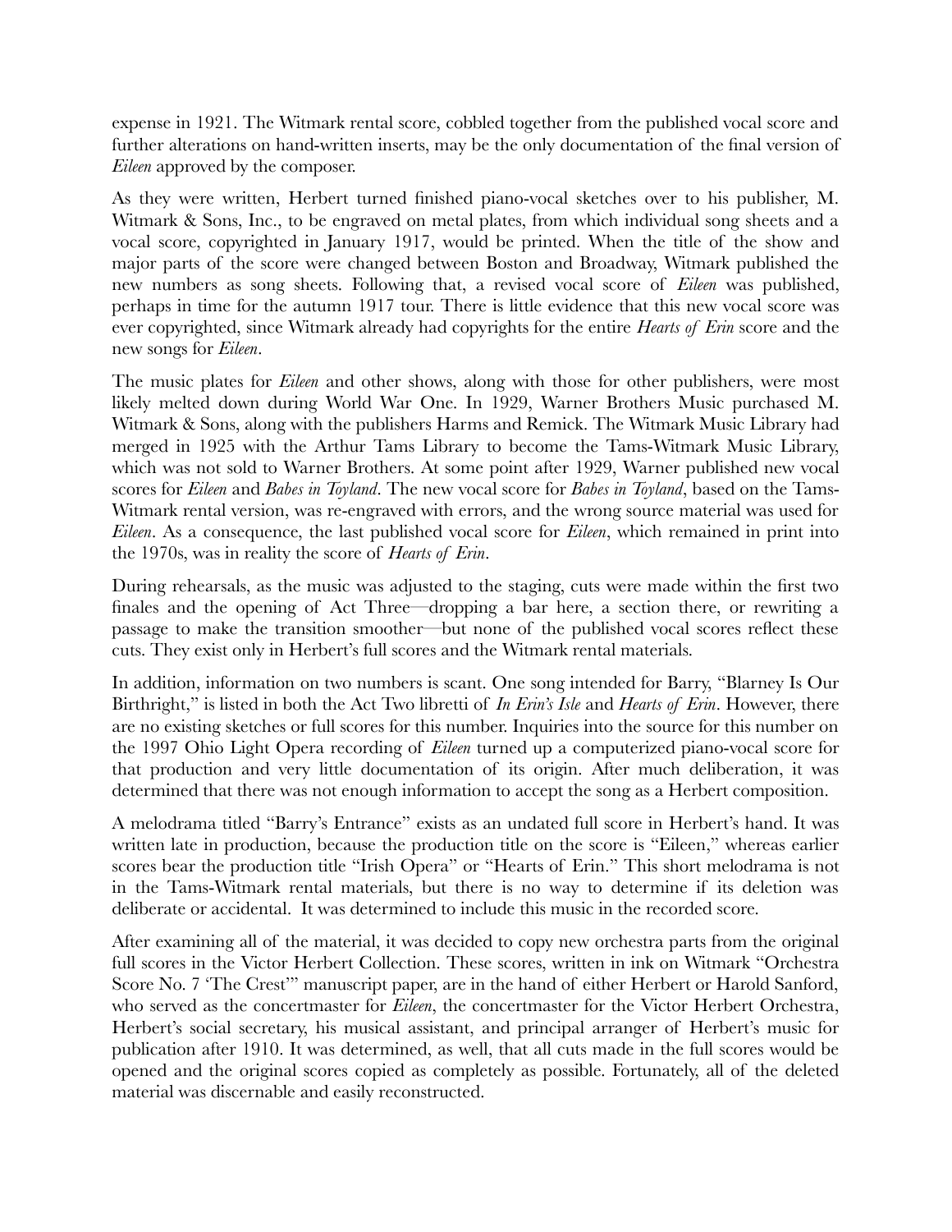expense in 1921. The Witmark rental score, cobbled together from the published vocal score and further alterations on hand-written inserts, may be the only documentation of the final version of *Eileen* approved by the composer.

As they were written, Herbert turned finished piano-vocal sketches over to his publisher, M. Witmark & Sons, Inc., to be engraved on metal plates, from which individual song sheets and a vocal score, copyrighted in January 1917, would be printed. When the title of the show and major parts of the score were changed between Boston and Broadway, Witmark published the new numbers as song sheets. Following that, a revised vocal score of *Eileen* was published, perhaps in time for the autumn 1917 tour. There is little evidence that this new vocal score was ever copyrighted, since Witmark already had copyrights for the entire *Hearts of Erin* score and the new songs for *Eileen*.

The music plates for *Eileen* and other shows, along with those for other publishers, were most likely melted down during World War One. In 1929, Warner Brothers Music purchased M. Witmark & Sons, along with the publishers Harms and Remick. The Witmark Music Library had merged in 1925 with the Arthur Tams Library to become the Tams-Witmark Music Library, which was not sold to Warner Brothers. At some point after 1929, Warner published new vocal scores for *Eileen* and *Babes in Toyland*. The new vocal score for *Babes in Toyland*, based on the Tams-Witmark rental version, was re-engraved with errors, and the wrong source material was used for *Eileen*. As a consequence, the last published vocal score for *Eileen*, which remained in print into the 1970s, was in reality the score of *Hearts of Erin*.

During rehearsals, as the music was adjusted to the staging, cuts were made within the first two finales and the opening of Act Three—dropping a bar here, a section there, or rewriting a passage to make the transition smoother—but none of the published vocal scores reflect these cuts. They exist only in Herbert's full scores and the Witmark rental materials.

In addition, information on two numbers is scant. One song intended for Barry, "Blarney Is Our Birthright," is listed in both the Act Two libretti of *In Erin's Isle* and *Hearts of Erin*. However, there are no existing sketches or full scores for this number. Inquiries into the source for this number on the 1997 Ohio Light Opera recording of *Eileen* turned up a computerized piano-vocal score for that production and very little documentation of its origin. After much deliberation, it was determined that there was not enough information to accept the song as a Herbert composition.

A melodrama titled "Barry's Entrance" exists as an undated full score in Herbert's hand. It was written late in production, because the production title on the score is "Eileen," whereas earlier scores bear the production title "Irish Opera" or "Hearts of Erin." This short melodrama is not in the Tams-Witmark rental materials, but there is no way to determine if its deletion was deliberate or accidental. It was determined to include this music in the recorded score.

After examining all of the material, it was decided to copy new orchestra parts from the original full scores in the Victor Herbert Collection. These scores, written in ink on Witmark "Orchestra Score No. 7 'The Crest'" manuscript paper, are in the hand of either Herbert or Harold Sanford, who served as the concertmaster for *Eileen*, the concertmaster for the Victor Herbert Orchestra, Herbert's social secretary, his musical assistant, and principal arranger of Herbert's music for publication after 1910. It was determined, as well, that all cuts made in the full scores would be opened and the original scores copied as completely as possible. Fortunately, all of the deleted material was discernable and easily reconstructed.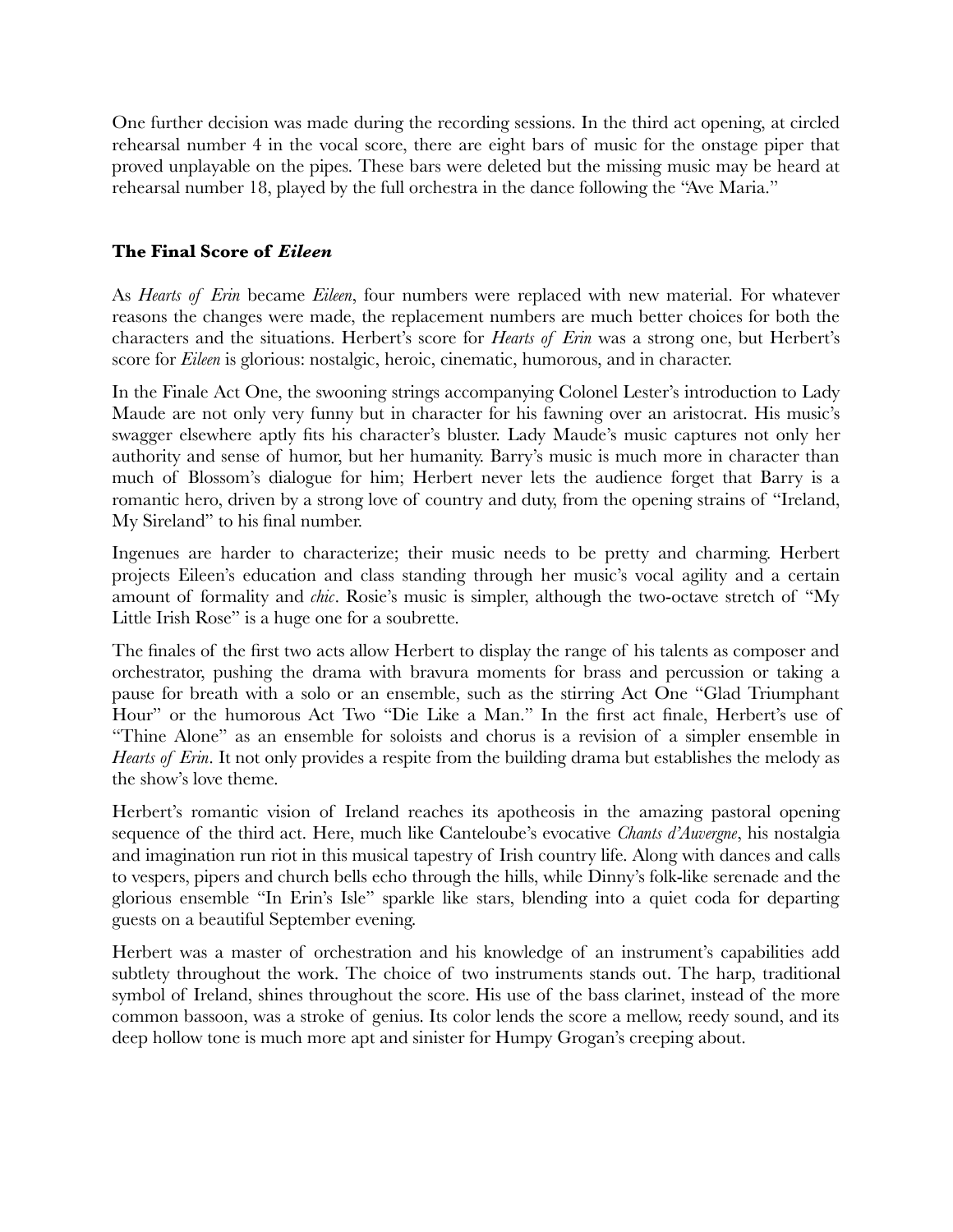One further decision was made during the recording sessions. In the third act opening, at circled rehearsal number 4 in the vocal score, there are eight bars of music for the onstage piper that proved unplayable on the pipes. These bars were deleted but the missing music may be heard at rehearsal number 18, played by the full orchestra in the dance following the "Ave Maria."

### The Final Score of *Eileen*

As *Hearts of Erin* became *Eileen*, four numbers were replaced with new material. For whatever reasons the changes were made, the replacement numbers are much better choices for both the characters and the situations. Herbert's score for *Hearts of Erin* was a strong one, but Herbert's score for *Eileen* is glorious: nostalgic, heroic, cinematic, humorous, and in character.

In the Finale Act One, the swooning strings accompanying Colonel Lester's introduction to Lady Maude are not only very funny but in character for his fawning over an aristocrat. His music's swagger elsewhere aptly fits his character's bluster. Lady Maude's music captures not only her authority and sense of humor, but her humanity. Barry's music is much more in character than much of Blossom's dialogue for him; Herbert never lets the audience forget that Barry is a romantic hero, driven by a strong love of country and duty, from the opening strains of "Ireland, My Sireland" to his final number.

Ingenues are harder to characterize; their music needs to be pretty and charming. Herbert projects Eileen's education and class standing through her music's vocal agility and a certain amount of formality and *chic*. Rosie's music is simpler, although the two-octave stretch of "My Little Irish Rose" is a huge one for a soubrette.

The finales of the first two acts allow Herbert to display the range of his talents as composer and orchestrator, pushing the drama with bravura moments for brass and percussion or taking a pause for breath with a solo or an ensemble, such as the stirring Act One "Glad Triumphant Hour" or the humorous Act Two "Die Like a Man." In the first act finale, Herbert's use of "Thine Alone" as an ensemble for soloists and chorus is a revision of a simpler ensemble in *Hearts of Erin*. It not only provides a respite from the building drama but establishes the melody as the show's love theme.

Herbert's romantic vision of Ireland reaches its apotheosis in the amazing pastoral opening sequence of the third act. Here, much like Canteloube's evocative *Chants d'Auvergne*, his nostalgia and imagination run riot in this musical tapestry of Irish country life. Along with dances and calls to vespers, pipers and church bells echo through the hills, while Dinny's folk-like serenade and the glorious ensemble "In Erin's Isle" sparkle like stars, blending into a quiet coda for departing guests on a beautiful September evening.

Herbert was a master of orchestration and his knowledge of an instrument's capabilities add subtlety throughout the work. The choice of two instruments stands out. The harp, traditional symbol of Ireland, shines throughout the score. His use of the bass clarinet, instead of the more common bassoon, was a stroke of genius. Its color lends the score a mellow, reedy sound, and its deep hollow tone is much more apt and sinister for Humpy Grogan's creeping about.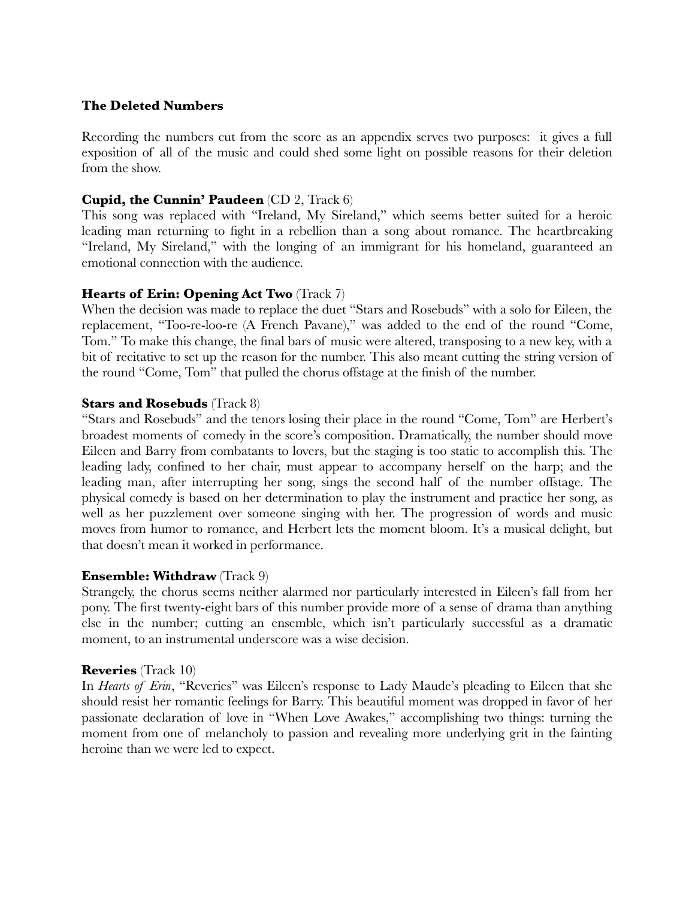## The Deleted Numbers

Recording the numbers cut from the score as an appendix serves two purposes: it gives a full exposition of all of the music and could shed some light on possible reasons for their deletion from the show.

### Cupid, the Cunnin' Paudeen (CD 2, Track 6)

This song was replaced with "Ireland, My Sireland," which seems better suited for a heroic leading man returning to fight in a rebellion than a song about romance. The heartbreaking "Ireland, My Sireland," with the longing of an immigrant for his homeland, guaranteed an emotional connection with the audience.

### Hearts of Erin: Opening Act Two (Track 7)

When the decision was made to replace the duet "Stars and Rosebuds" with a solo for Eileen, the replacement, "Too-re-loo-re (A French Pavane)," was added to the end of the round "Come, Tom." To make this change, the final bars of music were altered, transposing to a new key, with a bit of recitative to set up the reason for the number. This also meant cutting the string version of the round "Come, Tom" that pulled the chorus offstage at the finish of the number.

### Stars and Rosebuds (Track 8)

"Stars and Rosebuds" and the tenors losing their place in the round "Come, Tom" are Herbert's broadest moments of comedy in the score's composition. Dramatically, the number should move Eileen and Barry from combatants to lovers, but the staging is too static to accomplish this. The leading lady, confined to her chair, must appear to accompany herself on the harp; and the leading man, after interrupting her song, sings the second half of the number offstage. The physical comedy is based on her determination to play the instrument and practice her song, as well as her puzzlement over someone singing with her. The progression of words and music moves from humor to romance, and Herbert lets the moment bloom. It's a musical delight, but that doesn't mean it worked in performance.

### Ensemble: Withdraw (Track 9)

Strangely, the chorus seems neither alarmed nor particularly interested in Eileen's fall from her pony. The first twenty-eight bars of this number provide more of a sense of drama than anything else in the number; cutting an ensemble, which isn't particularly successful as a dramatic moment, to an instrumental underscore was a wise decision.

### Reveries (Track 10)

In *Hearts of Erin*, "Reveries" was Eileen's response to Lady Maude's pleading to Eileen that she should resist her romantic feelings for Barry. This beautiful moment was dropped in favor of her passionate declaration of love in "When Love Awakes," accomplishing two things: turning the moment from one of melancholy to passion and revealing more underlying grit in the fainting heroine than we were led to expect.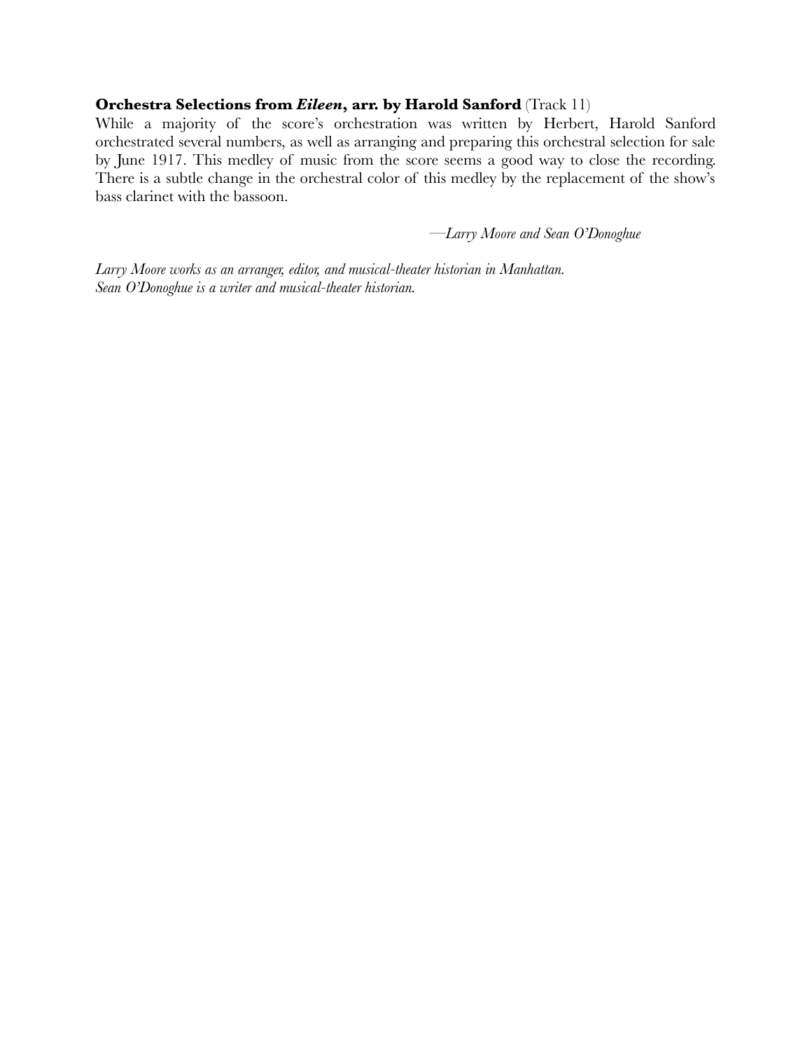**Orchestra Selections from *Eileen*, arr. by Harold Sanford** (Track 11)

While a majority of the score's orchestration was written by Herbert, Harold Sanford orchestrated several numbers, as well as arranging and preparing this orchestral selection for sale by June 1917. This medley of music from the score seems a good way to close the recording. There is a subtle change in the orchestral color of this medley by the replacement of the show's bass clarinet with the bassoon.

—*Larry Moore and Sean O'Donoghue*

*Larry Moore works as an arranger, editor, and musical-theater historian in Manhattan.*
*Sean O'Donoghue is a writer and musical-theater historian.*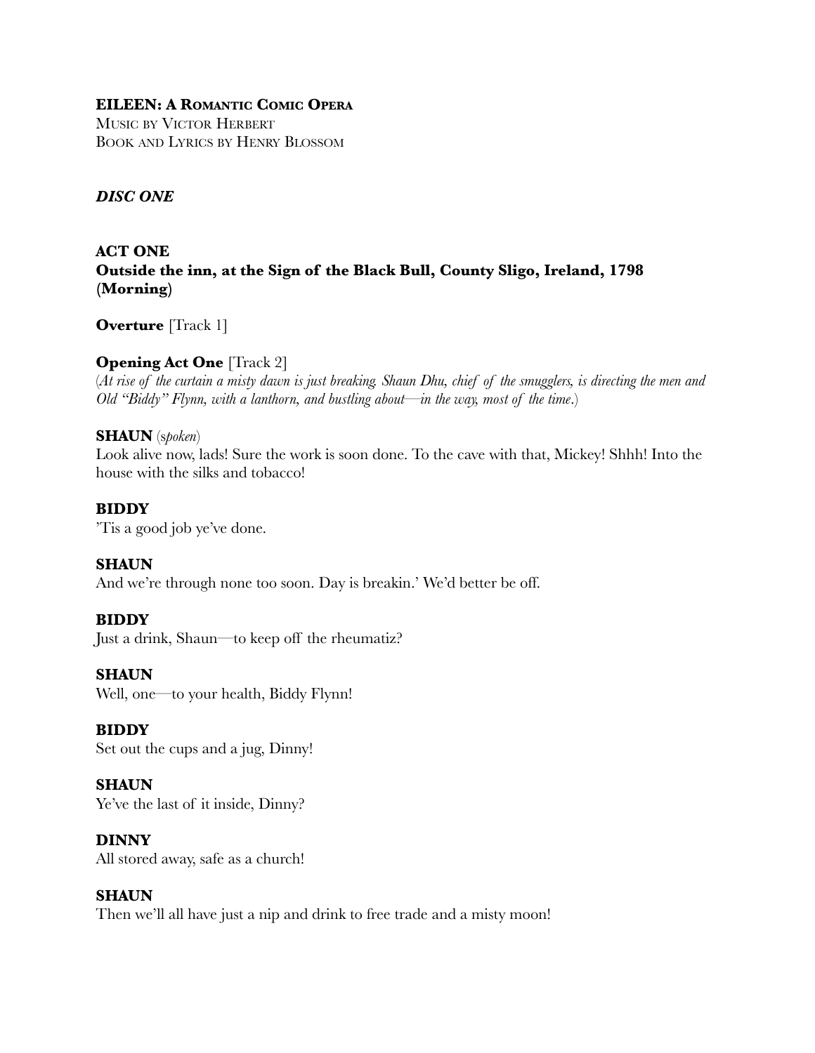**EILEEN: A ROMANTIC COMIC OPERA**
MUSIC BY VICTOR HERBERT
BOOK AND LYRICS BY HENRY BLOSSOM

***DISC ONE***

**ACT ONE**
**Outside the inn, at the Sign of the Black Bull, County Sligo, Ireland, 1798 (Morning)**

**Overture** [Track 1]

**Opening Act One** [Track 2]
(*At rise of the curtain a misty dawn is just breaking. Shaun Dhu, chief of the smugglers, is directing the men and Old "Biddy" Flynn, with a lanthorn, and bustling about—in the way, most of the time.*)

**SHAUN** (*spoken*)
Look alive now, lads! Sure the work is soon done. To the cave with that, Mickey! Shhh! Into the house with the silks and tobacco!

**BIDDY**
'Tis a good job ye've done.

**SHAUN**
And we're through none too soon. Day is breakin.' We'd better be off.

**BIDDY**
Just a drink, Shaun—to keep off the rheumatiz?

**SHAUN**
Well, one—to your health, Biddy Flynn!

**BIDDY**
Set out the cups and a jug, Dinny!

**SHAUN**
Ye've the last of it inside, Dinny?

**DINNY**
All stored away, safe as a church!

**SHAUN**
Then we'll all have just a nip and drink to free trade and a misty moon!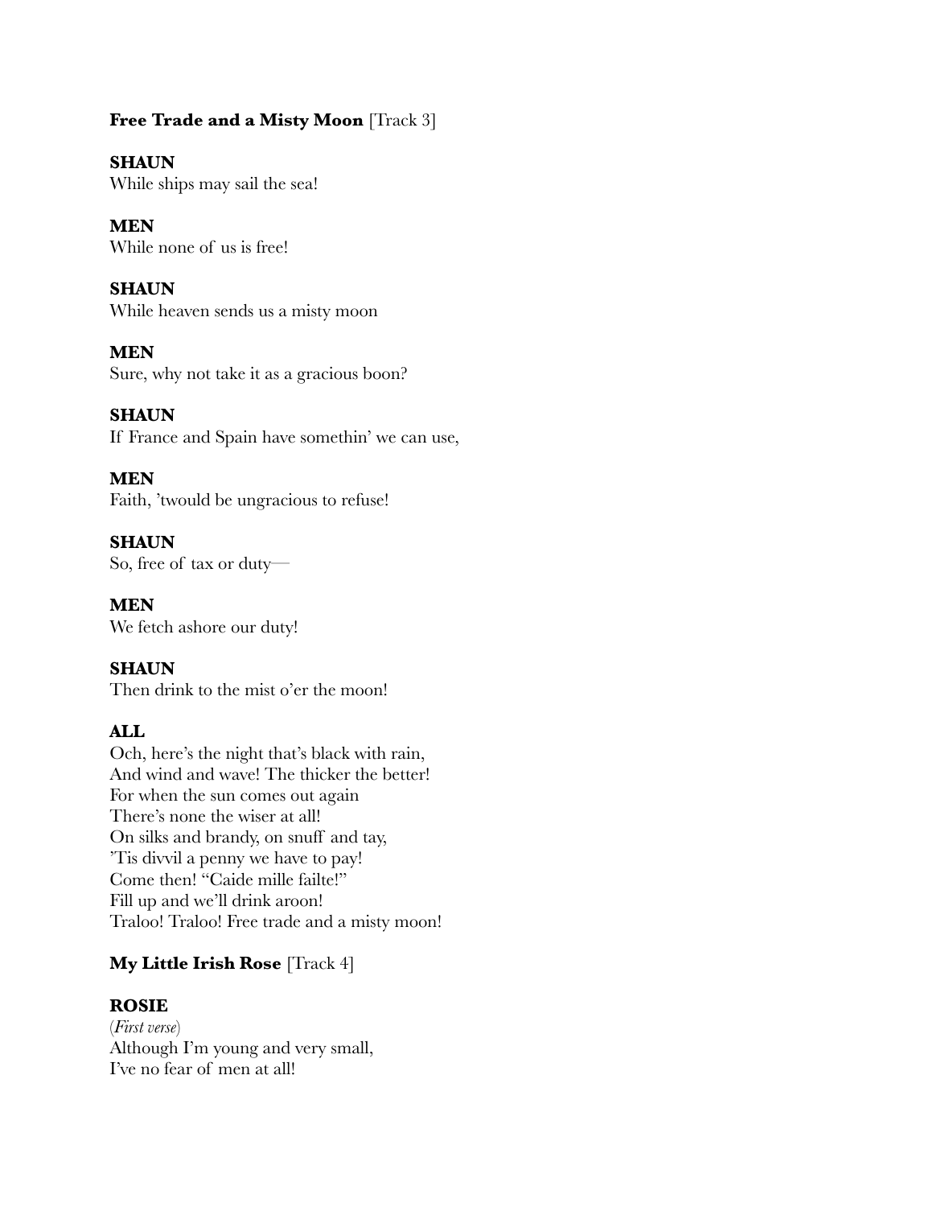**Free Trade and a Misty Moon** [Track 3]

**SHAUN**
While ships may sail the sea!

**MEN**
While none of us is free!

**SHAUN**
While heaven sends us a misty moon

**MEN**
Sure, why not take it as a gracious boon?

**SHAUN**
If France and Spain have somethin' we can use,

**MEN**
Faith, 'twould be ungracious to refuse!

**SHAUN**
So, free of tax or duty—

**MEN**
We fetch ashore our duty!

**SHAUN**
Then drink to the mist o'er the moon!

**ALL**
Och, here's the night that's black with rain,
And wind and wave! The thicker the better!
For when the sun comes out again
There's none the wiser at all!
On silks and brandy, on snuff and tay,
'Tis divvil a penny we have to pay!
Come then! "Caide mille failte!"
Fill up and we'll drink aroon!
Traloo! Traloo! Free trade and a misty moon!

**My Little Irish Rose** [Track 4]

**ROSIE**
(*First verse*)
Although I'm young and very small,
I've no fear of men at all!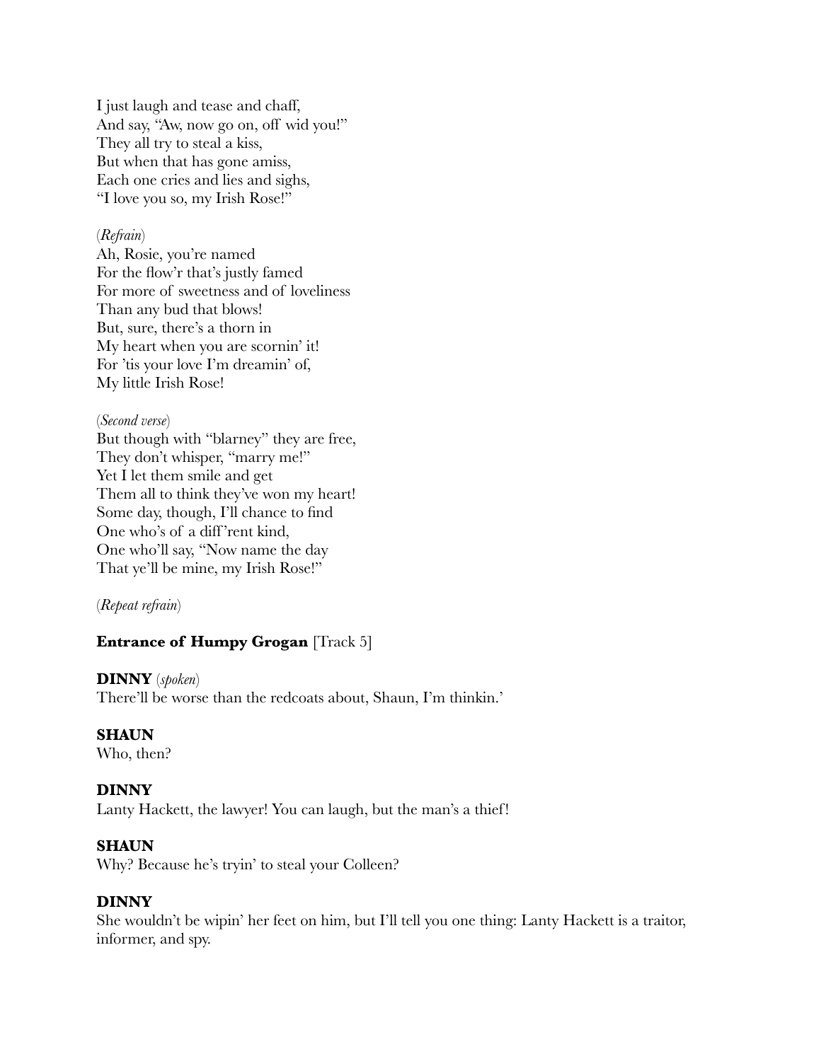I just laugh and tease and chaff,  
And say, "Aw, now go on, off wid you!"  
They all try to steal a kiss,  
But when that has gone amiss,  
Each one cries and lies and sighs,  
"I love you so, my Irish Rose!"

(*Refrain*)  
Ah, Rosie, you're named  
For the flow'r that's justly famed  
For more of sweetness and of loveliness  
Than any bud that blows!  
But, sure, there's a thorn in  
My heart when you are scornin' it!  
For 'tis your love I'm dreamin' of,  
My little Irish Rose!

(*Second verse*)  
But though with "blarney" they are free,  
They don't whisper, "marry me!"  
Yet I let them smile and get  
Them all to think they've won my heart!  
Some day, though, I'll chance to find  
One who's of a diff'rent kind,  
One who'll say, "Now name the day  
That ye'll be mine, my Irish Rose!"

(*Repeat refrain*)

**Entrance of Humpy Grogan** [Track 5]

**DINNY** (*spoken*)  
There'll be worse than the redcoats about, Shaun, I'm thinkin.'

**SHAUN**  
Who, then?

**DINNY**  
Lanty Hackett, the lawyer! You can laugh, but the man's a thief!

**SHAUN**  
Why? Because he's tryin' to steal your Colleen?

**DINNY**  
She wouldn't be wipin' her feet on him, but I'll tell you one thing: Lanty Hackett is a traitor, informer, and spy.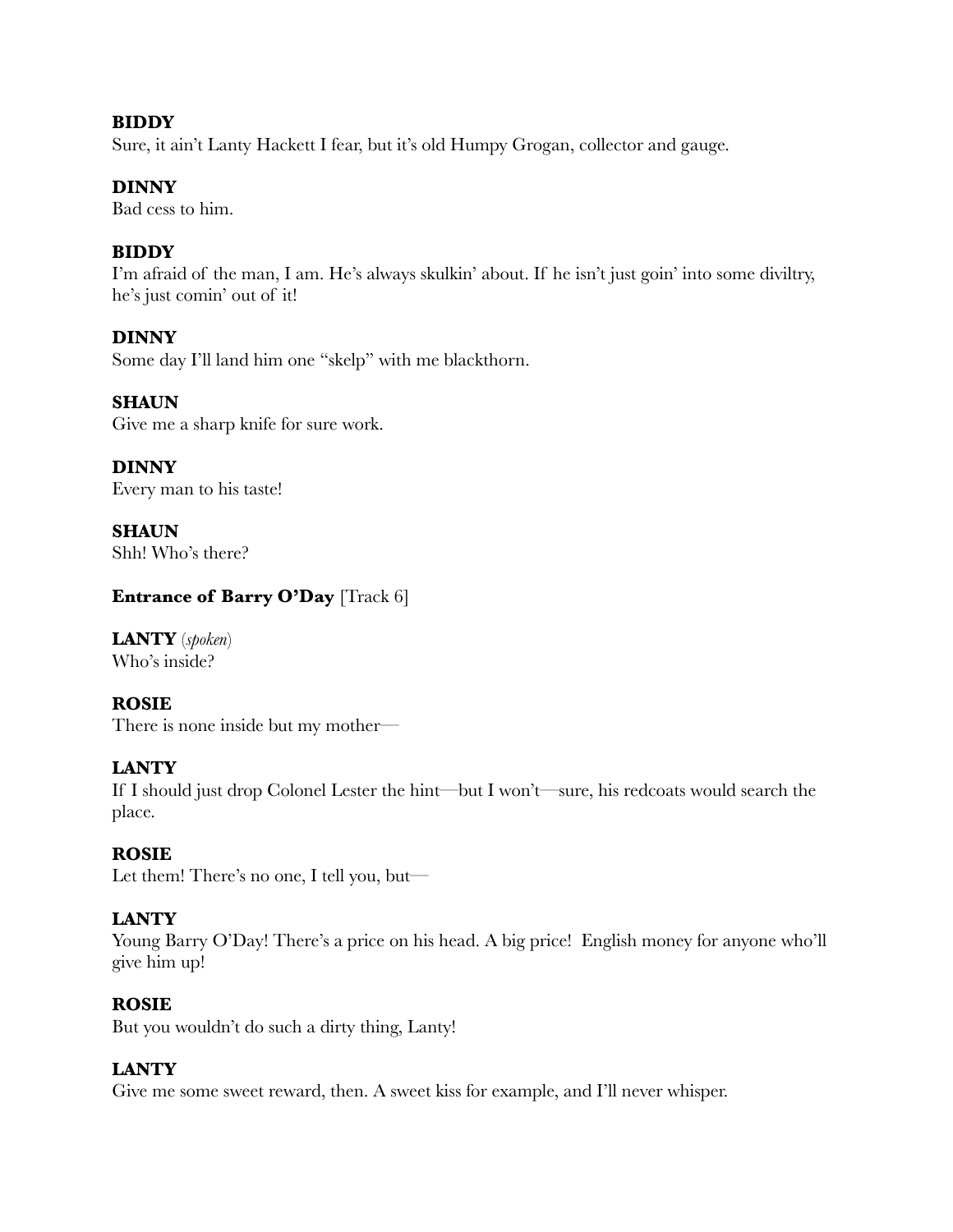**BIDDY**
Sure, it ain't Lanty Hackett I fear, but it's old Humpy Grogan, collector and gauge.

**DINNY**
Bad cess to him.

**BIDDY**
I'm afraid of the man, I am. He's always skulkin' about. If he isn't just goin' into some diviltry, he's just comin' out of it!

**DINNY**
Some day I'll land him one "skelp" with me blackthorn.

**SHAUN**
Give me a sharp knife for sure work.

**DINNY**
Every man to his taste!

**SHAUN**
Shh! Who's there?

**Entrance of Barry O'Day** [Track 6]

**LANTY** (*spoken*)
Who's inside?

**ROSIE**
There is none inside but my mother—

**LANTY**
If I should just drop Colonel Lester the hint—but I won't—sure, his redcoats would search the place.

**ROSIE**
Let them! There's no one, I tell you, but—

**LANTY**
Young Barry O'Day! There's a price on his head. A big price! English money for anyone who'll give him up!

**ROSIE**
But you wouldn't do such a dirty thing, Lanty!

**LANTY**
Give me some sweet reward, then. A sweet kiss for example, and I'll never whisper.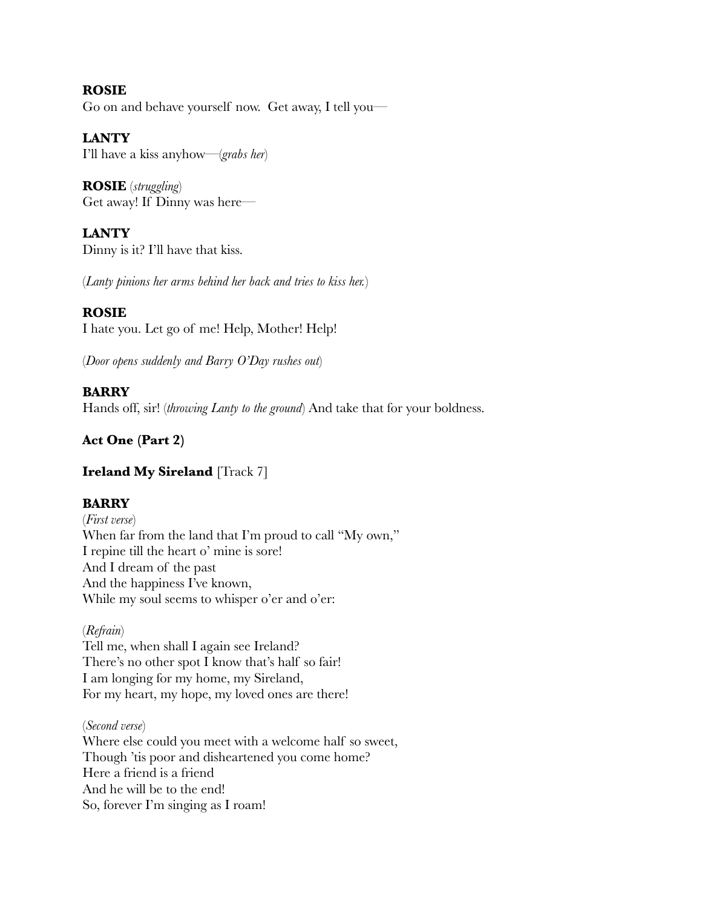**ROSIE**
Go on and behave yourself now. Get away, I tell you—

**LANTY**
I'll have a kiss anyhow—(*grabs her*)

**ROSIE** (*struggling*)
Get away! If Dinny was here—

**LANTY**
Dinny is it? I'll have that kiss.

(*Lanty pinions her arms behind her back and tries to kiss her.*)

**ROSIE**
I hate you. Let go of me! Help, Mother! Help!

(*Door opens suddenly and Barry O'Day rushes out*)

**BARRY**
Hands off, sir! (*throwing Lanty to the ground*) And take that for your boldness.

**Act One (Part 2)**

**Ireland My Sireland** [Track 7]

**BARRY**
(*First verse*)
When far from the land that I'm proud to call "My own,"
I repine till the heart o' mine is sore!
And I dream of the past
And the happiness I've known,
While my soul seems to whisper o'er and o'er:

(*Refrain*)
Tell me, when shall I again see Ireland?
There's no other spot I know that's half so fair!
I am longing for my home, my Sireland,
For my heart, my hope, my loved ones are there!

(*Second verse*)
Where else could you meet with a welcome half so sweet,
Though 'tis poor and disheartened you come home?
Here a friend is a friend
And he will be to the end!
So, forever I'm singing as I roam!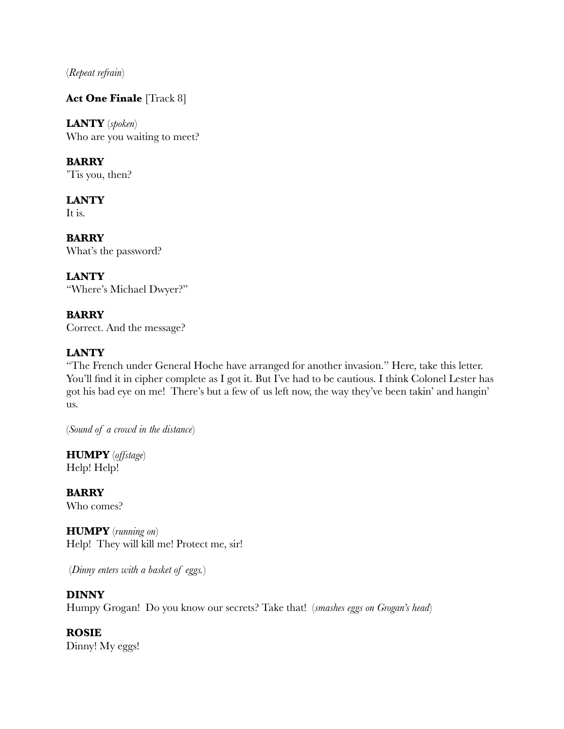(*Repeat refrain*)

**Act One Finale** [Track 8]

**LANTY** (*spoken*)
Who are you waiting to meet?

**BARRY**
'Tis you, then?

**LANTY**
It is.

**BARRY**
What's the password?

**LANTY**
"Where's Michael Dwyer?"

**BARRY**
Correct. And the message?

**LANTY**
"The French under General Hoche have arranged for another invasion." Here, take this letter. You'll find it in cipher complete as I got it. But I've had to be cautious. I think Colonel Lester has got his bad eye on me! There's but a few of us left now, the way they've been takin' and hangin' us.

(*Sound of a crowd in the distance*)

**HUMPY** (*offstage*)
Help! Help!

**BARRY**
Who comes?

**HUMPY** (*running on*)
Help! They will kill me! Protect me, sir!

(*Dinny enters with a basket of eggs.*)

**DINNY**
Humpy Grogan! Do you know our secrets? Take that! (*smashes eggs on Grogan's head*)

**ROSIE**
Dinny! My eggs!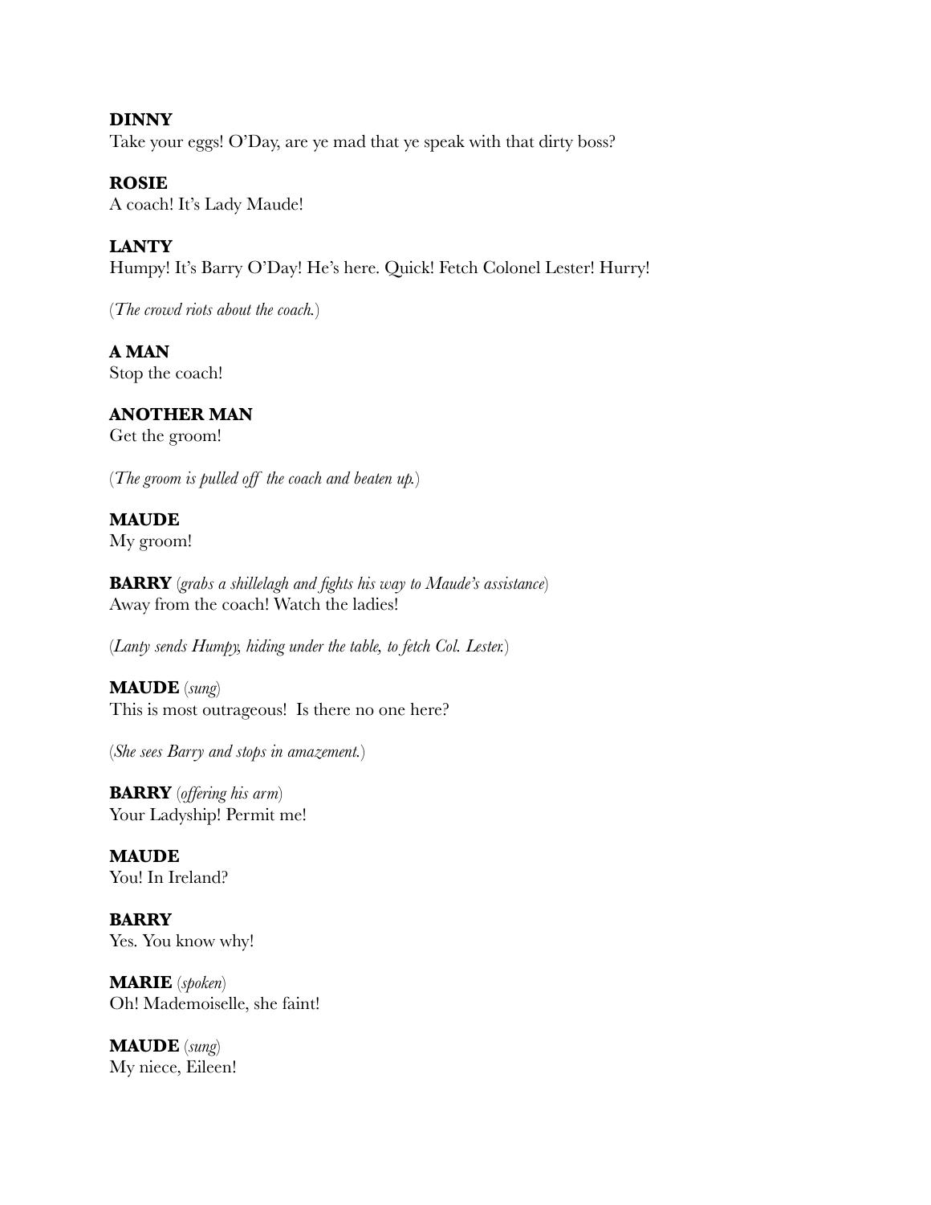**DINNY**
Take your eggs! O'Day, are ye mad that ye speak with that dirty boss?

**ROSIE**
A coach! It's Lady Maude!

**LANTY**
Humpy! It's Barry O'Day! He's here. Quick! Fetch Colonel Lester! Hurry!

(*The crowd riots about the coach.*)

**A MAN**
Stop the coach!

**ANOTHER MAN**
Get the groom!

(*The groom is pulled off the coach and beaten up.*)

**MAUDE**
My groom!

**BARRY** (*grabs a shillelagh and fights his way to Maude's assistance*)
Away from the coach! Watch the ladies!

(*Lanty sends Humpy, hiding under the table, to fetch Col. Lester.*)

**MAUDE** (*sung*)
This is most outrageous! Is there no one here?

(*She sees Barry and stops in amazement.*)

**BARRY** (*offering his arm*)
Your Ladyship! Permit me!

**MAUDE**
You! In Ireland?

**BARRY**
Yes. You know why!

**MARIE** (*spoken*)
Oh! Mademoiselle, she faint!

**MAUDE** (*sung*)
My niece, Eileen!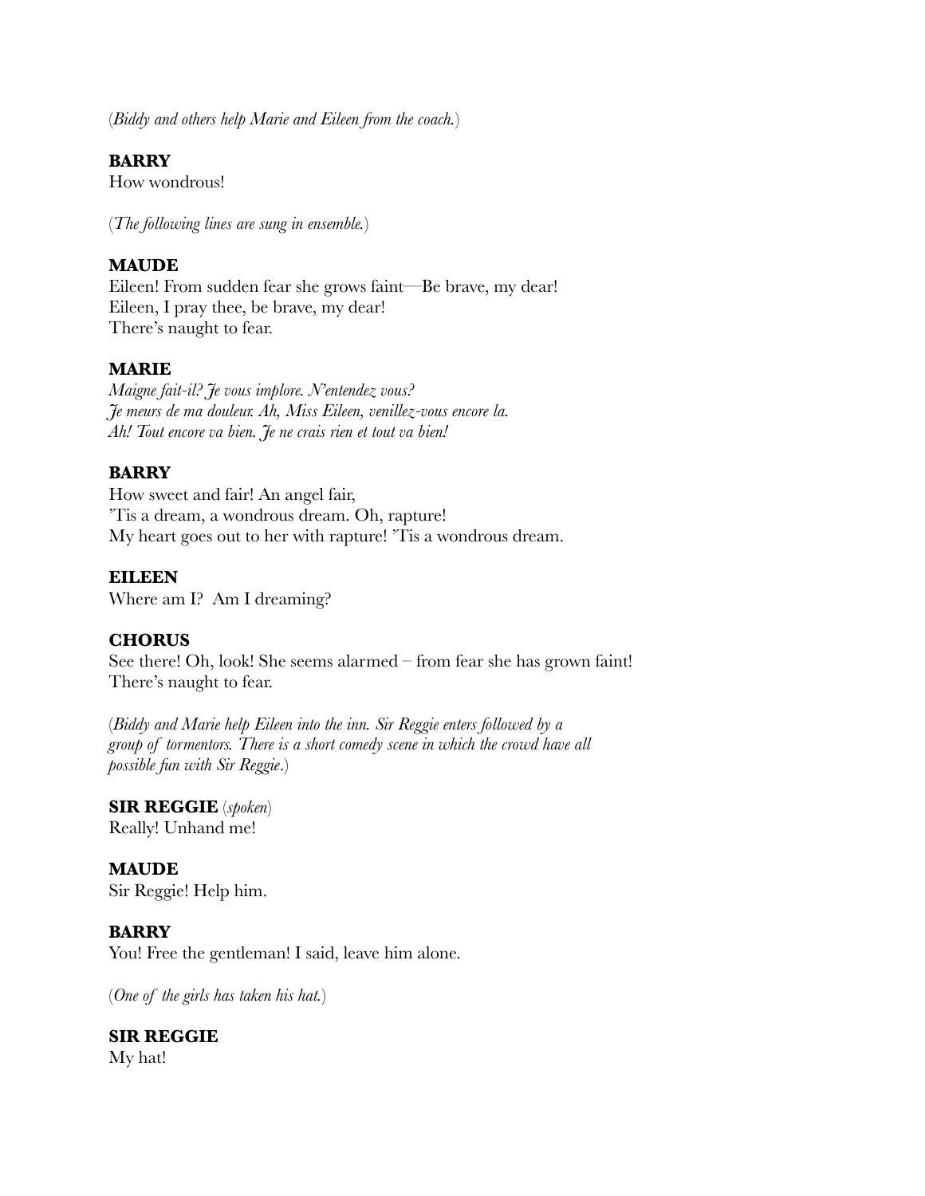(*Biddy and others help Marie and Eileen from the coach.*)

**BARRY**
How wondrous!

(*The following lines are sung in ensemble.*)

**MAUDE**
Eileen! From sudden fear she grows faint—Be brave, my dear!
Eileen, I pray thee, be brave, my dear!
There's naught to fear.

**MARIE**
*Maigne fait-il? Je vous implore. N'entendez vous?*
*Je meurs de ma douleur. Ah, Miss Eileen, venillez-vous encore la.*
*Ah! Tout encore va bien. Je ne crais rien et tout va bien!*

**BARRY**
How sweet and fair! An angel fair,
'Tis a dream, a wondrous dream. Oh, rapture!
My heart goes out to her with rapture! 'Tis a wondrous dream.

**EILEEN**
Where am I? Am I dreaming?

**CHORUS**
See there! Oh, look! She seems alarmed – from fear she has grown faint!
There's naught to fear.

(*Biddy and Marie help Eileen into the inn. Sir Reggie enters followed by a group of tormentors. There is a short comedy scene in which the crowd have all possible fun with Sir Reggie*.)

**SIR REGGIE** (*spoken*)
Really! Unhand me!

**MAUDE**
Sir Reggie! Help him.

**BARRY**
You! Free the gentleman! I said, leave him alone.

(*One of the girls has taken his hat.*)

**SIR REGGIE**
My hat!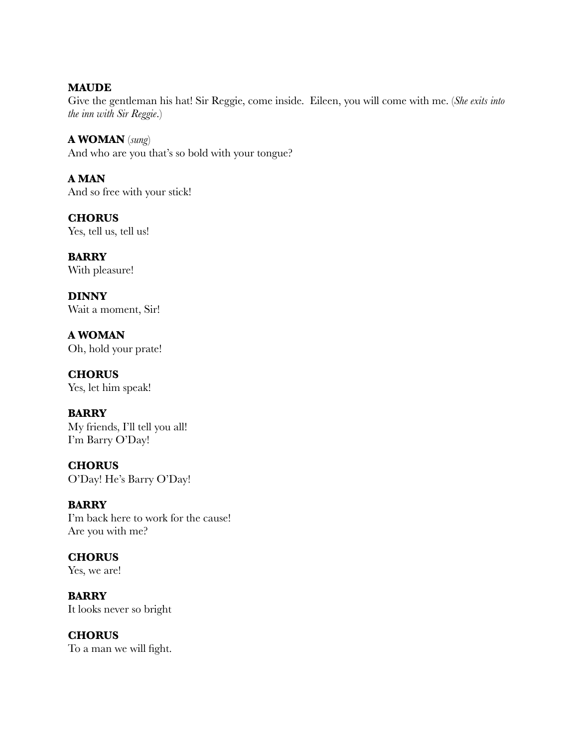**MAUDE**
Give the gentleman his hat! Sir Reggie, come inside. Eileen, you will come with me. (*She exits into the inn with Sir Reggie*.)

**A WOMAN** (*sung*)
And who are you that's so bold with your tongue?

**A MAN**
And so free with your stick!

**CHORUS**
Yes, tell us, tell us!

**BARRY**
With pleasure!

**DINNY**
Wait a moment, Sir!

**A WOMAN**
Oh, hold your prate!

**CHORUS**
Yes, let him speak!

**BARRY**
My friends, I'll tell you all!
I'm Barry O'Day!

**CHORUS**
O'Day! He's Barry O'Day!

**BARRY**
I'm back here to work for the cause!
Are you with me?

**CHORUS**
Yes, we are!

**BARRY**
It looks never so bright

**CHORUS**
To a man we will fight.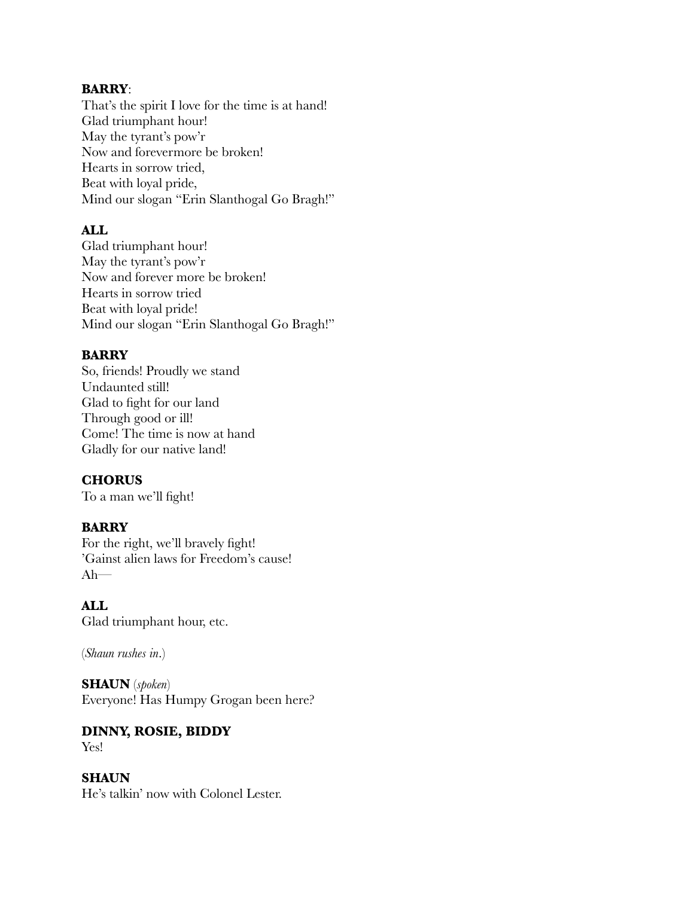**BARRY**:
That's the spirit I love for the time is at hand!
Glad triumphant hour!
May the tyrant's pow'r
Now and forevermore be broken!
Hearts in sorrow tried,
Beat with loyal pride,
Mind our slogan "Erin Slanthogal Go Bragh!"

**ALL**
Glad triumphant hour!
May the tyrant's pow'r
Now and forever more be broken!
Hearts in sorrow tried
Beat with loyal pride!
Mind our slogan "Erin Slanthogal Go Bragh!"

**BARRY**
So, friends! Proudly we stand
Undaunted still!
Glad to fight for our land
Through good or ill!
Come! The time is now at hand
Gladly for our native land!

**CHORUS**
To a man we'll fight!

**BARRY**
For the right, we'll bravely fight!
'Gainst alien laws for Freedom's cause!
Ah—

**ALL**
Glad triumphant hour, etc.

(*Shaun rushes in*.)

**SHAUN** (*spoken*)
Everyone! Has Humpy Grogan been here?

**DINNY, ROSIE, BIDDY**
Yes!

**SHAUN**
He's talkin' now with Colonel Lester.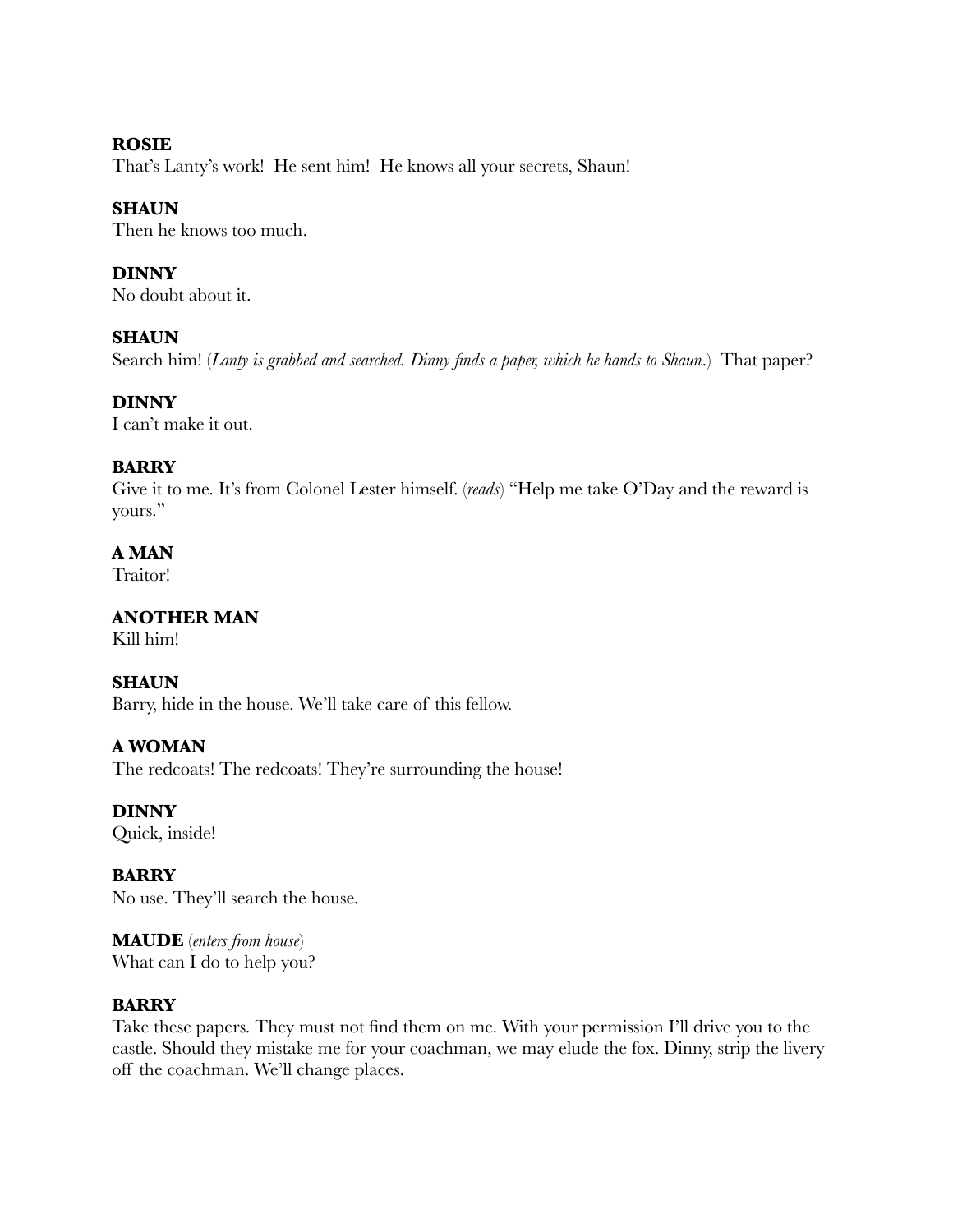**ROSIE**
That's Lanty's work! He sent him! He knows all your secrets, Shaun!

**SHAUN**
Then he knows too much.

**DINNY**
No doubt about it.

**SHAUN**
Search him! (*Lanty is grabbed and searched. Dinny finds a paper, which he hands to Shaun.*) That paper?

**DINNY**
I can't make it out.

**BARRY**
Give it to me. It's from Colonel Lester himself. (*reads*) "Help me take O'Day and the reward is yours."

**A MAN**
Traitor!

**ANOTHER MAN**
Kill him!

**SHAUN**
Barry, hide in the house. We'll take care of this fellow.

**A WOMAN**
The redcoats! The redcoats! They're surrounding the house!

**DINNY**
Quick, inside!

**BARRY**
No use. They'll search the house.

**MAUDE** (*enters from house*)
What can I do to help you?

**BARRY**
Take these papers. They must not find them on me. With your permission I'll drive you to the castle. Should they mistake me for your coachman, we may elude the fox. Dinny, strip the livery off the coachman. We'll change places.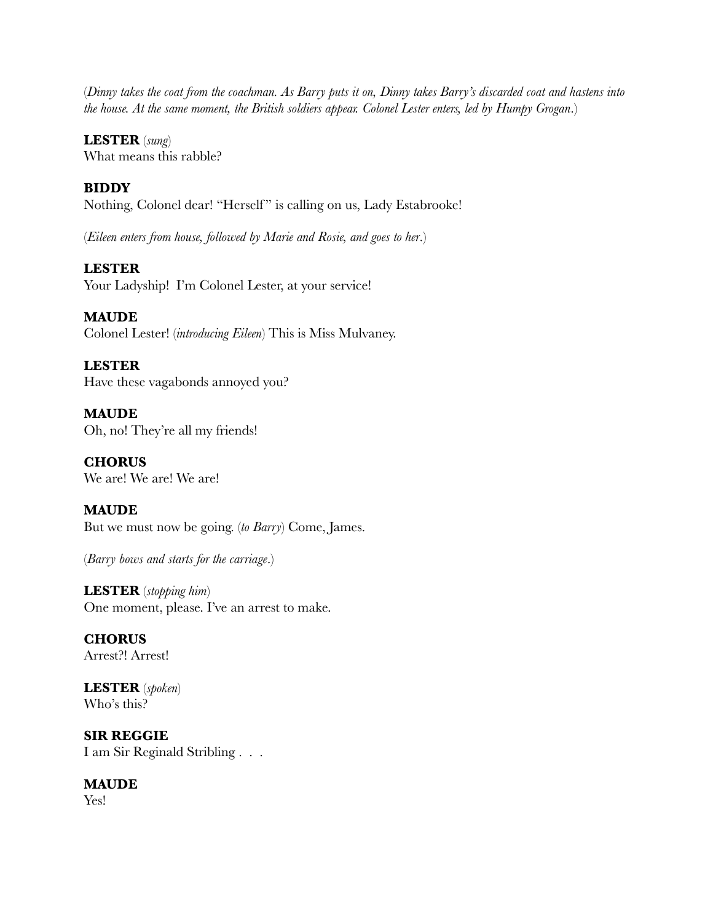(*Dinny takes the coat from the coachman. As Barry puts it on, Dinny takes Barry's discarded coat and hastens into the house. At the same moment, the British soldiers appear. Colonel Lester enters, led by Humpy Grogan*.)

**LESTER** (*sung*)
What means this rabble?

**BIDDY**
Nothing, Colonel dear! "Herself" is calling on us, Lady Estabrooke!

(*Eileen enters from house, followed by Marie and Rosie, and goes to her*.)

**LESTER**
Your Ladyship! I'm Colonel Lester, at your service!

**MAUDE**
Colonel Lester! (*introducing Eileen*) This is Miss Mulvaney.

**LESTER**
Have these vagabonds annoyed you?

**MAUDE**
Oh, no! They're all my friends!

**CHORUS**
We are! We are! We are!

**MAUDE**
But we must now be going. (*to Barry*) Come, James.

(*Barry bows and starts for the carriage*.)

**LESTER** (*stopping him*)
One moment, please. I've an arrest to make.

**CHORUS**
Arrest?! Arrest!

**LESTER** (*spoken*)
Who's this?

**SIR REGGIE**
I am Sir Reginald Stribling . . .

**MAUDE**
Yes!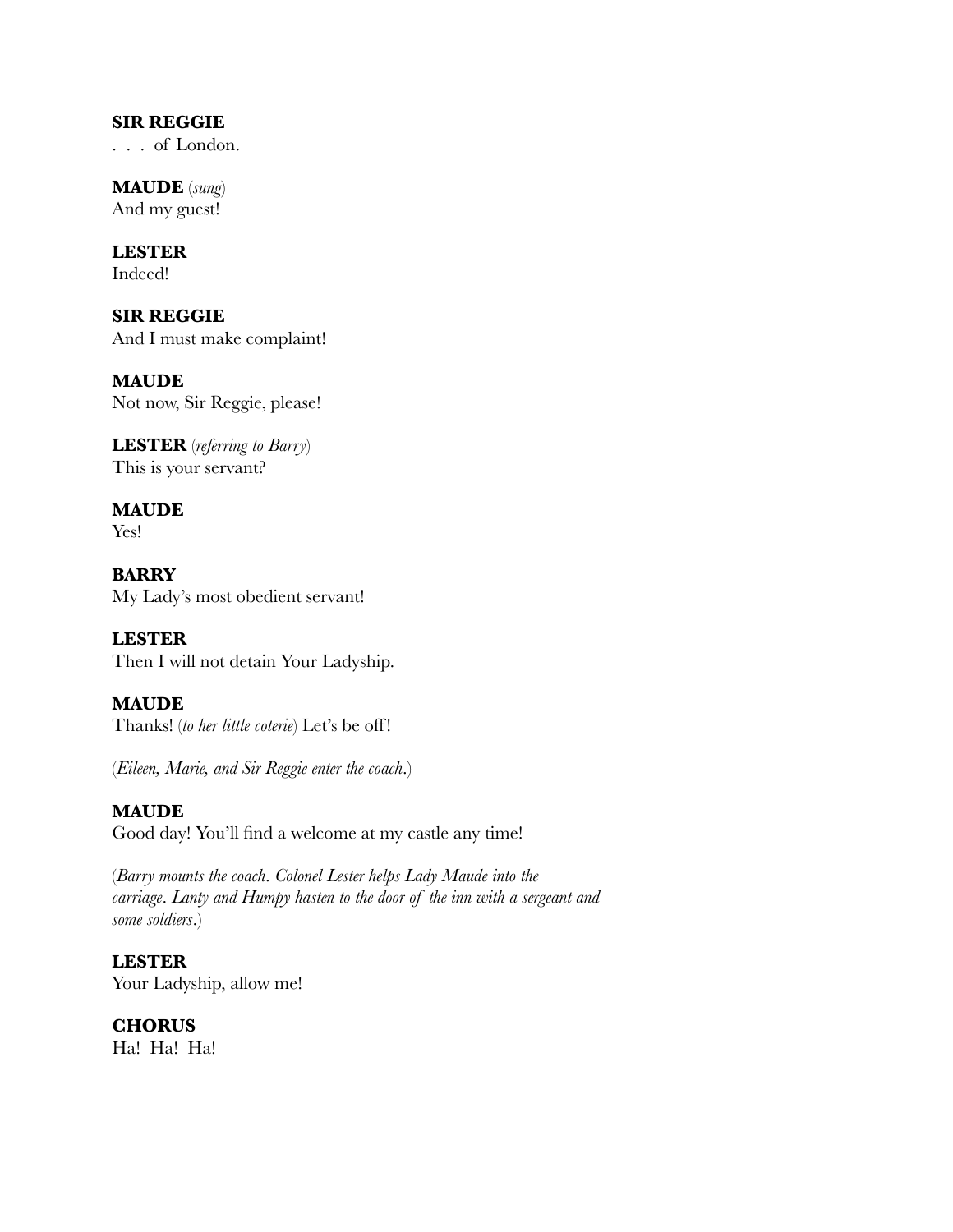**SIR REGGIE**
. . . of London.

**MAUDE** (*sung*)
And my guest!

**LESTER**
Indeed!

**SIR REGGIE**
And I must make complaint!

**MAUDE**
Not now, Sir Reggie, please!

**LESTER** (*referring to Barry*)
This is your servant?

**MAUDE**
Yes!

**BARRY**
My Lady's most obedient servant!

**LESTER**
Then I will not detain Your Ladyship.

**MAUDE**
Thanks! (*to her little coterie*) Let's be off!

(*Eileen, Marie, and Sir Reggie enter the coach.*)

**MAUDE**
Good day! You'll find a welcome at my castle any time!

(*Barry mounts the coach. Colonel Lester helps Lady Maude into the carriage. Lanty and Humpy hasten to the door of the inn with a sergeant and some soldiers.*)

**LESTER**
Your Ladyship, allow me!

**CHORUS**
Ha! Ha! Ha!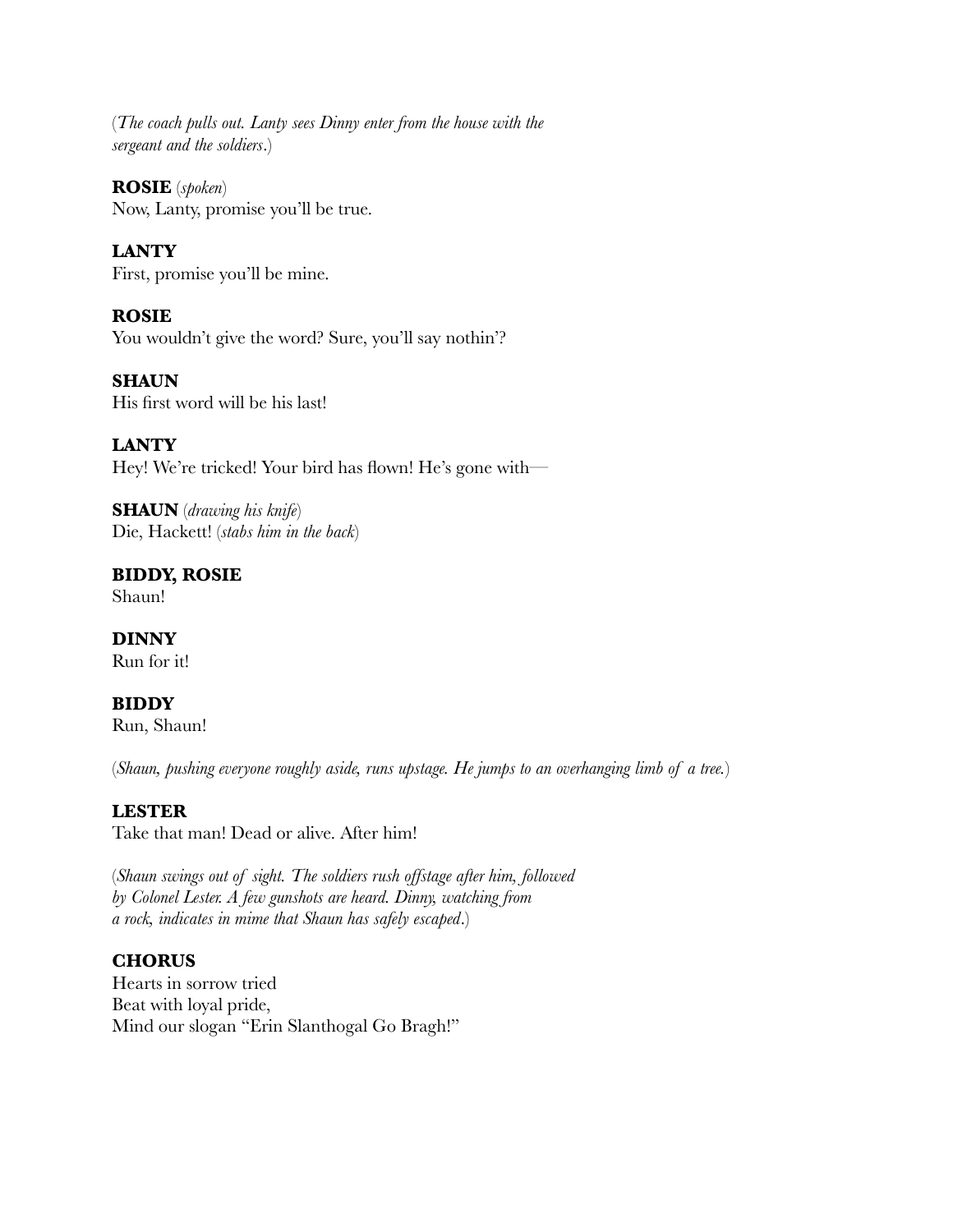(*The coach pulls out. Lanty sees Dinny enter from the house with the sergeant and the soldiers.*)

**ROSIE** (*spoken*)
Now, Lanty, promise you'll be true.

**LANTY**
First, promise you'll be mine.

**ROSIE**
You wouldn't give the word? Sure, you'll say nothin'?

**SHAUN**
His first word will be his last!

**LANTY**
Hey! We're tricked! Your bird has flown! He's gone with—

**SHAUN** (*drawing his knife*)
Die, Hackett! (*stabs him in the back*)

**BIDDY, ROSIE**
Shaun!

**DINNY**
Run for it!

**BIDDY**
Run, Shaun!

(*Shaun, pushing everyone roughly aside, runs upstage. He jumps to an overhanging limb of a tree.*)

**LESTER**
Take that man! Dead or alive. After him!

(*Shaun swings out of sight. The soldiers rush offstage after him, followed by Colonel Lester. A few gunshots are heard. Dinny, watching from a rock, indicates in mime that Shaun has safely escaped.*)

**CHORUS**
Hearts in sorrow tried
Beat with loyal pride,
Mind our slogan "Erin Slanthogal Go Bragh!"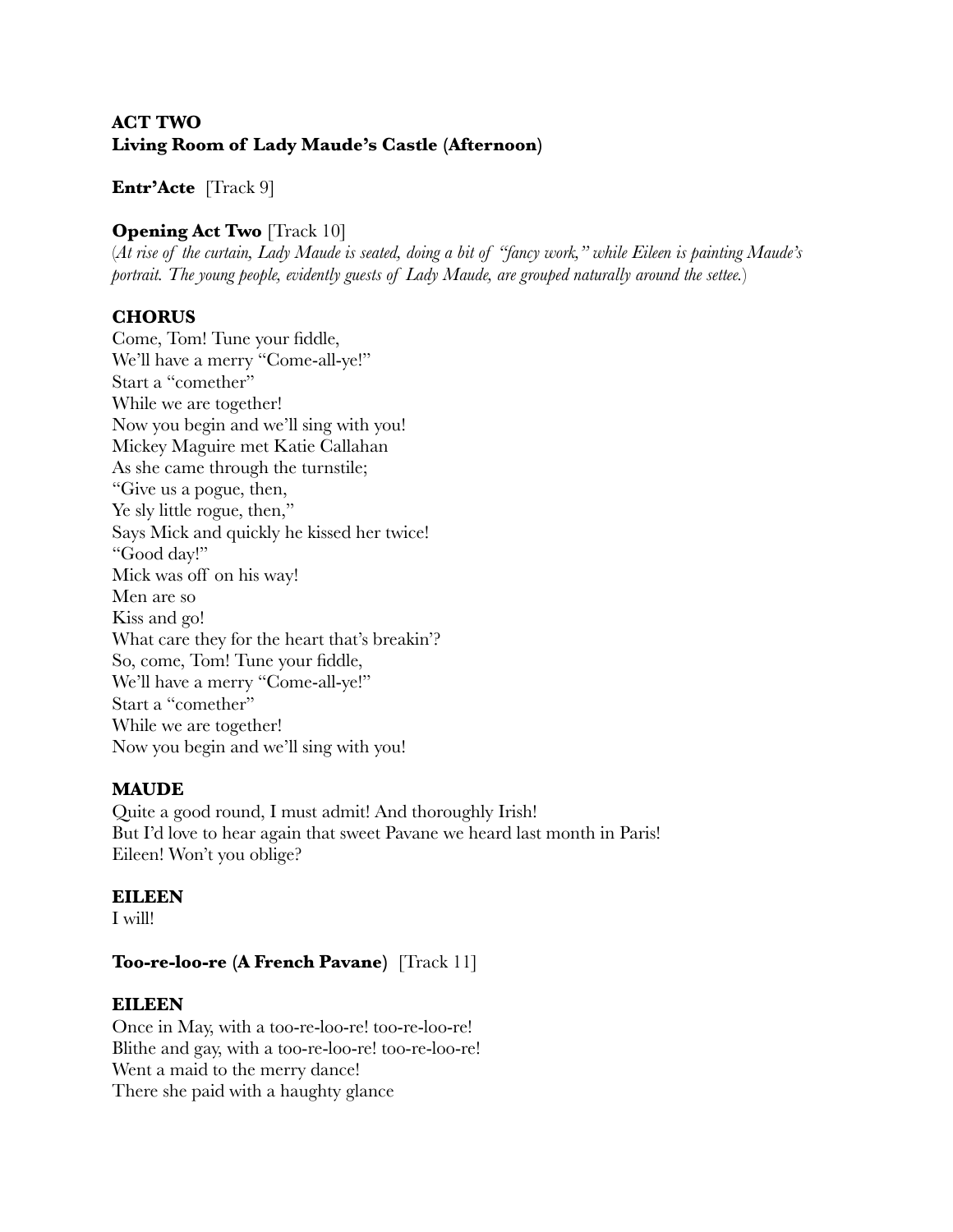**ACT TWO**
**Living Room of Lady Maude's Castle (Afternoon)**

**Entr'Acte** [Track 9]

**Opening Act Two** [Track 10]
(*At rise of the curtain, Lady Maude is seated, doing a bit of "fancy work," while Eileen is painting Maude's portrait. The young people, evidently guests of Lady Maude, are grouped naturally around the settee.*)

**CHORUS**
Come, Tom! Tune your fiddle,
We'll have a merry "Come-all-ye!"
Start a "comether"
While we are together!
Now you begin and we'll sing with you!
Mickey Maguire met Katie Callahan
As she came through the turnstile;
"Give us a pogue, then,
Ye sly little rogue, then,"
Says Mick and quickly he kissed her twice!
"Good day!"
Mick was off on his way!
Men are so
Kiss and go!
What care they for the heart that's breakin'?
So, come, Tom! Tune your fiddle,
We'll have a merry "Come-all-ye!"
Start a "comether"
While we are together!
Now you begin and we'll sing with you!

**MAUDE**
Quite a good round, I must admit! And thoroughly Irish!
But I'd love to hear again that sweet Pavane we heard last month in Paris!
Eileen! Won't you oblige?

**EILEEN**
I will!

**Too-re-loo-re (A French Pavane)** [Track 11]

**EILEEN**
Once in May, with a too-re-loo-re! too-re-loo-re!
Blithe and gay, with a too-re-loo-re! too-re-loo-re!
Went a maid to the merry dance!
There she paid with a haughty glance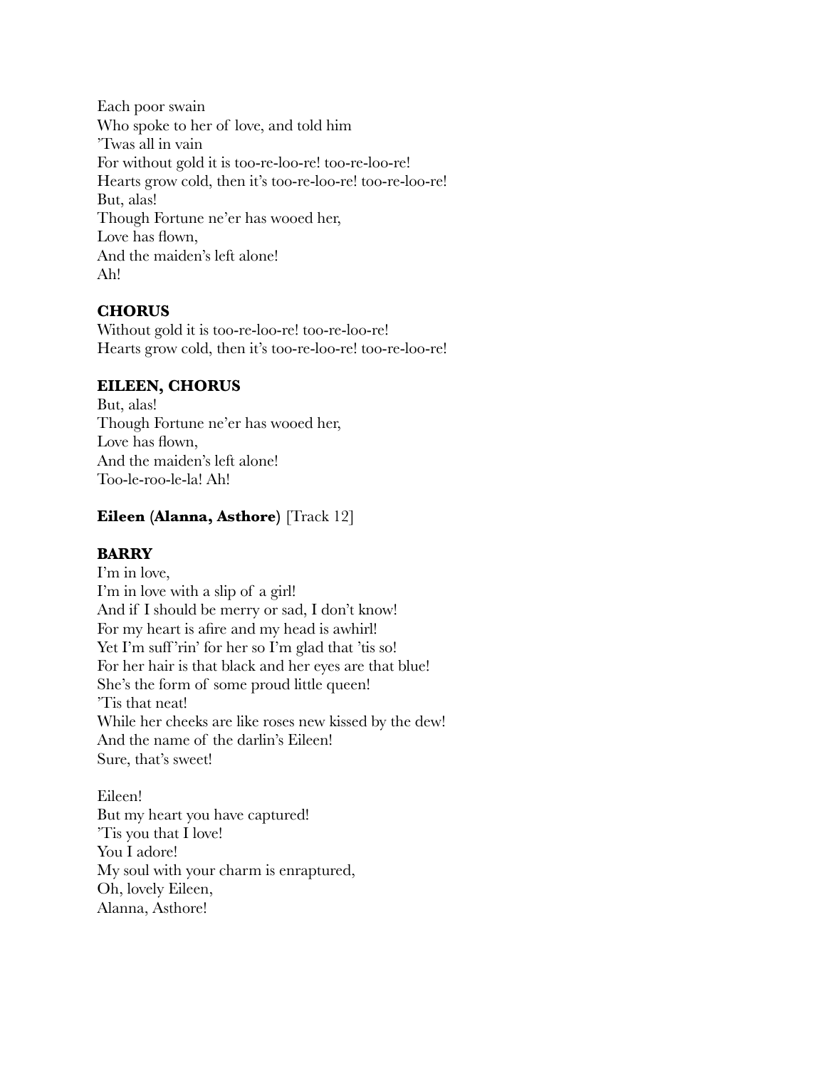Each poor swain
Who spoke to her of love, and told him
'Twas all in vain
For without gold it is too-re-loo-re! too-re-loo-re!
Hearts grow cold, then it's too-re-loo-re! too-re-loo-re!
But, alas!
Though Fortune ne'er has wooed her,
Love has flown,
And the maiden's left alone!
Ah!

**CHORUS**
Without gold it is too-re-loo-re! too-re-loo-re!
Hearts grow cold, then it's too-re-loo-re! too-re-loo-re!

**EILEEN, CHORUS**
But, alas!
Though Fortune ne'er has wooed her,
Love has flown,
And the maiden's left alone!
Too-le-roo-le-la! Ah!

**Eileen (Alanna, Asthore)** [Track 12]

**BARRY**
I'm in love,
I'm in love with a slip of a girl!
And if I should be merry or sad, I don't know!
For my heart is afire and my head is awhirl!
Yet I'm suff'rin' for her so I'm glad that 'tis so!
For her hair is that black and her eyes are that blue!
She's the form of some proud little queen!
'Tis that neat!
While her cheeks are like roses new kissed by the dew!
And the name of the darlin's Eileen!
Sure, that's sweet!

Eileen!
But my heart you have captured!
'Tis you that I love!
You I adore!
My soul with your charm is enraptured,
Oh, lovely Eileen,
Alanna, Asthore!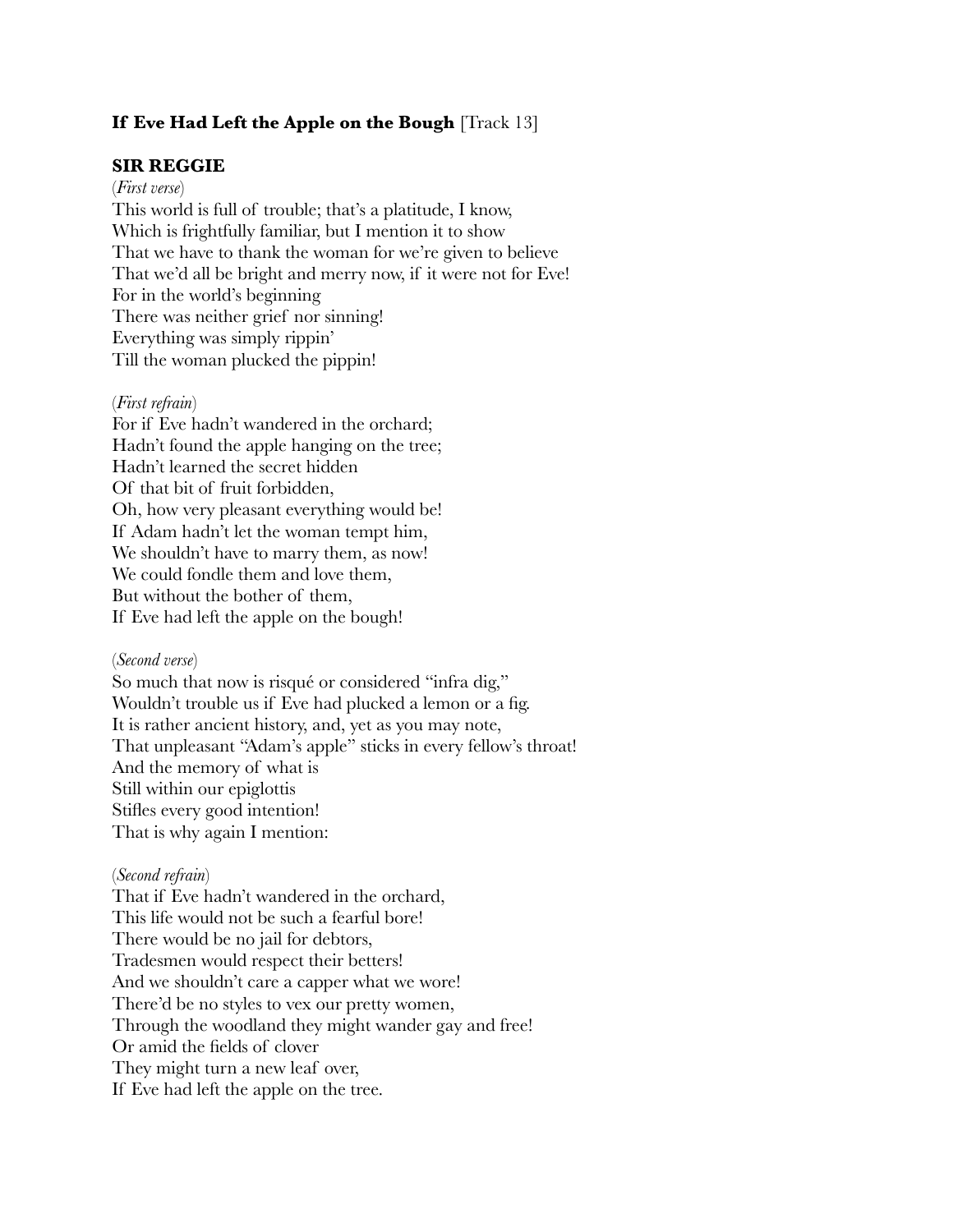**If Eve Had Left the Apple on the Bough** [Track 13]

**SIR REGGIE**

(*First verse*)
This world is full of trouble; that's a platitude, I know,
Which is frightfully familiar, but I mention it to show
That we have to thank the woman for we're given to believe
That we'd all be bright and merry now, if it were not for Eve!
For in the world's beginning
There was neither grief nor sinning!
Everything was simply rippin'
Till the woman plucked the pippin!

(*First refrain*)
For if Eve hadn't wandered in the orchard;
Hadn't found the apple hanging on the tree;
Hadn't learned the secret hidden
Of that bit of fruit forbidden,
Oh, how very pleasant everything would be!
If Adam hadn't let the woman tempt him,
We shouldn't have to marry them, as now!
We could fondle them and love them,
But without the bother of them,
If Eve had left the apple on the bough!

(*Second verse*)
So much that now is risqué or considered "infra dig,"
Wouldn't trouble us if Eve had plucked a lemon or a fig.
It is rather ancient history, and, yet as you may note,
That unpleasant "Adam's apple" sticks in every fellow's throat!
And the memory of what is
Still within our epiglottis
Stifles every good intention!
That is why again I mention:

(*Second refrain*)
That if Eve hadn't wandered in the orchard,
This life would not be such a fearful bore!
There would be no jail for debtors,
Tradesmen would respect their betters!
And we shouldn't care a capper what we wore!
There'd be no styles to vex our pretty women,
Through the woodland they might wander gay and free!
Or amid the fields of clover
They might turn a new leaf over,
If Eve had left the apple on the tree.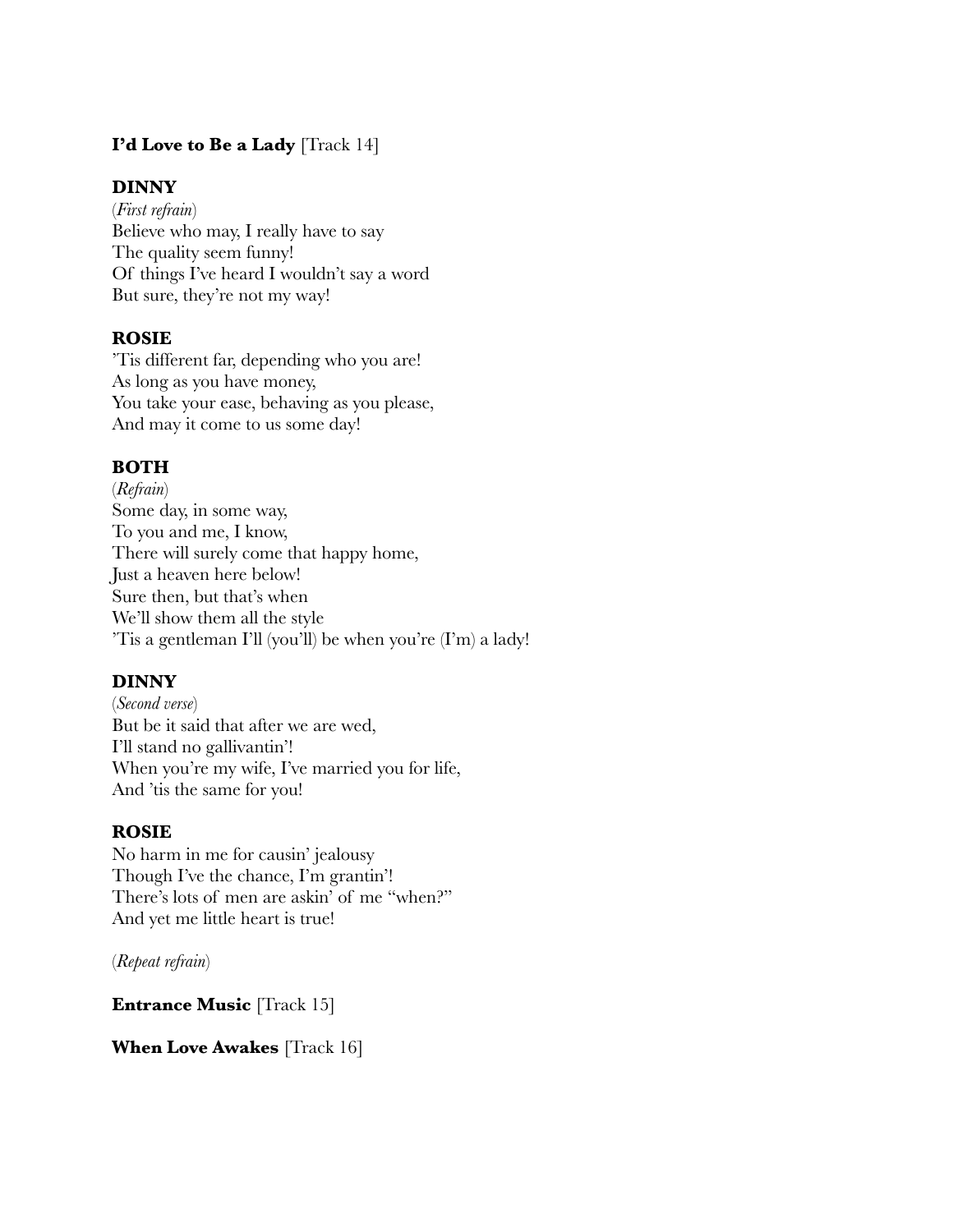**I'd Love to Be a Lady** [Track 14]

**DINNY**

(*First refrain*)
Believe who may, I really have to say
The quality seem funny!
Of things I've heard I wouldn't say a word
But sure, they're not my way!

**ROSIE**

'Tis different far, depending who you are!
As long as you have money,
You take your ease, behaving as you please,
And may it come to us some day!

**BOTH**

(*Refrain*)
Some day, in some way,
To you and me, I know,
There will surely come that happy home,
Just a heaven here below!
Sure then, but that's when
We'll show them all the style
'Tis a gentleman I'll (you'll) be when you're (I'm) a lady!

**DINNY**

(*Second verse*)
But be it said that after we are wed,
I'll stand no gallivantin'!
When you're my wife, I've married you for life,
And 'tis the same for you!

**ROSIE**

No harm in me for causin' jealousy
Though I've the chance, I'm grantin'!
There's lots of men are askin' of me "when?"
And yet me little heart is true!

(*Repeat refrain*)

**Entrance Music** [Track 15]

**When Love Awakes** [Track 16]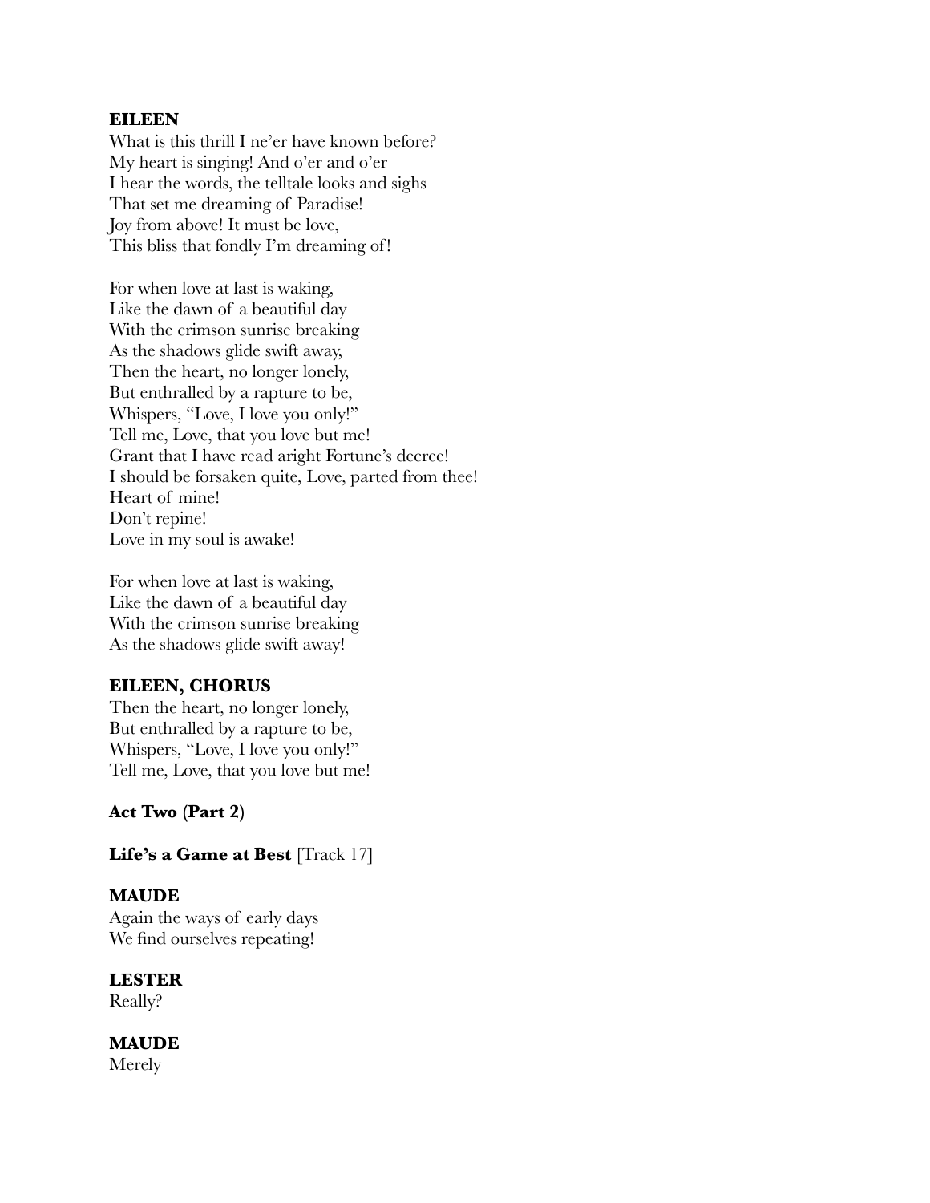**EILEEN**
What is this thrill I ne'er have known before?
My heart is singing! And o'er and o'er
I hear the words, the telltale looks and sighs
That set me dreaming of Paradise!
Joy from above! It must be love,
This bliss that fondly I'm dreaming of!

For when love at last is waking,
Like the dawn of a beautiful day
With the crimson sunrise breaking
As the shadows glide swift away,
Then the heart, no longer lonely,
But enthralled by a rapture to be,
Whispers, "Love, I love you only!"
Tell me, Love, that you love but me!
Grant that I have read aright Fortune's decree!
I should be forsaken quite, Love, parted from thee!
Heart of mine!
Don't repine!
Love in my soul is awake!

For when love at last is waking,
Like the dawn of a beautiful day
With the crimson sunrise breaking
As the shadows glide swift away!

**EILEEN, CHORUS**
Then the heart, no longer lonely,
But enthralled by a rapture to be,
Whispers, "Love, I love you only!"
Tell me, Love, that you love but me!

**Act Two (Part 2)**

**Life's a Game at Best** [Track 17]

**MAUDE**
Again the ways of early days
We find ourselves repeating!

**LESTER**
Really?

**MAUDE**
Merely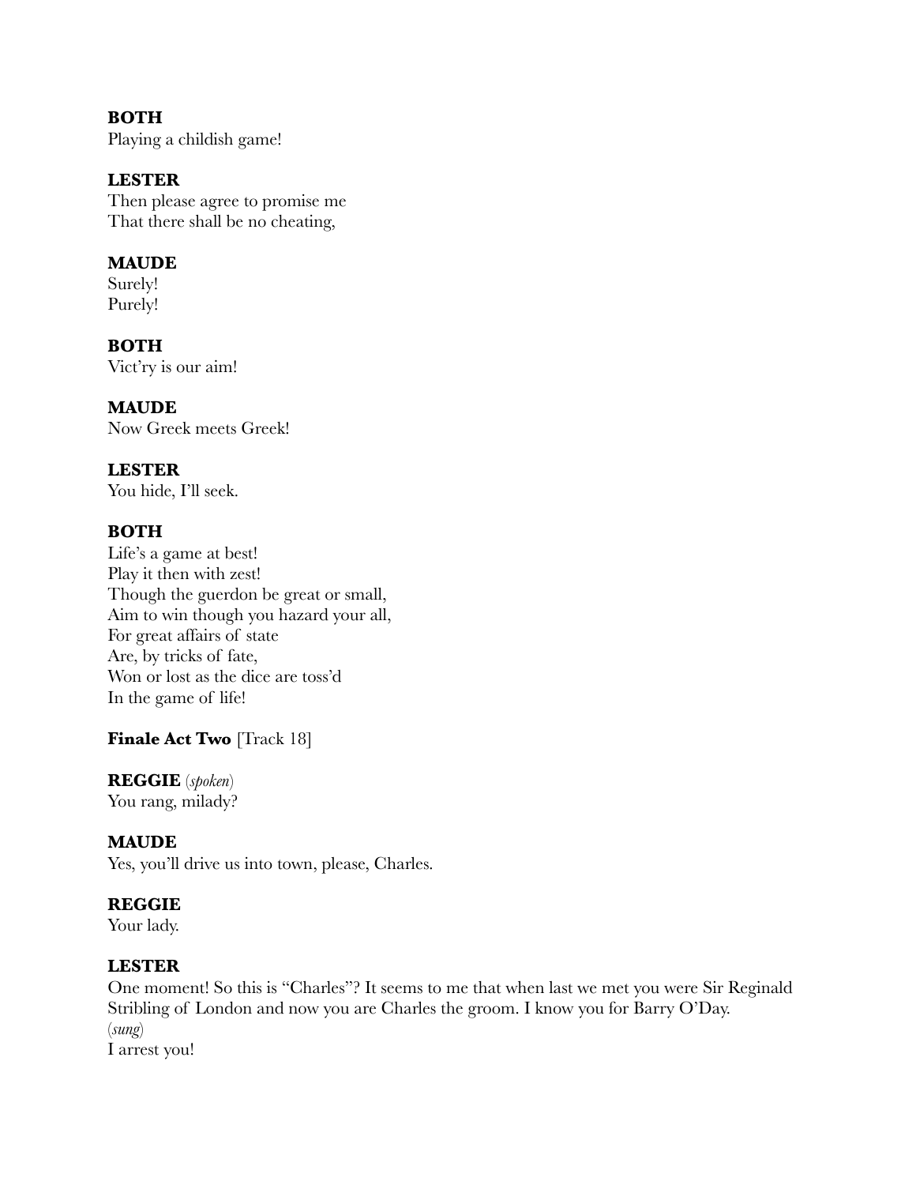**BOTH**
Playing a childish game!

**LESTER**
Then please agree to promise me
That there shall be no cheating,

**MAUDE**
Surely!
Purely!

**BOTH**
Vict'ry is our aim!

**MAUDE**
Now Greek meets Greek!

**LESTER**
You hide, I'll seek.

**BOTH**
Life's a game at best!
Play it then with zest!
Though the guerdon be great or small,
Aim to win though you hazard your all,
For great affairs of state
Are, by tricks of fate,
Won or lost as the dice are toss'd
In the game of life!

**Finale Act Two** [Track 18]

**REGGIE** (*spoken*)
You rang, milady?

**MAUDE**
Yes, you'll drive us into town, please, Charles.

**REGGIE**
Your lady.

**LESTER**
One moment! So this is "Charles"? It seems to me that when last we met you were Sir Reginald Stribling of London and now you are Charles the groom. I know you for Barry O'Day.
(*sung*)
I arrest you!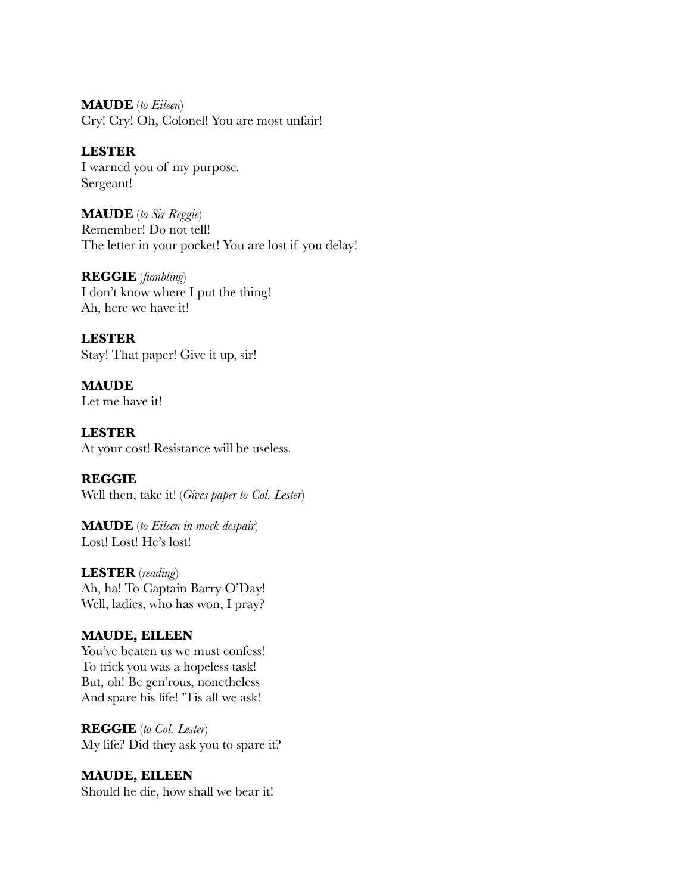**MAUDE** (*to Eileen*)
Cry! Cry! Oh, Colonel! You are most unfair!

**LESTER**
I warned you of my purpose.
Sergeant!

**MAUDE** (*to Sir Reggie*)
Remember! Do not tell!
The letter in your pocket! You are lost if you delay!

**REGGIE** (*fumbling*)
I don't know where I put the thing!
Ah, here we have it!

**LESTER**
Stay! That paper! Give it up, sir!

**MAUDE**
Let me have it!

**LESTER**
At your cost! Resistance will be useless.

**REGGIE**
Well then, take it! (*Gives paper to Col. Lester*)

**MAUDE** (*to Eileen in mock despair*)
Lost! Lost! He's lost!

**LESTER** (*reading*)
Ah, ha! To Captain Barry O'Day!
Well, ladies, who has won, I pray?

**MAUDE, EILEEN**
You've beaten us we must confess!
To trick you was a hopeless task!
But, oh! Be gen'rous, nonetheless
And spare his life! 'Tis all we ask!

**REGGIE** (*to Col. Lester*)
My life? Did they ask you to spare it?

**MAUDE, EILEEN**
Should he die, how shall we bear it!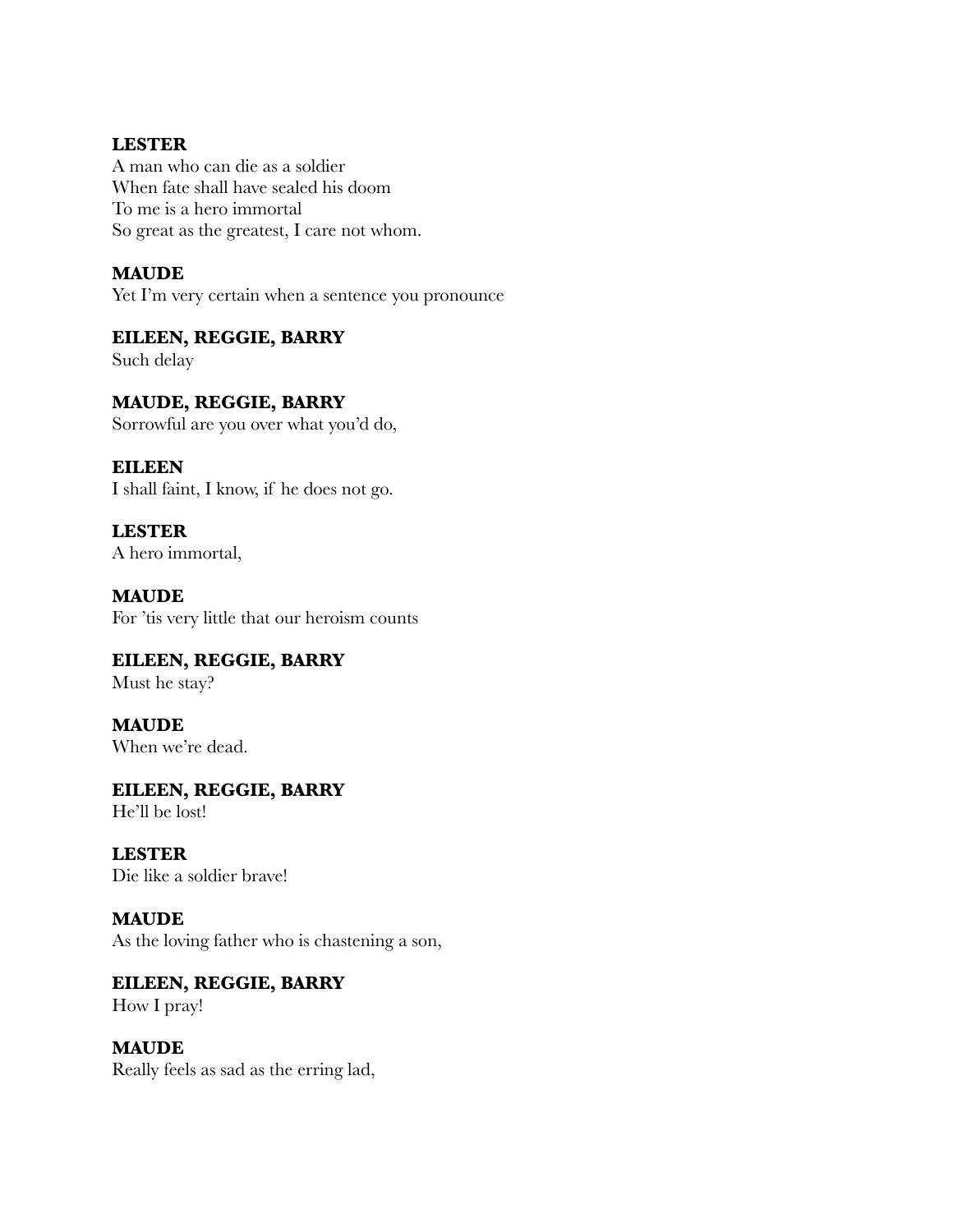**LESTER**
A man who can die as a soldier
When fate shall have sealed his doom
To me is a hero immortal
So great as the greatest, I care not whom.

**MAUDE**
Yet I'm very certain when a sentence you pronounce

**EILEEN, REGGIE, BARRY**
Such delay

**MAUDE, REGGIE, BARRY**
Sorrowful are you over what you'd do,

**EILEEN**
I shall faint, I know, if he does not go.

**LESTER**
A hero immortal,

**MAUDE**
For 'tis very little that our heroism counts

**EILEEN, REGGIE, BARRY**
Must he stay?

**MAUDE**
When we're dead.

**EILEEN, REGGIE, BARRY**
He'll be lost!

**LESTER**
Die like a soldier brave!

**MAUDE**
As the loving father who is chastening a son,

**EILEEN, REGGIE, BARRY**
How I pray!

**MAUDE**
Really feels as sad as the erring lad,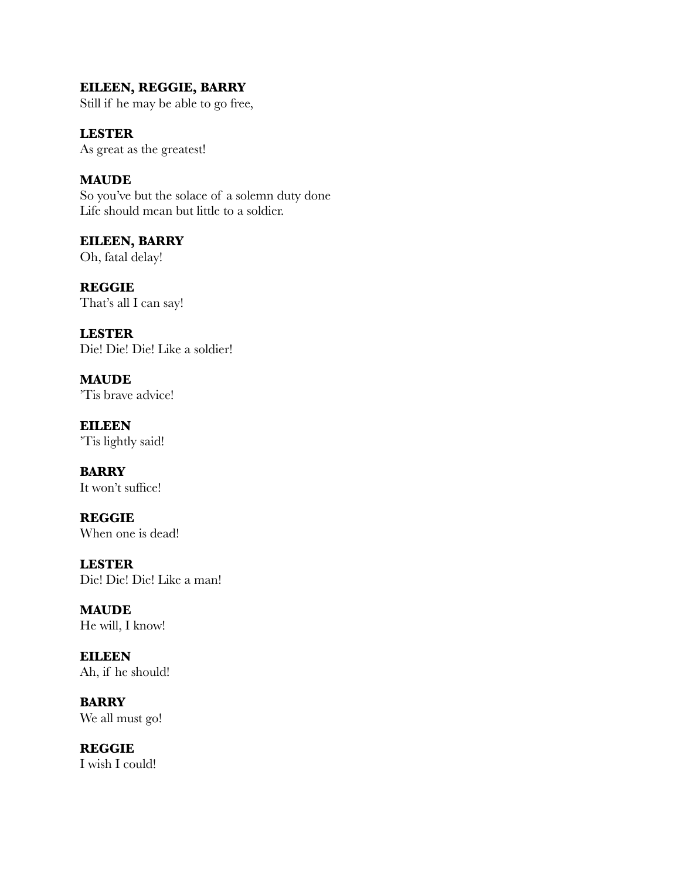**EILEEN, REGGIE, BARRY**
Still if he may be able to go free,

**LESTER**
As great as the greatest!

**MAUDE**
So you've but the solace of a solemn duty done
Life should mean but little to a soldier.

**EILEEN, BARRY**
Oh, fatal delay!

**REGGIE**
That's all I can say!

**LESTER**
Die! Die! Die! Like a soldier!

**MAUDE**
'Tis brave advice!

**EILEEN**
'Tis lightly said!

**BARRY**
It won't suffice!

**REGGIE**
When one is dead!

**LESTER**
Die! Die! Die! Like a man!

**MAUDE**
He will, I know!

**EILEEN**
Ah, if he should!

**BARRY**
We all must go!

**REGGIE**
I wish I could!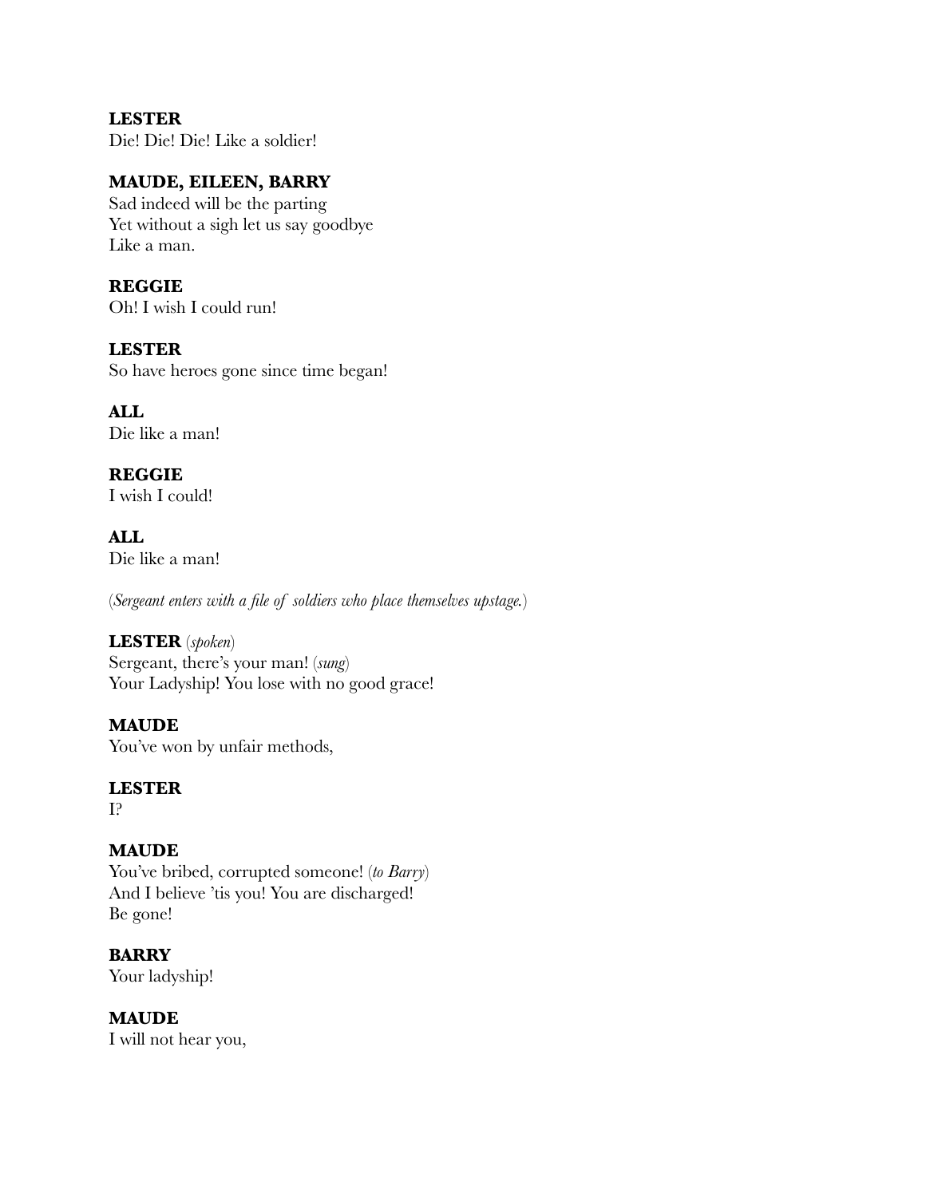**LESTER**
Die! Die! Die! Like a soldier!

**MAUDE, EILEEN, BARRY**
Sad indeed will be the parting
Yet without a sigh let us say goodbye
Like a man.

**REGGIE**
Oh! I wish I could run!

**LESTER**
So have heroes gone since time began!

**ALL**
Die like a man!

**REGGIE**
I wish I could!

**ALL**
Die like a man!

(*Sergeant enters with a file of soldiers who place themselves upstage.*)

**LESTER** (*spoken*)
Sergeant, there's your man! (*sung*)
Your Ladyship! You lose with no good grace!

**MAUDE**
You've won by unfair methods,

**LESTER**
I?

**MAUDE**
You've bribed, corrupted someone! (*to Barry*)
And I believe 'tis you! You are discharged!
Be gone!

**BARRY**
Your ladyship!

**MAUDE**
I will not hear you,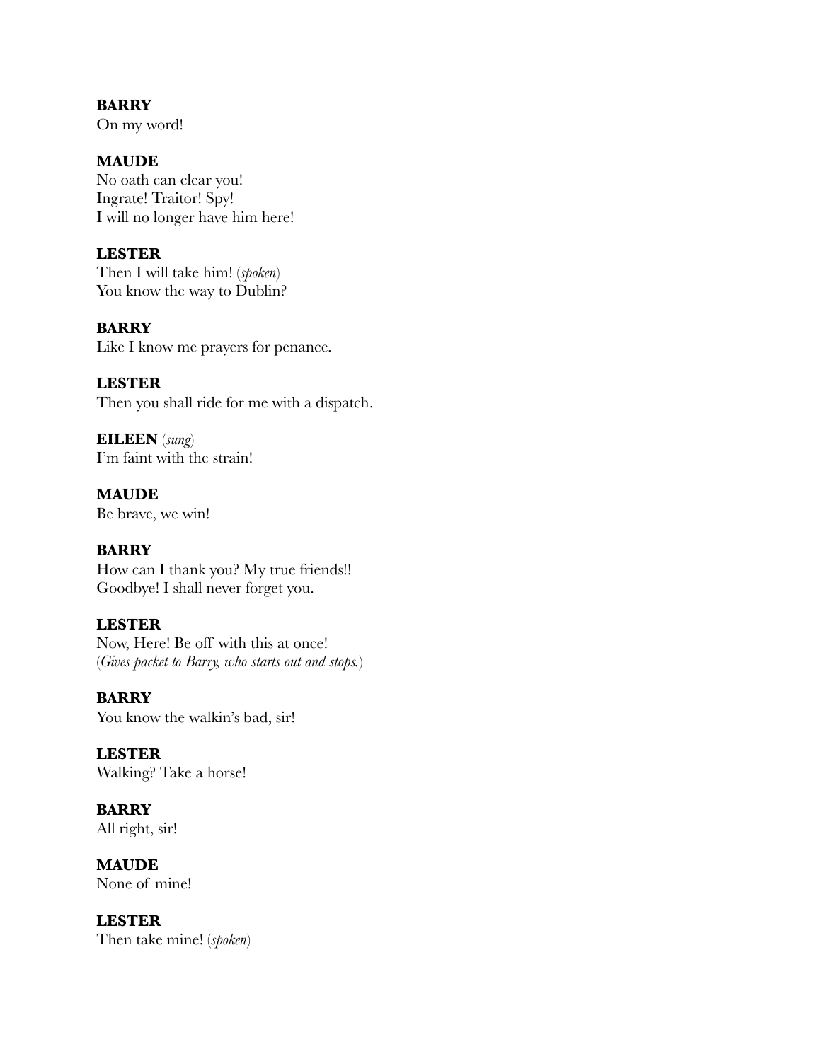**BARRY**
On my word!

**MAUDE**
No oath can clear you!
Ingrate! Traitor! Spy!
I will no longer have him here!

**LESTER**
Then I will take him! (*spoken*)
You know the way to Dublin?

**BARRY**
Like I know me prayers for penance.

**LESTER**
Then you shall ride for me with a dispatch.

**EILEEN** (*sung*)
I'm faint with the strain!

**MAUDE**
Be brave, we win!

**BARRY**
How can I thank you? My true friends!!
Goodbye! I shall never forget you.

**LESTER**
Now, Here! Be off with this at once!
(*Gives packet to Barry, who starts out and stops.*)

**BARRY**
You know the walkin's bad, sir!

**LESTER**
Walking? Take a horse!

**BARRY**
All right, sir!

**MAUDE**
None of mine!

**LESTER**
Then take mine! (*spoken*)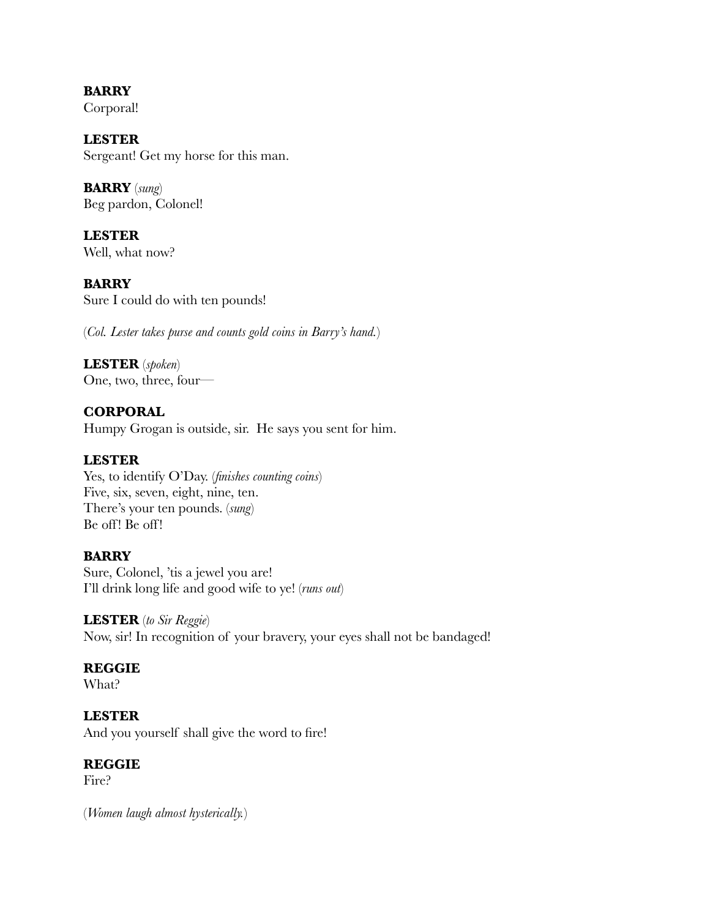**BARRY**
Corporal!

**LESTER**
Sergeant! Get my horse for this man.

**BARRY** (*sung*)
Beg pardon, Colonel!

**LESTER**
Well, what now?

**BARRY**
Sure I could do with ten pounds!

(*Col. Lester takes purse and counts gold coins in Barry's hand.*)

**LESTER** (*spoken*)
One, two, three, four—

**CORPORAL**
Humpy Grogan is outside, sir. He says you sent for him.

**LESTER**
Yes, to identify O'Day. (*finishes counting coins*)
Five, six, seven, eight, nine, ten.
There's your ten pounds. (*sung*)
Be off! Be off!

**BARRY**
Sure, Colonel, 'tis a jewel you are!
I'll drink long life and good wife to ye! (*runs out*)

**LESTER** (*to Sir Reggie*)
Now, sir! In recognition of your bravery, your eyes shall not be bandaged!

**REGGIE**
What?

**LESTER**
And you yourself shall give the word to fire!

**REGGIE**
Fire?

(*Women laugh almost hysterically.*)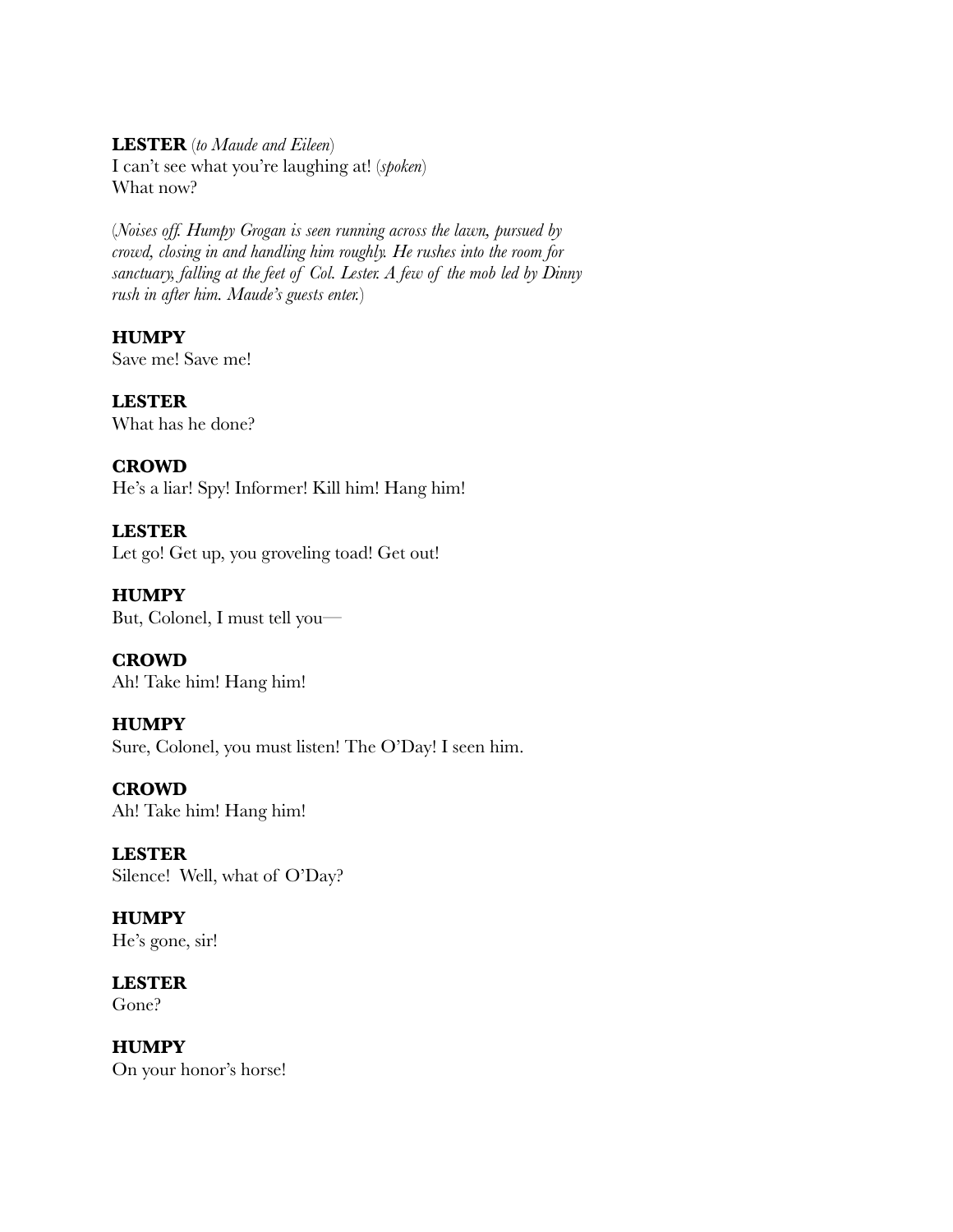**LESTER** (*to Maude and Eileen*)
I can't see what you're laughing at! (*spoken*)
What now?

(*Noises off. Humpy Grogan is seen running across the lawn, pursued by crowd, closing in and handling him roughly. He rushes into the room for sanctuary, falling at the feet of Col. Lester. A few of the mob led by Dinny rush in after him. Maude's guests enter.*)

**HUMPY**
Save me! Save me!

**LESTER**
What has he done?

**CROWD**
He's a liar! Spy! Informer! Kill him! Hang him!

**LESTER**
Let go! Get up, you groveling toad! Get out!

**HUMPY**
But, Colonel, I must tell you—

**CROWD**
Ah! Take him! Hang him!

**HUMPY**
Sure, Colonel, you must listen! The O'Day! I seen him.

**CROWD**
Ah! Take him! Hang him!

**LESTER**
Silence! Well, what of O'Day?

**HUMPY**
He's gone, sir!

**LESTER**
Gone?

**HUMPY**
On your honor's horse!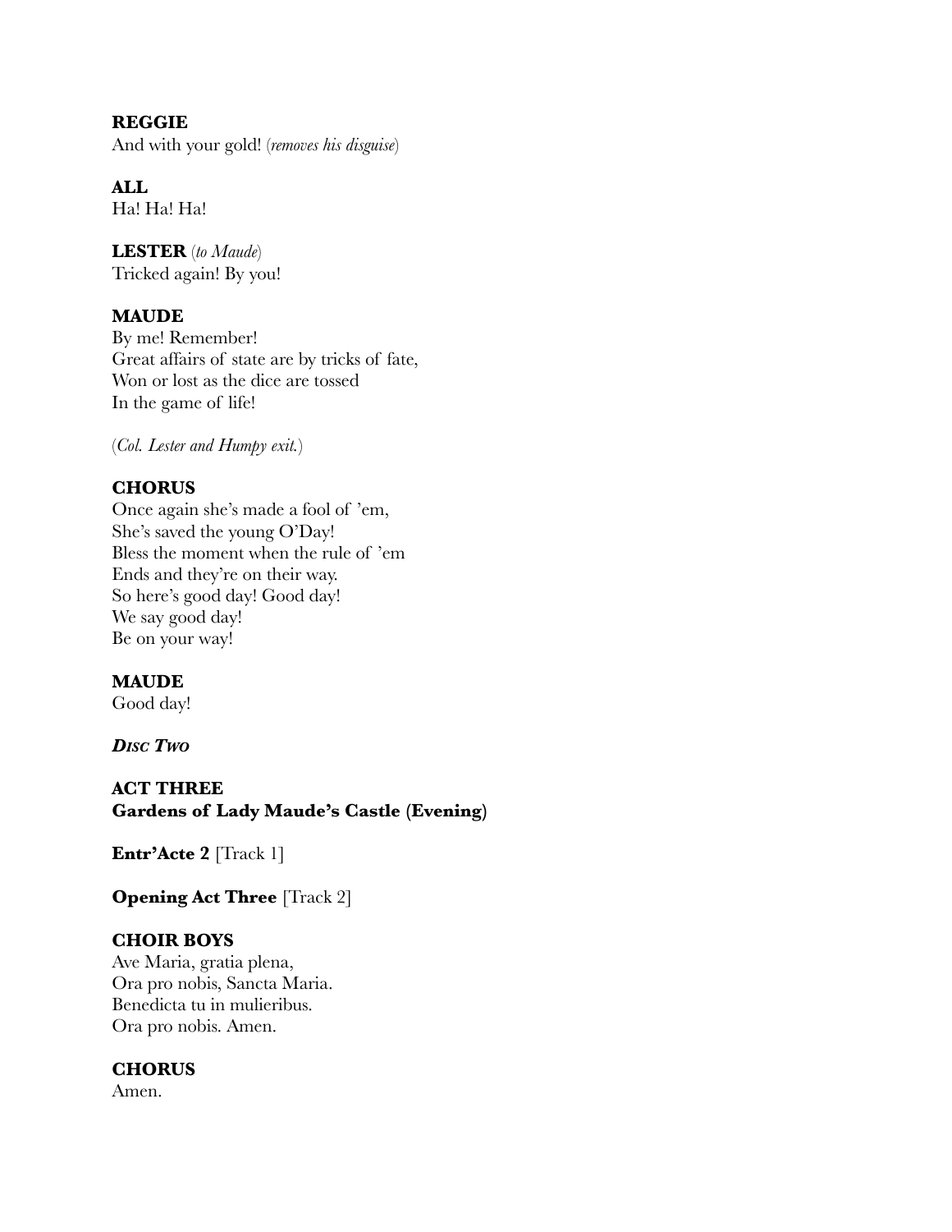**REGGIE**
And with your gold! (*removes his disguise*)

**ALL**
Ha! Ha! Ha!

**LESTER** (*to Maude*)
Tricked again! By you!

**MAUDE**
By me! Remember!
Great affairs of state are by tricks of fate,
Won or lost as the dice are tossed
In the game of life!

(*Col. Lester and Humpy exit.*)

**CHORUS**
Once again she's made a fool of 'em,
She's saved the young O'Day!
Bless the moment when the rule of 'em
Ends and they're on their way.
So here's good day! Good day!
We say good day!
Be on your way!

**MAUDE**
Good day!

***Disc Two***

## ACT THREE
**Gardens of Lady Maude's Castle (Evening)**

**Entr'Acte 2** [Track 1]

**Opening Act Three** [Track 2]

**CHOIR BOYS**
Ave Maria, gratia plena,
Ora pro nobis, Sancta Maria.
Benedicta tu in mulieribus.
Ora pro nobis. Amen.

**CHORUS**
Amen.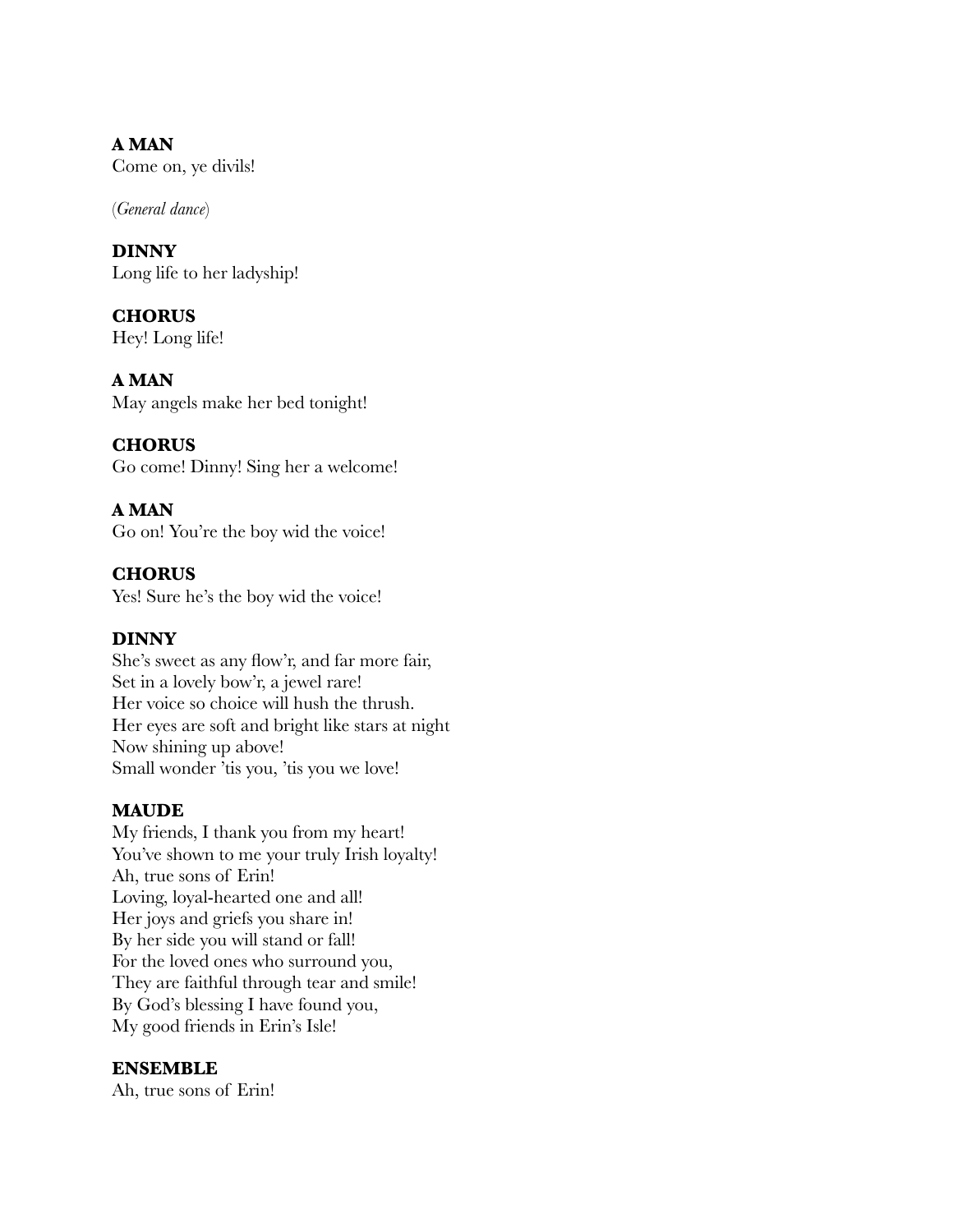**A MAN**
Come on, ye divils!

(*General dance*)

**DINNY**
Long life to her ladyship!

**CHORUS**
Hey! Long life!

**A MAN**
May angels make her bed tonight!

**CHORUS**
Go come! Dinny! Sing her a welcome!

**A MAN**
Go on! You're the boy wid the voice!

**CHORUS**
Yes! Sure he's the boy wid the voice!

**DINNY**
She's sweet as any flow'r, and far more fair,
Set in a lovely bow'r, a jewel rare!
Her voice so choice will hush the thrush.
Her eyes are soft and bright like stars at night
Now shining up above!
Small wonder 'tis you, 'tis you we love!

**MAUDE**
My friends, I thank you from my heart!
You've shown to me your truly Irish loyalty!
Ah, true sons of Erin!
Loving, loyal-hearted one and all!
Her joys and griefs you share in!
By her side you will stand or fall!
For the loved ones who surround you,
They are faithful through tear and smile!
By God's blessing I have found you,
My good friends in Erin's Isle!

**ENSEMBLE**
Ah, true sons of Erin!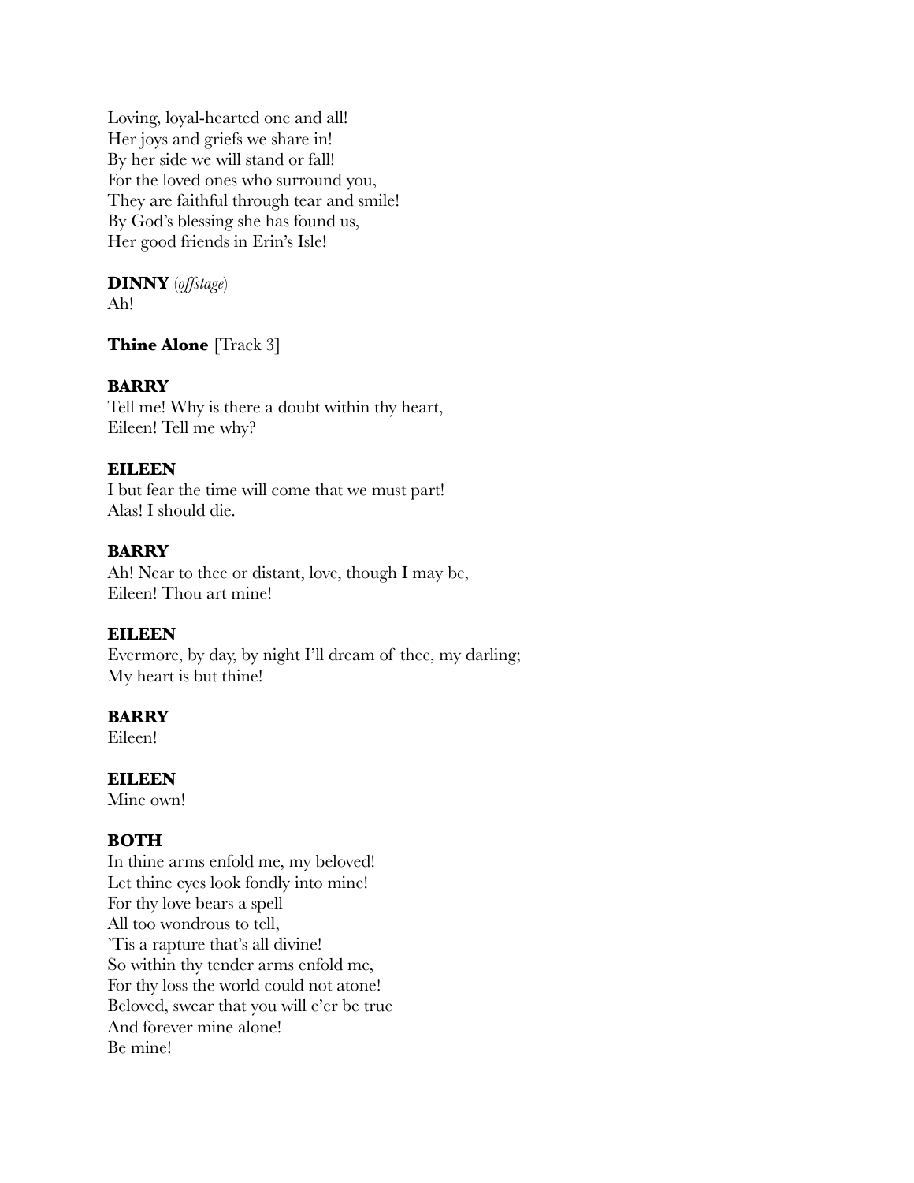Loving, loyal-hearted one and all!
Her joys and griefs we share in!
By her side we will stand or fall!
For the loved ones who surround you,
They are faithful through tear and smile!
By God's blessing she has found us,
Her good friends in Erin's Isle!

**DINNY** (*offstage*)
Ah!

**Thine Alone** [Track 3]

**BARRY**
Tell me! Why is there a doubt within thy heart,
Eileen! Tell me why?

**EILEEN**
I but fear the time will come that we must part!
Alas! I should die.

**BARRY**
Ah! Near to thee or distant, love, though I may be,
Eileen! Thou art mine!

**EILEEN**
Evermore, by day, by night I'll dream of thee, my darling;
My heart is but thine!

**BARRY**
Eileen!

**EILEEN**
Mine own!

**BOTH**
In thine arms enfold me, my beloved!
Let thine eyes look fondly into mine!
For thy love bears a spell
All too wondrous to tell,
'Tis a rapture that's all divine!
So within thy tender arms enfold me,
For thy loss the world could not atone!
Beloved, swear that you will e'er be true
And forever mine alone!
Be mine!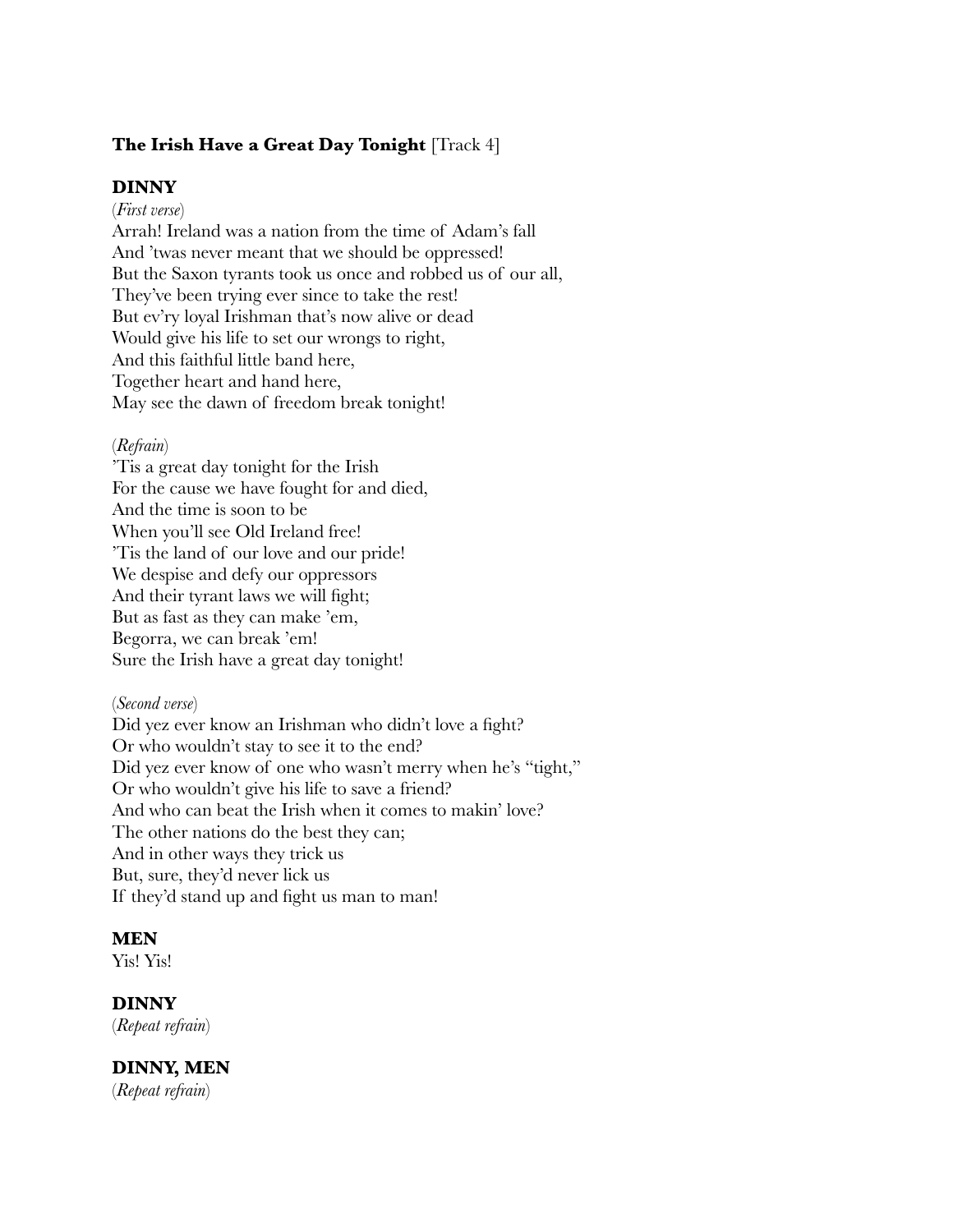**The Irish Have a Great Day Tonight** [Track 4]

**DINNY**

(*First verse*)

Arrah! Ireland was a nation from the time of Adam's fall
And 'twas never meant that we should be oppressed!
But the Saxon tyrants took us once and robbed us of our all,
They've been trying ever since to take the rest!
But ev'ry loyal Irishman that's now alive or dead
Would give his life to set our wrongs to right,
And this faithful little band here,
Together heart and hand here,
May see the dawn of freedom break tonight!

(*Refrain*)

'Tis a great day tonight for the Irish
For the cause we have fought for and died,
And the time is soon to be
When you'll see Old Ireland free!
'Tis the land of our love and our pride!
We despise and defy our oppressors
And their tyrant laws we will fight;
But as fast as they can make 'em,
Begorra, we can break 'em!
Sure the Irish have a great day tonight!

(*Second verse*)

Did yez ever know an Irishman who didn't love a fight?
Or who wouldn't stay to see it to the end?
Did yez ever know of one who wasn't merry when he's "tight,"
Or who wouldn't give his life to save a friend?
And who can beat the Irish when it comes to makin' love?
The other nations do the best they can;
And in other ways they trick us
But, sure, they'd never lick us
If they'd stand up and fight us man to man!

**MEN**

Yis! Yis!

**DINNY**

(*Repeat refrain*)

**DINNY, MEN**

(*Repeat refrain*)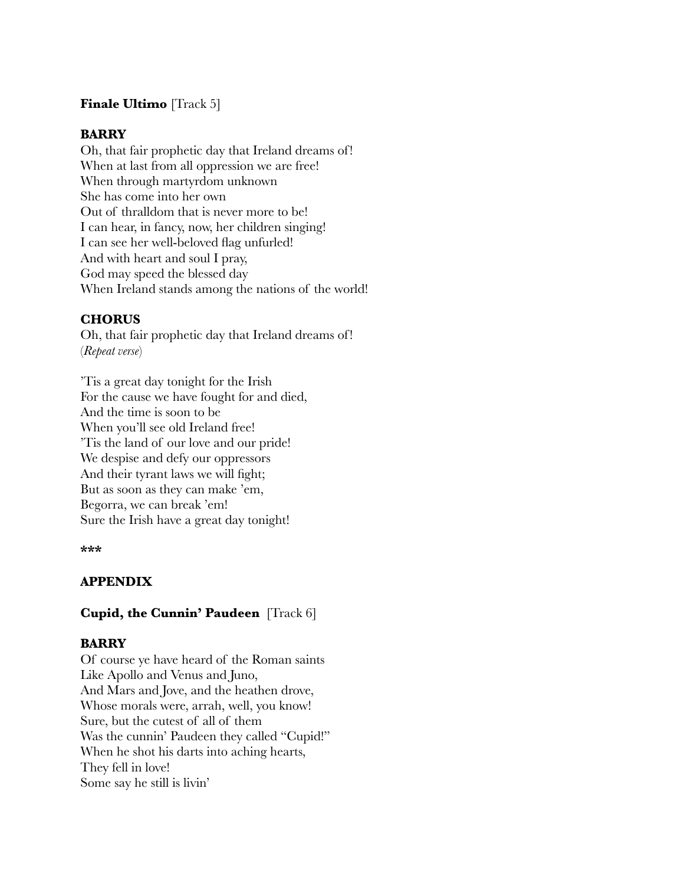**Finale Ultimo** [Track 5]

**BARRY**

Oh, that fair prophetic day that Ireland dreams of!
When at last from all oppression we are free!
When through martyrdom unknown
She has come into her own
Out of thralldom that is never more to be!
I can hear, in fancy, now, her children singing!
I can see her well-beloved flag unfurled!
And with heart and soul I pray,
God may speed the blessed day
When Ireland stands among the nations of the world!

**CHORUS**

Oh, that fair prophetic day that Ireland dreams of!
(*Repeat verse*)

'Tis a great day tonight for the Irish
For the cause we have fought for and died,
And the time is soon to be
When you'll see old Ireland free!
'Tis the land of our love and our pride!
We despise and defy our oppressors
And their tyrant laws we will fight;
But as soon as they can make 'em,
Begorra, we can break 'em!
Sure the Irish have a great day tonight!

***

**APPENDIX**

**Cupid, the Cunnin' Paudeen** [Track 6]

**BARRY**

Of course ye have heard of the Roman saints
Like Apollo and Venus and Juno,
And Mars and Jove, and the heathen drove,
Whose morals were, arrah, well, you know!
Sure, but the cutest of all of them
Was the cunnin' Paudeen they called "Cupid!"
When he shot his darts into aching hearts,
They fell in love!
Some say he still is livin'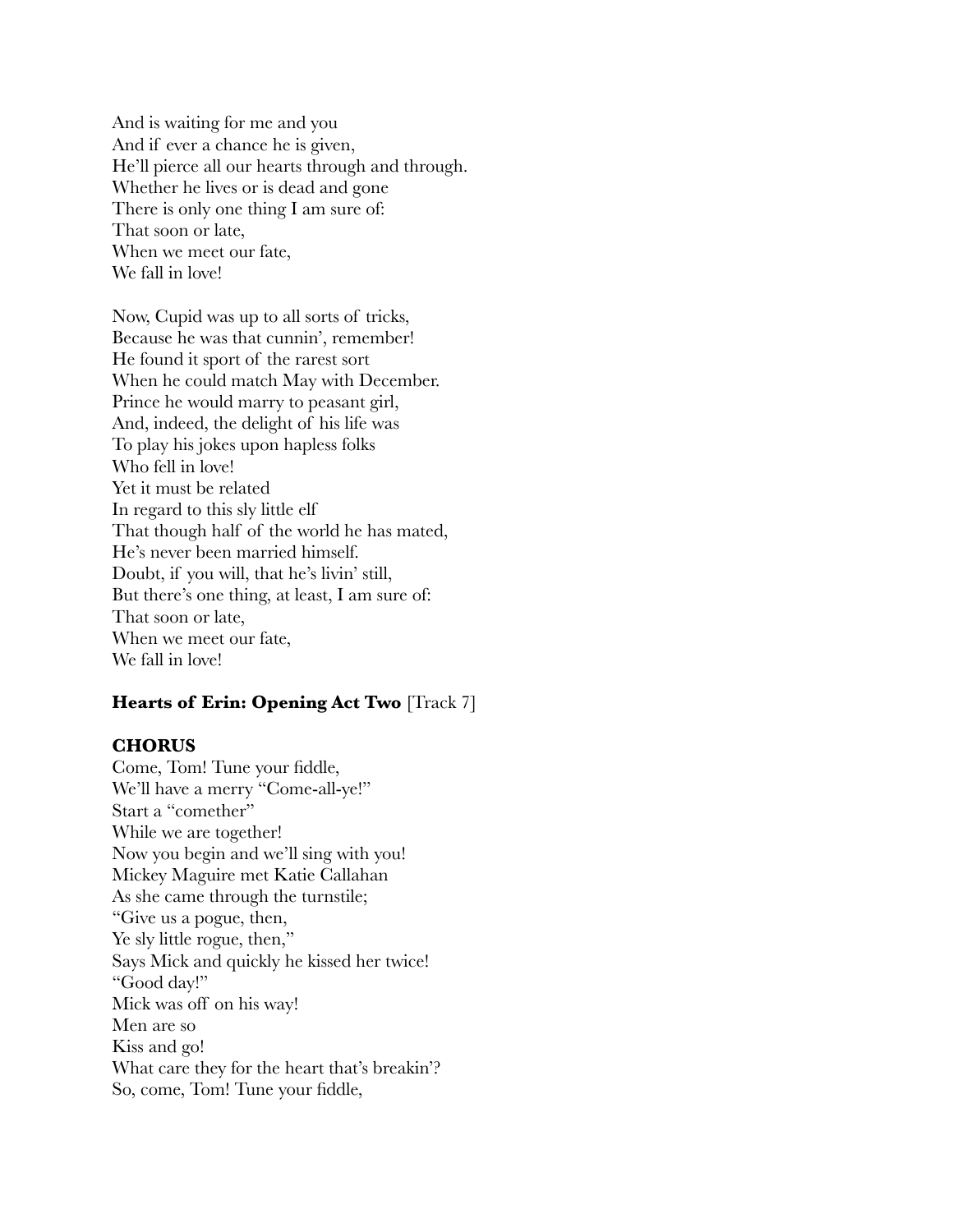And is waiting for me and you
And if ever a chance he is given,
He'll pierce all our hearts through and through.
Whether he lives or is dead and gone
There is only one thing I am sure of:
That soon or late,
When we meet our fate,
We fall in love!

Now, Cupid was up to all sorts of tricks,
Because he was that cunnin', remember!
He found it sport of the rarest sort
When he could match May with December.
Prince he would marry to peasant girl,
And, indeed, the delight of his life was
To play his jokes upon hapless folks
Who fell in love!
Yet it must be related
In regard to this sly little elf
That though half of the world he has mated,
He's never been married himself.
Doubt, if you will, that he's livin' still,
But there's one thing, at least, I am sure of:
That soon or late,
When we meet our fate,
We fall in love!

**Hearts of Erin: Opening Act Two** [Track 7]

**CHORUS**
Come, Tom! Tune your fiddle,
We'll have a merry "Come-all-ye!"
Start a "comether"
While we are together!
Now you begin and we'll sing with you!
Mickey Maguire met Katie Callahan
As she came through the turnstile;
"Give us a pogue, then,
Ye sly little rogue, then,"
Says Mick and quickly he kissed her twice!
"Good day!"
Mick was off on his way!
Men are so
Kiss and go!
What care they for the heart that's breakin'?
So, come, Tom! Tune your fiddle,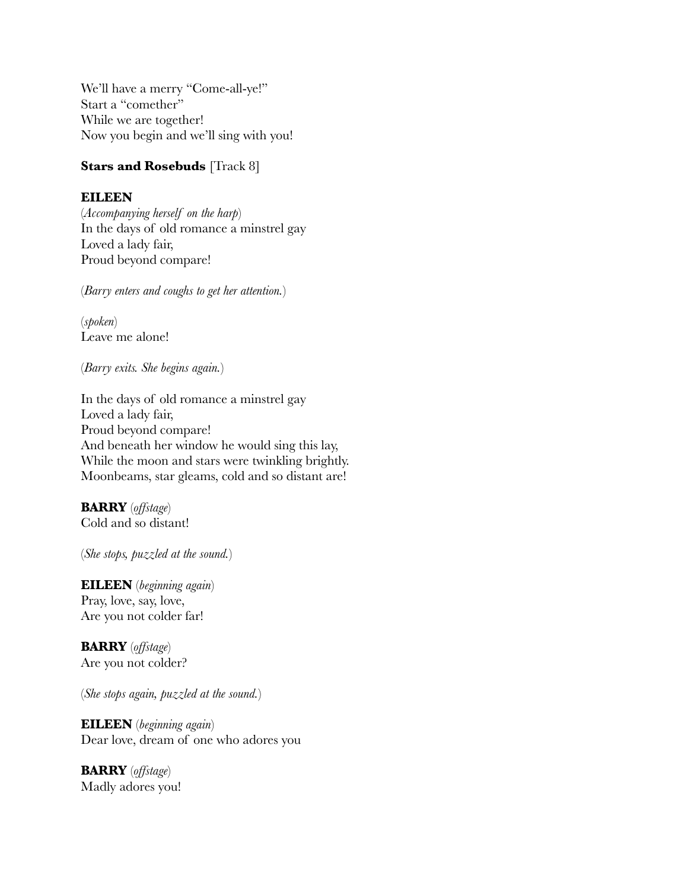We'll have a merry "Come-all-ye!"
Start a "comether"
While we are together!
Now you begin and we'll sing with you!

**Stars and Rosebuds** [Track 8]

**EILEEN**
(*Accompanying herself on the harp*)
In the days of old romance a minstrel gay
Loved a lady fair,
Proud beyond compare!

(*Barry enters and coughs to get her attention.*)

(*spoken*)
Leave me alone!

(*Barry exits. She begins again.*)

In the days of old romance a minstrel gay
Loved a lady fair,
Proud beyond compare!
And beneath her window he would sing this lay,
While the moon and stars were twinkling brightly.
Moonbeams, star gleams, cold and so distant are!

**BARRY** (*offstage*)
Cold and so distant!

(*She stops, puzzled at the sound.*)

**EILEEN** (*beginning again*)
Pray, love, say, love,
Are you not colder far!

**BARRY** (*offstage*)
Are you not colder?

(*She stops again, puzzled at the sound.*)

**EILEEN** (*beginning again*)
Dear love, dream of one who adores you

**BARRY** (*offstage*)
Madly adores you!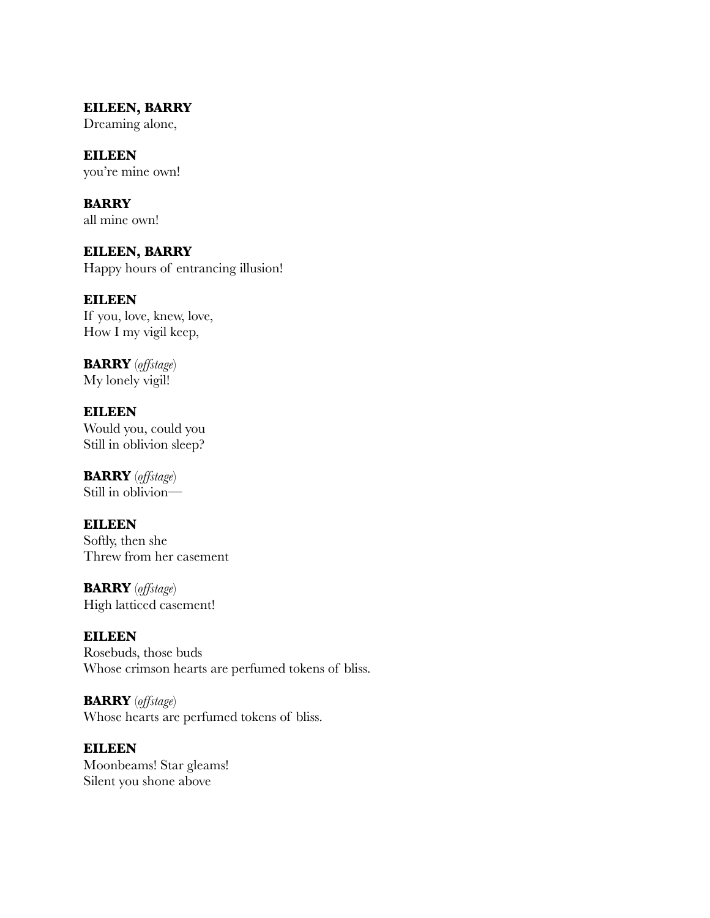**EILEEN, BARRY**
Dreaming alone,

**EILEEN**
you're mine own!

**BARRY**
all mine own!

**EILEEN, BARRY**
Happy hours of entrancing illusion!

**EILEEN**
If you, love, knew, love,
How I my vigil keep,

**BARRY** (*offstage*)
My lonely vigil!

**EILEEN**
Would you, could you
Still in oblivion sleep?

**BARRY** (*offstage*)
Still in oblivion—

**EILEEN**
Softly, then she
Threw from her casement

**BARRY** (*offstage*)
High latticed casement!

**EILEEN**
Rosebuds, those buds
Whose crimson hearts are perfumed tokens of bliss.

**BARRY** (*offstage*)
Whose hearts are perfumed tokens of bliss.

**EILEEN**
Moonbeams! Star gleams!
Silent you shone above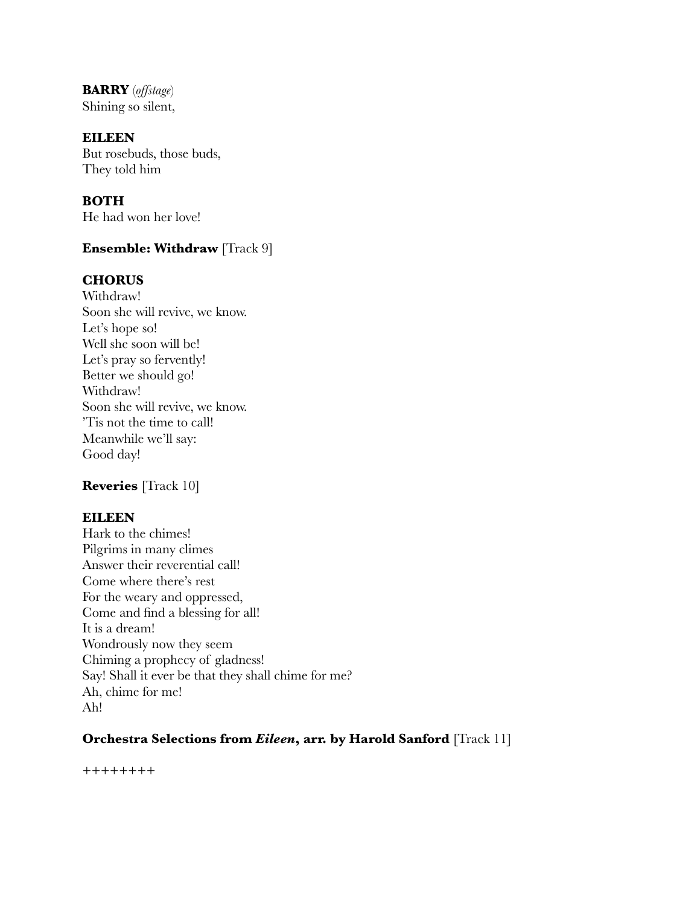**BARRY** (*offstage*)
Shining so silent,

**EILEEN**
But rosebuds, those buds,
They told him

**BOTH**
He had won her love!

**Ensemble: Withdraw** [Track 9]

**CHORUS**
Withdraw!
Soon she will revive, we know.
Let's hope so!
Well she soon will be!
Let's pray so fervently!
Better we should go!
Withdraw!
Soon she will revive, we know.
'Tis not the time to call!
Meanwhile we'll say:
Good day!

**Reveries** [Track 10]

**EILEEN**
Hark to the chimes!
Pilgrims in many climes
Answer their reverential call!
Come where there's rest
For the weary and oppressed,
Come and find a blessing for all!
It is a dream!
Wondrously now they seem
Chiming a prophecy of gladness!
Say! Shall it ever be that they shall chime for me?
Ah, chime for me!
Ah!

**Orchestra Selections from *Eileen*, arr. by Harold Sanford** [Track 11]

++++++++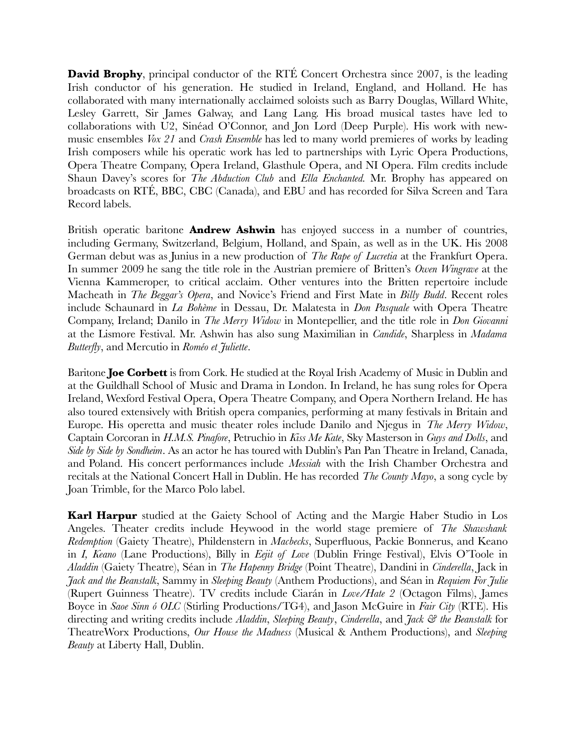**David Brophy**, principal conductor of the RTÉ Concert Orchestra since 2007, is the leading Irish conductor of his generation. He studied in Ireland, England, and Holland. He has collaborated with many internationally acclaimed soloists such as Barry Douglas, Willard White, Lesley Garrett, Sir James Galway, and Lang Lang. His broad musical tastes have led to collaborations with U2, Sinéad O'Connor, and Jon Lord (Deep Purple). His work with new-music ensembles *Vox 21* and *Crash Ensemble* has led to many world premieres of works by leading Irish composers while his operatic work has led to partnerships with Lyric Opera Productions, Opera Theatre Company, Opera Ireland, Glasthule Opera, and NI Opera. Film credits include Shaun Davey's scores for *The Abduction Club* and *Ella Enchanted.* Mr. Brophy has appeared on broadcasts on RTÉ, BBC, CBC (Canada), and EBU and has recorded for Silva Screen and Tara Record labels.

British operatic baritone **Andrew Ashwin** has enjoyed success in a number of countries, including Germany, Switzerland, Belgium, Holland, and Spain, as well as in the UK. His 2008 German debut was as Junius in a new production of *The Rape of Lucretia* at the Frankfurt Opera. In summer 2009 he sang the title role in the Austrian premiere of Britten's *Owen Wingrave* at the Vienna Kammeroper, to critical acclaim. Other ventures into the Britten repertoire include Macheath in *The Beggar's Opera*, and Novice's Friend and First Mate in *Billy Budd*. Recent roles include Schaunard in *La Bohème* in Dessau, Dr. Malatesta in *Don Pasquale* with Opera Theatre Company, Ireland; Danilo in *The Merry Widow* in Montepellier, and the title role in *Don Giovanni* at the Lismore Festival. Mr. Ashwin has also sung Maximilian in *Candide*, Sharpless in *Madama Butterfly*, and Mercutio in *Roméo et Juliette*.

Baritone **Joe Corbett** is from Cork. He studied at the Royal Irish Academy of Music in Dublin and at the Guildhall School of Music and Drama in London. In Ireland, he has sung roles for Opera Ireland, Wexford Festival Opera, Opera Theatre Company, and Opera Northern Ireland. He has also toured extensively with British opera companies, performing at many festivals in Britain and Europe. His operetta and music theater roles include Danilo and Njegus in *The Merry Widow*, Captain Corcoran in *H.M.S. Pinafore*, Petruchio in *Kiss Me Kate*, Sky Masterson in *Guys and Dolls*, and *Side by Side by Sondheim*. As an actor he has toured with Dublin's Pan Pan Theatre in Ireland, Canada, and Poland. His concert performances include *Messiah* with the Irish Chamber Orchestra and recitals at the National Concert Hall in Dublin. He has recorded *The County Mayo*, a song cycle by Joan Trimble, for the Marco Polo label.

**Karl Harpur** studied at the Gaiety School of Acting and the Margie Haber Studio in Los Angeles. Theater credits include Heywood in the world stage premiere of *The Shawshank Redemption* (Gaiety Theatre), Phildenstern in *Macbecks*, Superfluous, Packie Bonnerus, and Keano in *I, Keano* (Lane Productions), Billy in *Eejit of Love* (Dublin Fringe Festival), Elvis O'Toole in *Aladdin* (Gaiety Theatre), Séan in *The Hapenny Bridge* (Point Theatre), Dandini in *Cinderella*, Jack in *Jack and the Beanstalk*, Sammy in *Sleeping Beauty* (Anthem Productions), and Séan in *Requiem For Julie* (Rupert Guinness Theatre). TV credits include Ciarán in *Love/Hate 2* (Octagon Films), James Boyce in *Saoe Sinn ó OLC* (Stirling Productions/TG4), and Jason McGuire in *Fair City* (RTE). His directing and writing credits include *Aladdin*, *Sleeping Beauty*, *Cinderella*, and *Jack & the Beanstalk* for TheatreWorx Productions, *Our House the Madness* (Musical & Anthem Productions), and *Sleeping Beauty* at Liberty Hall, Dublin.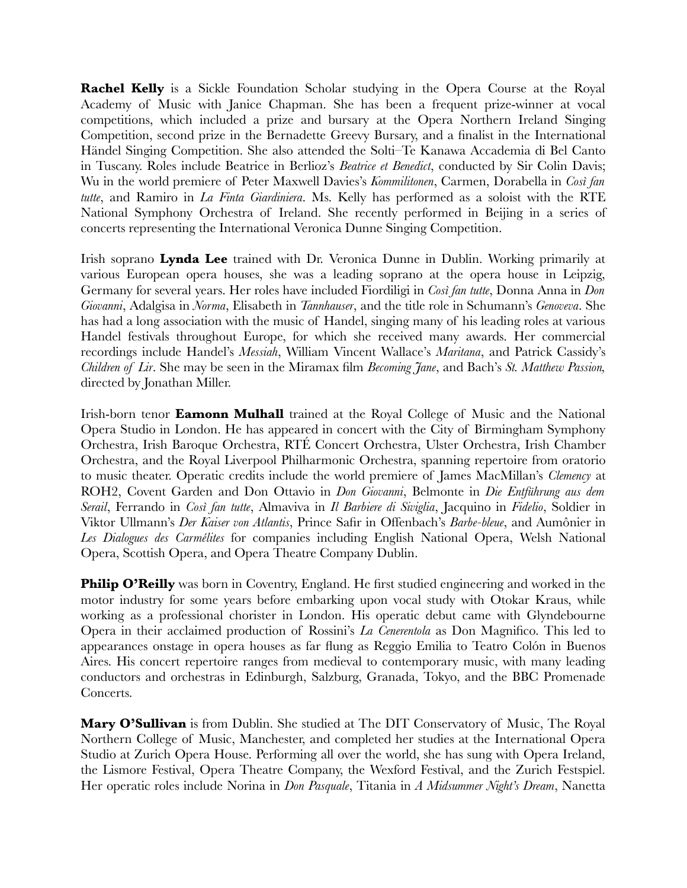**Rachel Kelly** is a Sickle Foundation Scholar studying in the Opera Course at the Royal Academy of Music with Janice Chapman. She has been a frequent prize-winner at vocal competitions, which included a prize and bursary at the Opera Northern Ireland Singing Competition, second prize in the Bernadette Greevy Bursary, and a finalist in the International Händel Singing Competition. She also attended the Solti–Te Kanawa Accademia di Bel Canto in Tuscany. Roles include Beatrice in Berlioz's *Beatrice et Benedict*, conducted by Sir Colin Davis; Wu in the world premiere of Peter Maxwell Davies's *Kommilitonen*, Carmen, Dorabella in *Così fan tutte*, and Ramiro in *La Finta Giardiniera*. Ms. Kelly has performed as a soloist with the RTE National Symphony Orchestra of Ireland. She recently performed in Beijing in a series of concerts representing the International Veronica Dunne Singing Competition.

Irish soprano **Lynda Lee** trained with Dr. Veronica Dunne in Dublin. Working primarily at various European opera houses, she was a leading soprano at the opera house in Leipzig, Germany for several years. Her roles have included Fiordiligi in *Così fan tutte*, Donna Anna in *Don Giovanni*, Adalgisa in *Norma*, Elisabeth in *Tannhauser*, and the title role in Schumann's *Genoveva*. She has had a long association with the music of Handel, singing many of his leading roles at various Handel festivals throughout Europe, for which she received many awards. Her commercial recordings include Handel's *Messiah*, William Vincent Wallace's *Maritana*, and Patrick Cassidy's *Children of Lir*. She may be seen in the Miramax film *Becoming Jane*, and Bach's *St. Matthew Passion,* directed by Jonathan Miller.

Irish-born tenor **Eamonn Mulhall** trained at the Royal College of Music and the National Opera Studio in London. He has appeared in concert with the City of Birmingham Symphony Orchestra, Irish Baroque Orchestra, RTÉ Concert Orchestra, Ulster Orchestra, Irish Chamber Orchestra, and the Royal Liverpool Philharmonic Orchestra, spanning repertoire from oratorio to music theater. Operatic credits include the world premiere of James MacMillan's *Clemency* at ROH2, Covent Garden and Don Ottavio in *Don Giovanni*, Belmonte in *Die Entführung aus dem Serail*, Ferrando in *Così fan tutte*, Almaviva in *Il Barbiere di Siviglia*, Jacquino in *Fidelio*, Soldier in Viktor Ullmann's *Der Kaiser von Atlantis*, Prince Safir in Offenbach's *Barbe-bleue*, and Aumônier in *Les Dialogues des Carmélites* for companies including English National Opera, Welsh National Opera, Scottish Opera, and Opera Theatre Company Dublin.

**Philip O'Reilly** was born in Coventry, England. He first studied engineering and worked in the motor industry for some years before embarking upon vocal study with Otokar Kraus, while working as a professional chorister in London. His operatic debut came with Glyndebourne Opera in their acclaimed production of Rossini's *La Cenerentola* as Don Magnifico. This led to appearances onstage in opera houses as far flung as Reggio Emilia to Teatro Colón in Buenos Aires. His concert repertoire ranges from medieval to contemporary music, with many leading conductors and orchestras in Edinburgh, Salzburg, Granada, Tokyo, and the BBC Promenade Concerts.

**Mary O'Sullivan** is from Dublin. She studied at The DIT Conservatory of Music, The Royal Northern College of Music, Manchester, and completed her studies at the International Opera Studio at Zurich Opera House. Performing all over the world, she has sung with Opera Ireland, the Lismore Festival, Opera Theatre Company, the Wexford Festival, and the Zurich Festspiel. Her operatic roles include Norina in *Don Pasquale*, Titania in *A Midsummer Night's Dream*, Nanetta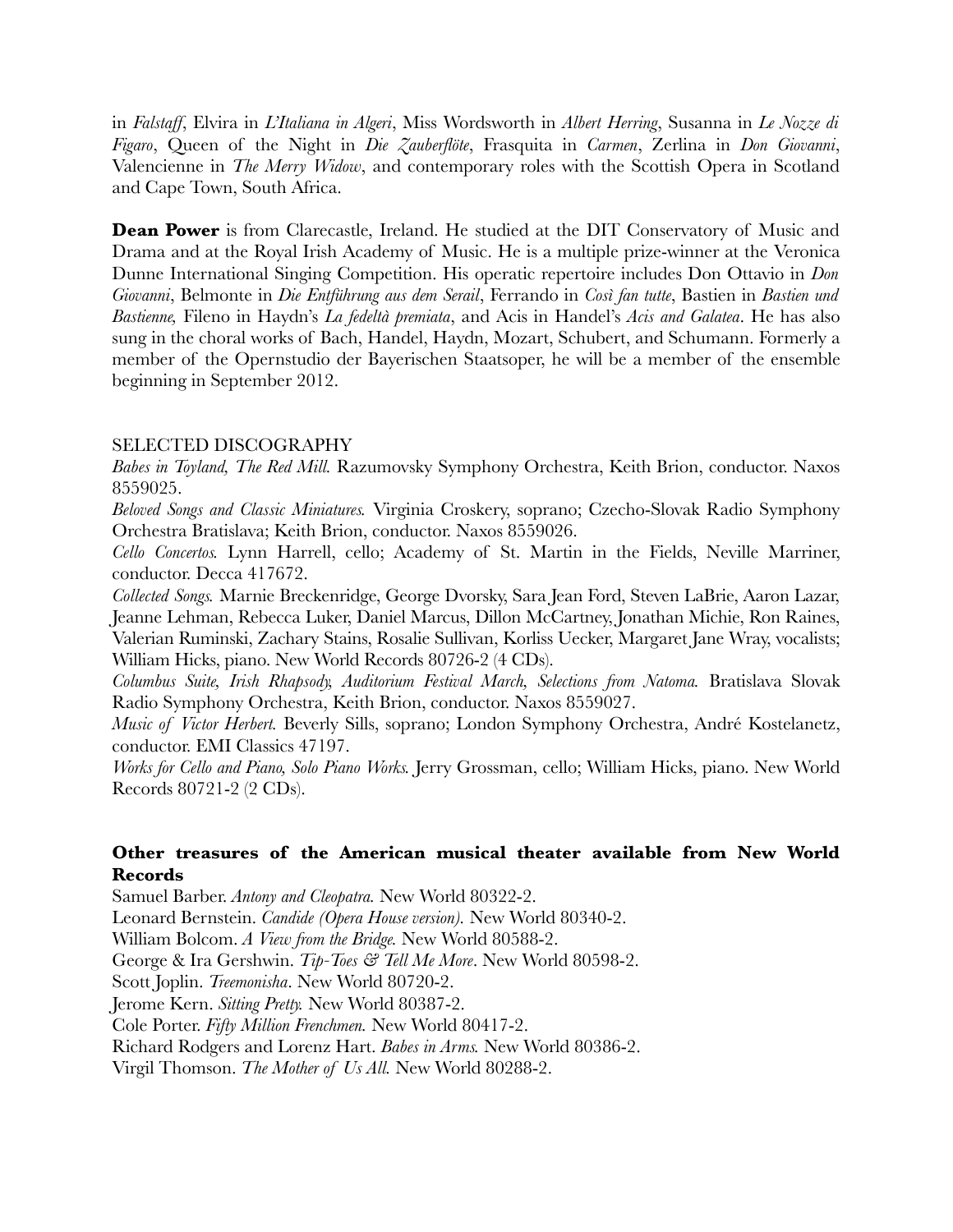in *Falstaff*, Elvira in *L'Italiana in Algeri*, Miss Wordsworth in *Albert Herring*, Susanna in *Le Nozze di Figaro*, Queen of the Night in *Die Zauberflöte*, Frasquita in *Carmen*, Zerlina in *Don Giovanni*, Valencienne in *The Merry Widow*, and contemporary roles with the Scottish Opera in Scotland and Cape Town, South Africa.

**Dean Power** is from Clarecastle, Ireland. He studied at the DIT Conservatory of Music and Drama and at the Royal Irish Academy of Music. He is a multiple prize-winner at the Veronica Dunne International Singing Competition. His operatic repertoire includes Don Ottavio in *Don Giovanni*, Belmonte in *Die Entführung aus dem Serail*, Ferrando in *Così fan tutte*, Bastien in *Bastien und Bastienne,* Fileno in Haydn's *La fedeltà premiata*, and Acis in Handel's *Acis and Galatea*. He has also sung in the choral works of Bach, Handel, Haydn, Mozart, Schubert, and Schumann. Formerly a member of the Opernstudio der Bayerischen Staatsoper, he will be a member of the ensemble beginning in September 2012.

SELECTED DISCOGRAPHY

*Babes in Toyland, The Red Mill.* Razumovsky Symphony Orchestra, Keith Brion, conductor. Naxos 8559025.

*Beloved Songs and Classic Miniatures.* Virginia Croskery, soprano; Czecho-Slovak Radio Symphony Orchestra Bratislava; Keith Brion, conductor. Naxos 8559026.

*Cello Concertos.* Lynn Harrell, cello; Academy of St. Martin in the Fields, Neville Marriner, conductor. Decca 417672.

*Collected Songs.* Marnie Breckenridge, George Dvorsky, Sara Jean Ford, Steven LaBrie, Aaron Lazar, Jeanne Lehman, Rebecca Luker, Daniel Marcus, Dillon McCartney, Jonathan Michie, Ron Raines, Valerian Ruminski, Zachary Stains, Rosalie Sullivan, Korliss Uecker, Margaret Jane Wray, vocalists; William Hicks, piano. New World Records 80726-2 (4 CDs).

*Columbus Suite, Irish Rhapsody, Auditorium Festival March, Selections from Natoma.* Bratislava Slovak Radio Symphony Orchestra, Keith Brion, conductor. Naxos 8559027.

*Music of Victor Herbert.* Beverly Sills, soprano; London Symphony Orchestra, André Kostelanetz, conductor. EMI Classics 47197.

*Works for Cello and Piano, Solo Piano Works.* Jerry Grossman, cello; William Hicks, piano. New World Records 80721-2 (2 CDs).

**Other treasures of the American musical theater available from New World Records**

Samuel Barber. *Antony and Cleopatra.* New World 80322-2.
Leonard Bernstein. *Candide (Opera House version).* New World 80340-2.
William Bolcom. *A View from the Bridge.* New World 80588-2.
George & Ira Gershwin. *Tip-Toes & Tell Me More*. New World 80598-2.
Scott Joplin. *Treemonisha*. New World 80720-2.
Jerome Kern. *Sitting Pretty.* New World 80387-2.
Cole Porter. *Fifty Million Frenchmen.* New World 80417-2.
Richard Rodgers and Lorenz Hart. *Babes in Arms.* New World 80386-2.
Virgil Thomson. *The Mother of Us All.* New World 80288-2.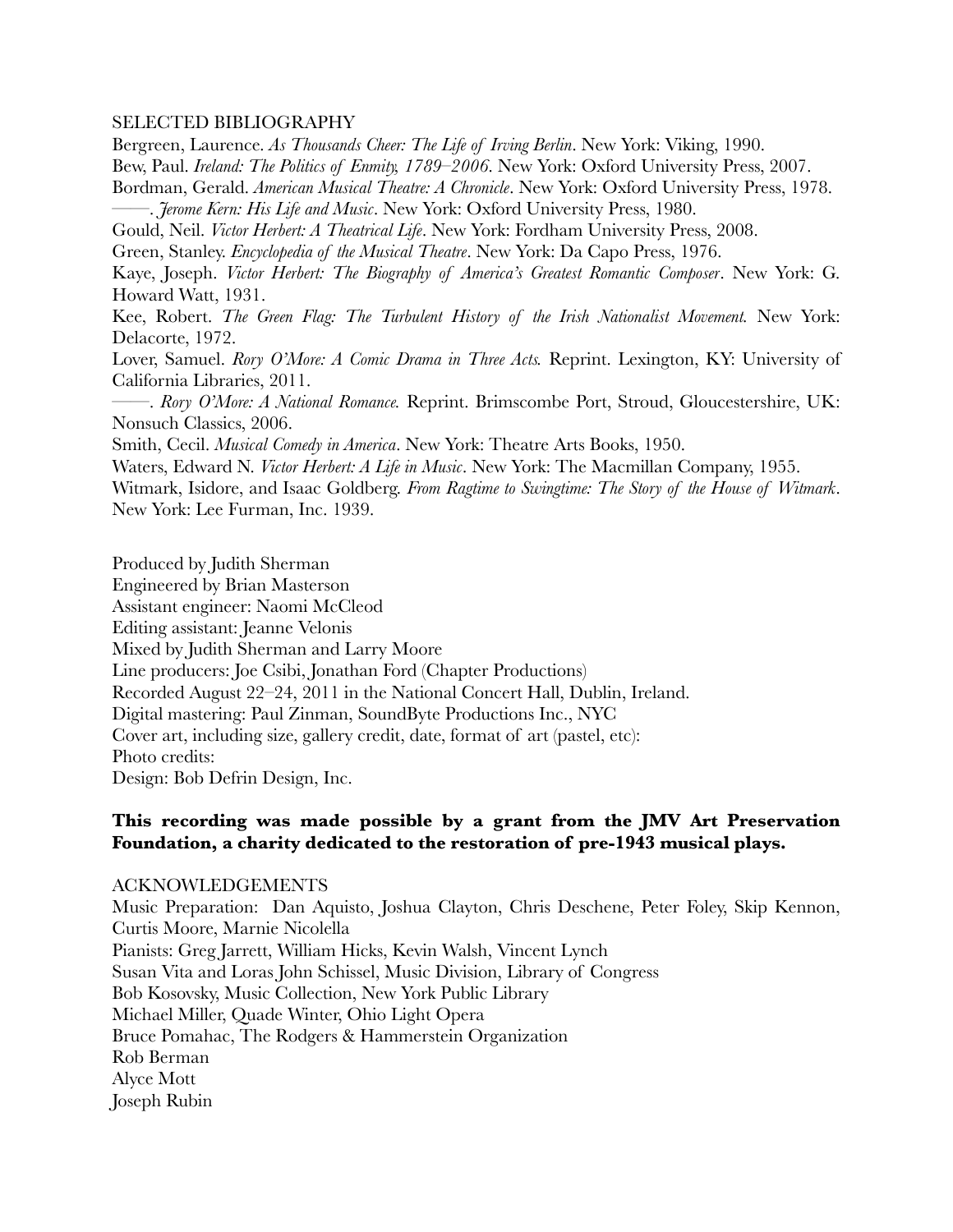## SELECTED BIBLIOGRAPHY

Bergreen, Laurence. *As Thousands Cheer: The Life of Irving Berlin*. New York: Viking, 1990.

Bew, Paul. *Ireland: The Politics of Enmity, 1789–2006*. New York: Oxford University Press, 2007.

Bordman, Gerald. *American Musical Theatre: A Chronicle*. New York: Oxford University Press, 1978.

——. *Jerome Kern: His Life and Music*. New York: Oxford University Press, 1980.

Gould, Neil. *Victor Herbert: A Theatrical Life*. New York: Fordham University Press, 2008.

Green, Stanley. *Encyclopedia of the Musical Theatre*. New York: Da Capo Press, 1976.

Kaye, Joseph. *Victor Herbert: The Biography of America's Greatest Romantic Composer*. New York: G. Howard Watt, 1931.

Kee, Robert. *The Green Flag: The Turbulent History of the Irish Nationalist Movement.* New York: Delacorte, 1972.

Lover, Samuel. *Rory O'More: A Comic Drama in Three Acts.* Reprint. Lexington, KY: University of California Libraries, 2011.

——. *Rory O'More: A National Romance.* Reprint. Brimscombe Port, Stroud, Gloucestershire, UK: Nonsuch Classics, 2006.

Smith, Cecil. *Musical Comedy in America*. New York: Theatre Arts Books, 1950.

Waters, Edward N. *Victor Herbert: A Life in Music*. New York: The Macmillan Company, 1955.

Witmark, Isidore, and Isaac Goldberg. *From Ragtime to Swingtime: The Story of the House of Witmark*. New York: Lee Furman, Inc. 1939.

Produced by Judith Sherman
Engineered by Brian Masterson
Assistant engineer: Naomi McCleod
Editing assistant: Jeanne Velonis
Mixed by Judith Sherman and Larry Moore
Line producers: Joe Csibi, Jonathan Ford (Chapter Productions)
Recorded August 22–24, 2011 in the National Concert Hall, Dublin, Ireland.
Digital mastering: Paul Zinman, SoundByte Productions Inc., NYC
Cover art, including size, gallery credit, date, format of art (pastel, etc):
Photo credits:
Design: Bob Defrin Design, Inc.

**This recording was made possible by a grant from the JMV Art Preservation Foundation, a charity dedicated to the restoration of pre-1943 musical plays.**

## ACKNOWLEDGEMENTS

Music Preparation: Dan Aquisto, Joshua Clayton, Chris Deschene, Peter Foley, Skip Kennon, Curtis Moore, Marnie Nicolella
Pianists: Greg Jarrett, William Hicks, Kevin Walsh, Vincent Lynch
Susan Vita and Loras John Schissel, Music Division, Library of Congress
Bob Kosovsky, Music Collection, New York Public Library
Michael Miller, Quade Winter, Ohio Light Opera
Bruce Pomahac, The Rodgers & Hammerstein Organization
Rob Berman
Alyce Mott
Joseph Rubin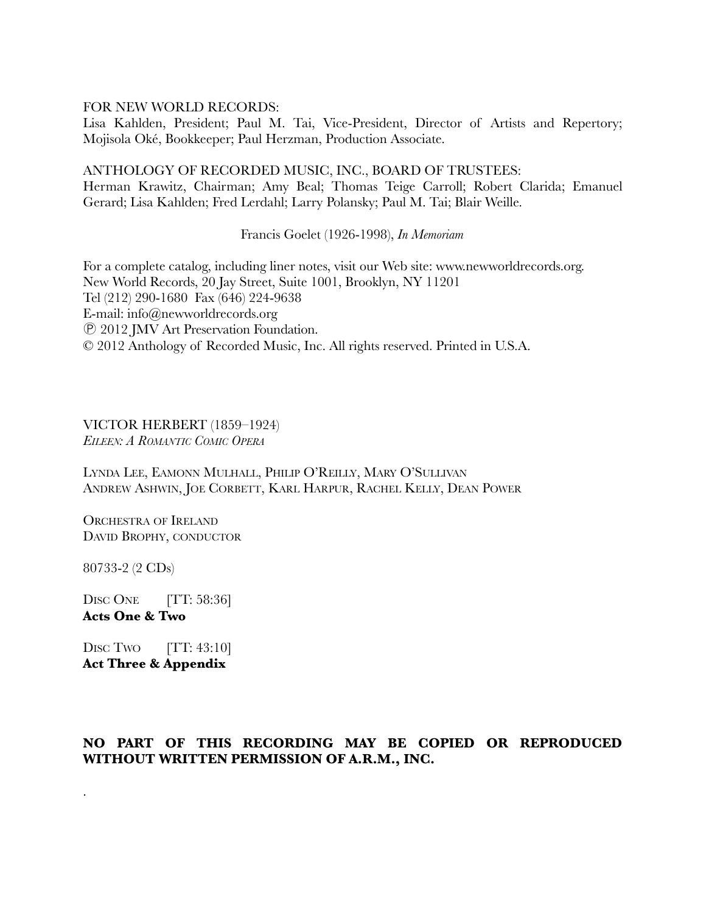FOR NEW WORLD RECORDS:
Lisa Kahlden, President; Paul M. Tai, Vice-President, Director of Artists and Repertory; Mojisola Oké, Bookkeeper; Paul Herzman, Production Associate.

ANTHOLOGY OF RECORDED MUSIC, INC., BOARD OF TRUSTEES:
Herman Krawitz, Chairman; Amy Beal; Thomas Teige Carroll; Robert Clarida; Emanuel Gerard; Lisa Kahlden; Fred Lerdahl; Larry Polansky; Paul M. Tai; Blair Weille.

Francis Goelet (1926-1998), *In Memoriam*

For a complete catalog, including liner notes, visit our Web site: www.newworldrecords.org.
New World Records, 20 Jay Street, Suite 1001, Brooklyn, NY 11201
Tel (212) 290-1680 Fax (646) 224-9638
E-mail: info@newworldrecords.org
℗ 2012 JMV Art Preservation Foundation.
© 2012 Anthology of Recorded Music, Inc. All rights reserved. Printed in U.S.A.

VICTOR HERBERT (1859–1924)
*EILEEN: A ROMANTIC COMIC OPERA*

LYNDA LEE, EAMONN MULHALL, PHILIP O'REILLY, MARY O'SULLIVAN
ANDREW ASHWIN, JOE CORBETT, KARL HARPUR, RACHEL KELLY, DEAN POWER

ORCHESTRA OF IRELAND
DAVID BROPHY, CONDUCTOR

80733-2 (2 CDs)

DISC ONE [TT: 58:36]
**Acts One & Two**

DISC TWO [TT: 43:10]
**Act Three & Appendix**

**NO PART OF THIS RECORDING MAY BE COPIED OR REPRODUCED WITHOUT WRITTEN PERMISSION OF A.R.M., INC.**